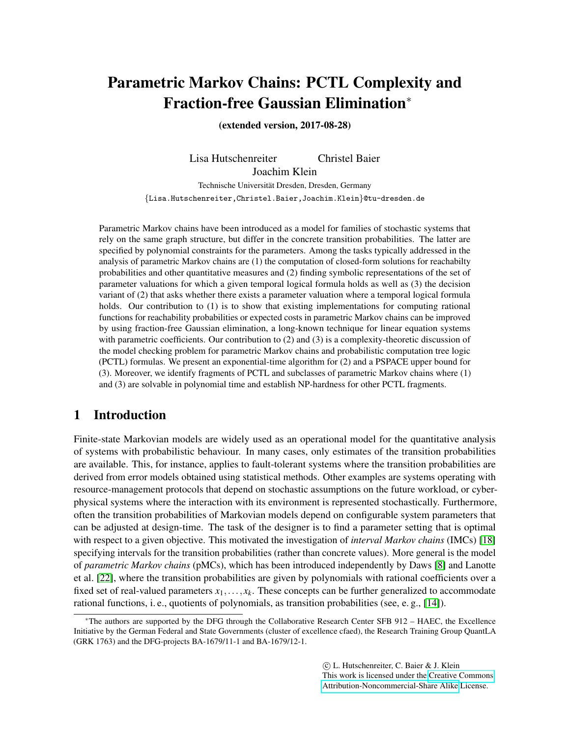# Parametric Markov Chains: PCTL Complexity and Fraction-free Gaussian Elimination*

**(extended version, 2017-08-28)**

Lisa Hutschenreiter Christel Baier
Joachim Klein

Technische Universität Dresden, Dresden, Germany

{Lisa.Hutschenreiter,Christel.Baier,Joachim.Klein}@tu-dresden.de

Parametric Markov chains have been introduced as a model for families of stochastic systems that rely on the same graph structure, but differ in the concrete transition probabilities. The latter are specified by polynomial constraints for the parameters. Among the tasks typically addressed in the analysis of parametric Markov chains are (1) the computation of closed-form solutions for reachabilty probabilities and other quantitative measures and (2) finding symbolic representations of the set of parameter valuations for which a given temporal logical formula holds as well as (3) the decision variant of (2) that asks whether there exists a parameter valuation where a temporal logical formula holds. Our contribution to (1) is to show that existing implementations for computing rational functions for reachability probabilities or expected costs in parametric Markov chains can be improved by using fraction-free Gaussian elimination, a long-known technique for linear equation systems with parametric coefficients. Our contribution to (2) and (3) is a complexity-theoretic discussion of the model checking problem for parametric Markov chains and probabilistic computation tree logic (PCTL) formulas. We present an exponential-time algorithm for (2) and a PSPACE upper bound for (3). Moreover, we identify fragments of PCTL and subclasses of parametric Markov chains where (1) and (3) are solvable in polynomial time and establish NP-hardness for other PCTL fragments.

## 1 Introduction

Finite-state Markovian models are widely used as an operational model for the quantitative analysis of systems with probabilistic behaviour. In many cases, only estimates of the transition probabilities are available. This, for instance, applies to fault-tolerant systems where the transition probabilities are derived from error models obtained using statistical methods. Other examples are systems operating with resource-management protocols that depend on stochastic assumptions on the future workload, or cyber-physical systems where the interaction with its environment is represented stochastically. Furthermore, often the transition probabilities of Markovian models depend on configurable system parameters that can be adjusted at design-time. The task of the designer is to find a parameter setting that is optimal with respect to a given objective. This motivated the investigation of *interval Markov chains* (IMCs) [18] specifying intervals for the transition probabilities (rather than concrete values). More general is the model of *parametric Markov chains* (pMCs), which has been introduced independently by Daws [8] and Lanotte et al. [22], where the transition probabilities are given by polynomials with rational coefficients over a fixed set of real-valued parameters $x_1, \ldots, x_k$. These concepts can be further generalized to accommodate rational functions, i. e., quotients of polynomials, as transition probabilities (see, e. g., [14]).

*The authors are supported by the DFG through the Collaborative Research Center SFB 912 – HAEC, the Excellence Initiative by the German Federal and State Governments (cluster of excellence cfaed), the Research Training Group QuantLA (GRK 1763) and the DFG-projects BA-1679/11-1 and BA-1679/12-1.

© L. Hutschenreiter, C. Baier & J. Klein
This work is licensed under the Creative Commons Attribution-Noncommercial-Share Alike License.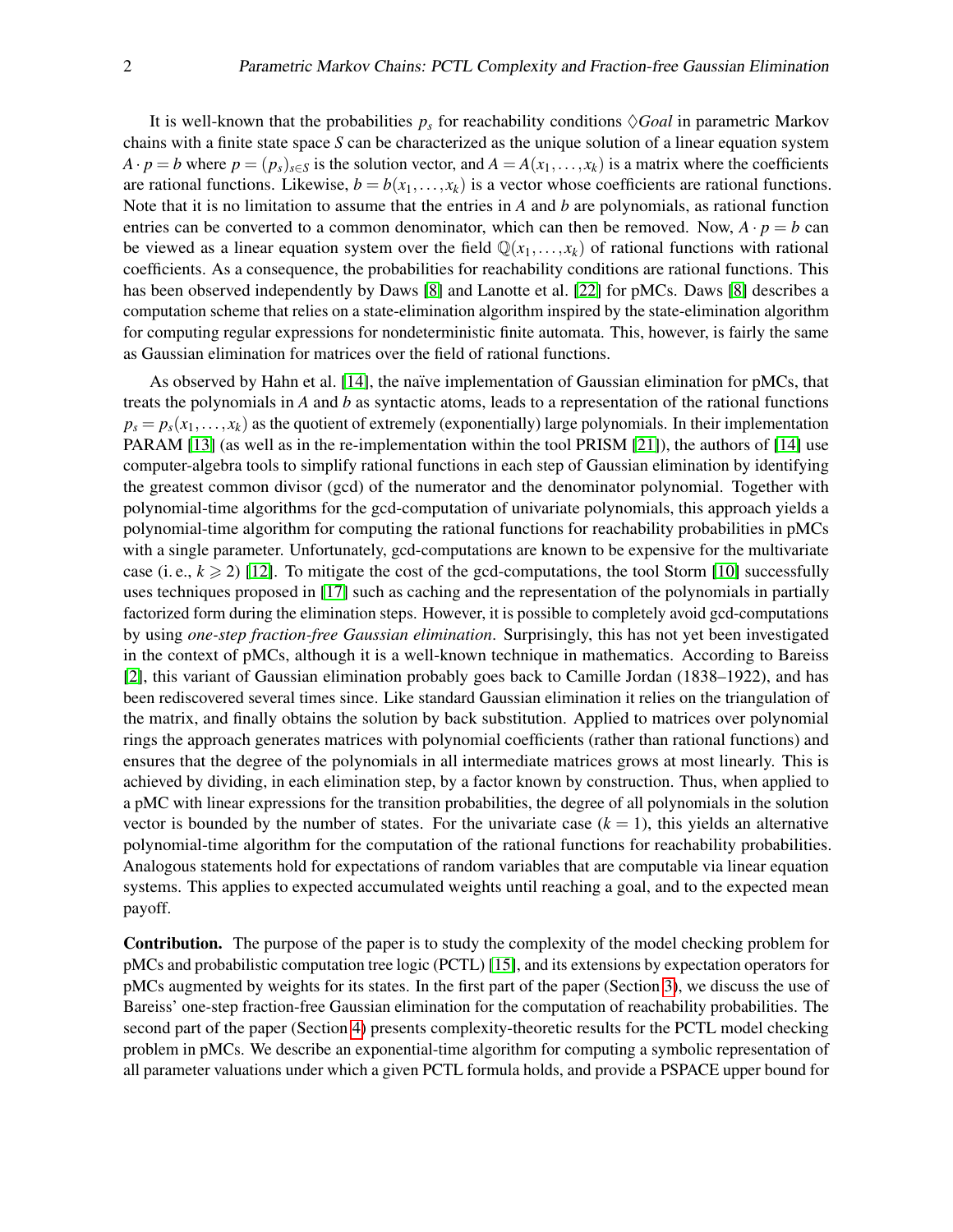It is well-known that the probabilities $p_s$ for reachability conditions $\Diamond Goal$ in parametric Markov chains with a finite state space $S$ can be characterized as the unique solution of a linear equation system $A \cdot p = b$ where $p = (p_s)_{s \in S}$ is the solution vector, and $A = A(x_1, \ldots, x_k)$ is a matrix where the coefficients are rational functions. Likewise, $b = b(x_1, \ldots, x_k)$ is a vector whose coefficients are rational functions. Note that it is no limitation to assume that the entries in $A$ and $b$ are polynomials, as rational function entries can be converted to a common denominator, which can then be removed. Now, $A \cdot p = b$ can be viewed as a linear equation system over the field $\mathbb{Q}(x_1, \ldots, x_k)$ of rational functions with rational coefficients. As a consequence, the probabilities for reachability conditions are rational functions. This has been observed independently by Daws [8] and Lanotte et al. [22] for pMCs. Daws [8] describes a computation scheme that relies on a state-elimination algorithm inspired by the state-elimination algorithm for computing regular expressions for nondeterministic finite automata. This, however, is fairly the same as Gaussian elimination for matrices over the field of rational functions.

As observed by Hahn et al. [14], the naïve implementation of Gaussian elimination for pMCs, that treats the polynomials in $A$ and $b$ as syntactic atoms, leads to a representation of the rational functions $p_s = p_s(x_1, \ldots, x_k)$ as the quotient of extremely (exponentially) large polynomials. In their implementation PARAM [13] (as well as in the re-implementation within the tool PRISM [21]), the authors of [14] use computer-algebra tools to simplify rational functions in each step of Gaussian elimination by identifying the greatest common divisor (gcd) of the numerator and the denominator polynomial. Together with polynomial-time algorithms for the gcd-computation of univariate polynomials, this approach yields a polynomial-time algorithm for computing the rational functions for reachability probabilities in pMCs with a single parameter. Unfortunately, gcd-computations are known to be expensive for the multivariate case (i. e., $k \geqslant 2$) [12]. To mitigate the cost of the gcd-computations, the tool Storm [10] successfully uses techniques proposed in [17] such as caching and the representation of the polynomials in partially factorized form during the elimination steps. However, it is possible to completely avoid gcd-computations by using *one-step fraction-free Gaussian elimination*. Surprisingly, this has not yet been investigated in the context of pMCs, although it is a well-known technique in mathematics. According to Bareiss [2], this variant of Gaussian elimination probably goes back to Camille Jordan (1838–1922), and has been rediscovered several times since. Like standard Gaussian elimination it relies on the triangulation of the matrix, and finally obtains the solution by back substitution. Applied to matrices over polynomial rings the approach generates matrices with polynomial coefficients (rather than rational functions) and ensures that the degree of the polynomials in all intermediate matrices grows at most linearly. This is achieved by dividing, in each elimination step, by a factor known by construction. Thus, when applied to a pMC with linear expressions for the transition probabilities, the degree of all polynomials in the solution vector is bounded by the number of states. For the univariate case ($k = 1$), this yields an alternative polynomial-time algorithm for the computation of the rational functions for reachability probabilities. Analogous statements hold for expectations of random variables that are computable via linear equation systems. This applies to expected accumulated weights until reaching a goal, and to the expected mean payoff.

**Contribution.** The purpose of the paper is to study the complexity of the model checking problem for pMCs and probabilistic computation tree logic (PCTL) [15], and its extensions by expectation operators for pMCs augmented by weights for its states. In the first part of the paper (Section 3), we discuss the use of Bareiss' one-step fraction-free Gaussian elimination for the computation of reachability probabilities. The second part of the paper (Section 4) presents complexity-theoretic results for the PCTL model checking problem in pMCs. We describe an exponential-time algorithm for computing a symbolic representation of all parameter valuations under which a given PCTL formula holds, and provide a PSPACE upper bound for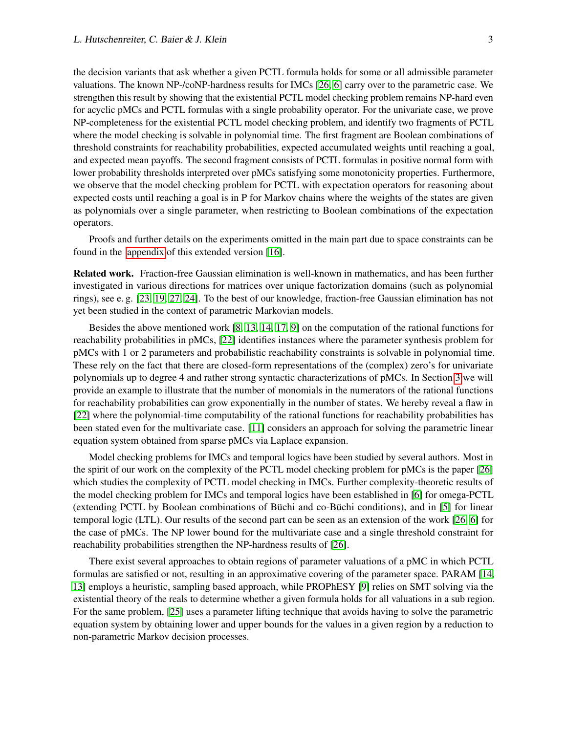the decision variants that ask whether a given PCTL formula holds for some or all admissible parameter valuations. The known NP-/coNP-hardness results for IMCs [26, 6] carry over to the parametric case. We strengthen this result by showing that the existential PCTL model checking problem remains NP-hard even for acyclic pMCs and PCTL formulas with a single probability operator. For the univariate case, we prove NP-completeness for the existential PCTL model checking problem, and identify two fragments of PCTL where the model checking is solvable in polynomial time. The first fragment are Boolean combinations of threshold constraints for reachability probabilities, expected accumulated weights until reaching a goal, and expected mean payoffs. The second fragment consists of PCTL formulas in positive normal form with lower probability thresholds interpreted over pMCs satisfying some monotonicity properties. Furthermore, we observe that the model checking problem for PCTL with expectation operators for reasoning about expected costs until reaching a goal is in P for Markov chains where the weights of the states are given as polynomials over a single parameter, when restricting to Boolean combinations of the expectation operators.

Proofs and further details on the experiments omitted in the main part due to space constraints can be found in the appendix of this extended version [16].

**Related work.** Fraction-free Gaussian elimination is well-known in mathematics, and has been further investigated in various directions for matrices over unique factorization domains (such as polynomial rings), see e. g. [23, 19, 27, 24]. To the best of our knowledge, fraction-free Gaussian elimination has not yet been studied in the context of parametric Markovian models.

Besides the above mentioned work [8, 13, 14, 17, 9] on the computation of the rational functions for reachability probabilities in pMCs, [22] identifies instances where the parameter synthesis problem for pMCs with 1 or 2 parameters and probabilistic reachability constraints is solvable in polynomial time. These rely on the fact that there are closed-form representations of the (complex) zero's for univariate polynomials up to degree 4 and rather strong syntactic characterizations of pMCs. In Section 3 we will provide an example to illustrate that the number of monomials in the numerators of the rational functions for reachability probabilities can grow exponentially in the number of states. We hereby reveal a flaw in [22] where the polynomial-time computability of the rational functions for reachability probabilities has been stated even for the multivariate case. [11] considers an approach for solving the parametric linear equation system obtained from sparse pMCs via Laplace expansion.

Model checking problems for IMCs and temporal logics have been studied by several authors. Most in the spirit of our work on the complexity of the PCTL model checking problem for pMCs is the paper [26] which studies the complexity of PCTL model checking in IMCs. Further complexity-theoretic results of the model checking problem for IMCs and temporal logics have been established in [6] for omega-PCTL (extending PCTL by Boolean combinations of Büchi and co-Büchi conditions), and in [5] for linear temporal logic (LTL). Our results of the second part can be seen as an extension of the work [26, 6] for the case of pMCs. The NP lower bound for the multivariate case and a single threshold constraint for reachability probabilities strengthen the NP-hardness results of [26].

There exist several approaches to obtain regions of parameter valuations of a pMC in which PCTL formulas are satisfied or not, resulting in an approximative covering of the parameter space. PARAM [14, 13] employs a heuristic, sampling based approach, while PROPhESY [9] relies on SMT solving via the existential theory of the reals to determine whether a given formula holds for all valuations in a sub region. For the same problem, [25] uses a parameter lifting technique that avoids having to solve the parametric equation system by obtaining lower and upper bounds for the values in a given region by a reduction to non-parametric Markov decision processes.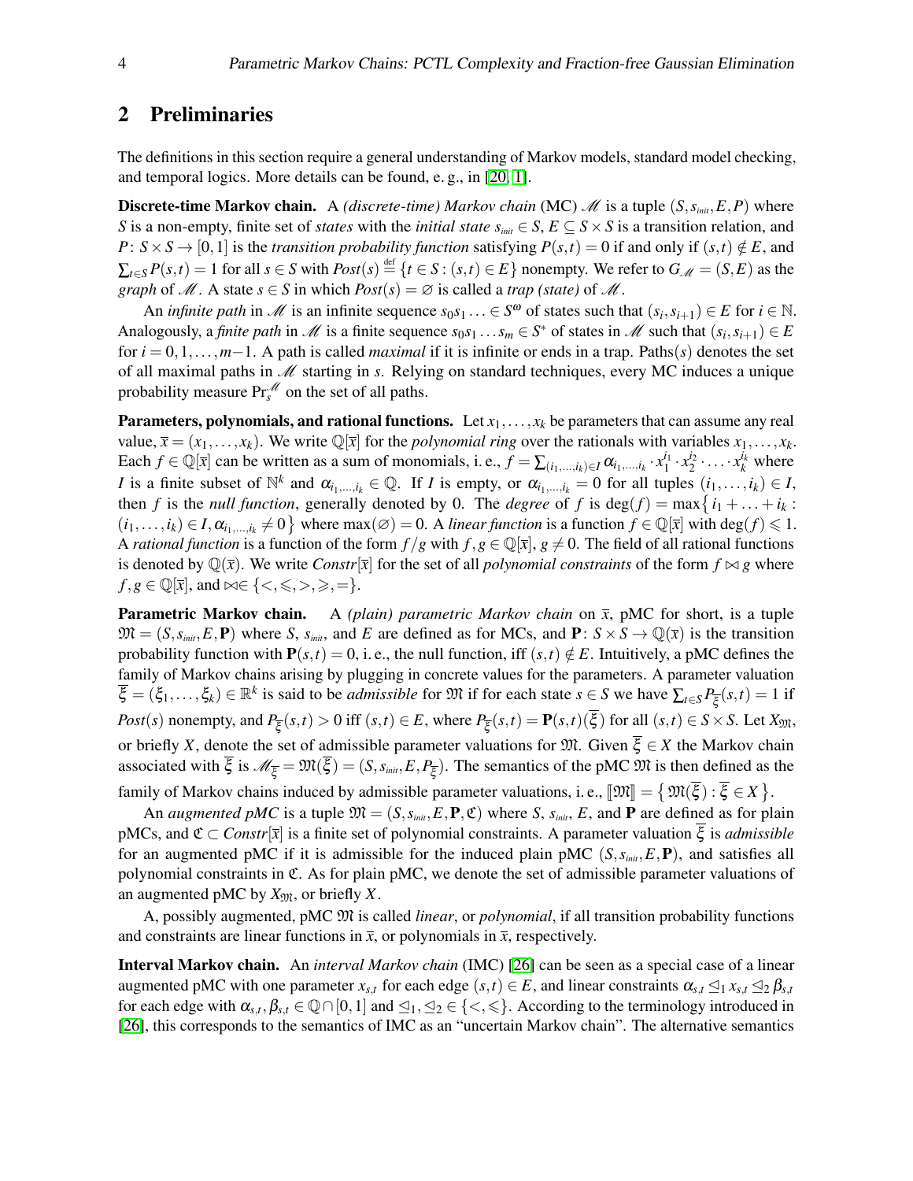## 2 Preliminaries

The definitions in this section require a general understanding of Markov models, standard model checking, and temporal logics. More details can be found, e. g., in [20, 1].

**Discrete-time Markov chain.** A *(discrete-time) Markov chain* (MC) $\mathcal{M}$ is a tuple $(S, s_{init}, E, P)$ where $S$ is a non-empty, finite set of *states* with the *initial state* $s_{init} \in S$, $E \subseteq S \times S$ is a transition relation, and $P\colon S \times S \to [0,1]$ is the *transition probability function* satisfying $P(s,t) = 0$ if and only if $(s,t) \notin E$, and $\sum_{t \in S} P(s,t) = 1$ for all $s \in S$ with $Post(s) \stackrel{\text{def}}{=} \{t \in S : (s,t) \in E\}$ nonempty. We refer to $G_{\mathcal{M}} = (S,E)$ as the *graph* of $\mathcal{M}$. A state $s \in S$ in which $Post(s) = \varnothing$ is called a *trap (state)* of $\mathcal{M}$.

An *infinite path* in $\mathcal{M}$ is an infinite sequence $s_0 s_1 \ldots \in S^\omega$ of states such that $(s_i, s_{i+1}) \in E$ for $i \in \mathbb{N}$. Analogously, a *finite path* in $\mathcal{M}$ is a finite sequence $s_0 s_1 \ldots s_m \in S^*$ of states in $\mathcal{M}$ such that $(s_i, s_{i+1}) \in E$ for $i = 0, 1, \ldots, m-1$. A path is called *maximal* if it is infinite or ends in a trap. Paths$(s)$ denotes the set of all maximal paths in $\mathcal{M}$ starting in $s$. Relying on standard techniques, every MC induces a unique probability measure $\Pr_s^{\mathcal{M}}$ on the set of all paths.

**Parameters, polynomials, and rational functions.** Let $x_1, \ldots, x_k$ be parameters that can assume any real value, $\overline{x} = (x_1, \ldots, x_k)$. We write $\mathbb{Q}[\overline{x}]$ for the *polynomial ring* over the rationals with variables $x_1, \ldots, x_k$. Each $f \in \mathbb{Q}[\overline{x}]$ can be written as a sum of monomials, i. e., $f = \sum_{(i_1,\ldots,i_k) \in I} \alpha_{i_1,\ldots,i_k} \cdot x_1^{i_1} \cdot x_2^{i_2} \cdot \ldots \cdot x_k^{i_k}$ where $I$ is a finite subset of $\mathbb{N}^k$ and $\alpha_{i_1,\ldots,i_k} \in \mathbb{Q}$. If $I$ is empty, or $\alpha_{i_1,\ldots,i_k} = 0$ for all tuples $(i_1,\ldots,i_k) \in I$, then $f$ is the *null function*, generally denoted by 0. The *degree* of $f$ is $\deg(f) = \max\{ i_1 + \ldots + i_k : (i_1,\ldots,i_k) \in I, \alpha_{i_1,\ldots,i_k} \neq 0 \}$ where $\max(\varnothing) = 0$. A *linear function* is a function $f \in \mathbb{Q}[\overline{x}]$ with $\deg(f) \leqslant 1$. A *rational function* is a function of the form $f/g$ with $f, g \in \mathbb{Q}[\overline{x}]$, $g \neq 0$. The field of all rational functions is denoted by $\mathbb{Q}(\overline{x})$. We write $Constr[\overline{x}]$ for the set of all *polynomial constraints* of the form $f \bowtie g$ where $f, g \in \mathbb{Q}[\overline{x}]$, and $\bowtie \in \{<, \leqslant, >, \geqslant, =\}$.

**Parametric Markov chain.** A *(plain) parametric Markov chain* on $\overline{x}$, pMC for short, is a tuple $\mathfrak{M} = (S, s_{init}, E, \mathbf{P})$ where $S$, $s_{init}$, and $E$ are defined as for MCs, and $\mathbf{P}\colon S \times S \to \mathbb{Q}(\overline{x})$ is the transition probability function with $\mathbf{P}(s,t) = 0$, i. e., the null function, iff $(s,t) \notin E$. Intuitively, a pMC defines the family of Markov chains arising by plugging in concrete values for the parameters. A parameter valuation $\overline{\xi} = (\xi_1, \ldots, \xi_k) \in \mathbb{R}^k$ is said to be *admissible* for $\mathfrak{M}$ if for each state $s \in S$ we have $\sum_{t \in S} P_{\overline{\xi}}(s,t) = 1$ if $Post(s)$ nonempty, and $P_{\overline{\xi}}(s,t) > 0$ iff $(s,t) \in E$, where $P_{\overline{\xi}}(s,t) = \mathbf{P}(s,t)(\overline{\xi})$ for all $(s,t) \in S \times S$. Let $X_{\mathfrak{M}}$, or briefly $X$, denote the set of admissible parameter valuations for $\mathfrak{M}$. Given $\overline{\xi} \in X$ the Markov chain associated with $\overline{\xi}$ is $\mathcal{M}_{\overline{\xi}} = \mathfrak{M}(\overline{\xi}) = (S, s_{init}, E, P_{\overline{\xi}})$. The semantics of the pMC $\mathfrak{M}$ is then defined as the family of Markov chains induced by admissible parameter valuations, i. e., $[\![\mathfrak{M}]\!] = \{ \mathfrak{M}(\overline{\xi}) : \overline{\xi} \in X \}$.

An *augmented pMC* is a tuple $\mathfrak{M} = (S, s_{init}, E, \mathbf{P}, \mathfrak{C})$ where $S$, $s_{init}$, $E$, and $\mathbf{P}$ are defined as for plain pMCs, and $\mathfrak{C} \subset Constr[\overline{x}]$ is a finite set of polynomial constraints. A parameter valuation $\overline{\xi}$ is *admissible* for an augmented pMC if it is admissible for the induced plain pMC $(S, s_{init}, E, \mathbf{P})$, and satisfies all polynomial constraints in $\mathfrak{C}$. As for plain pMC, we denote the set of admissible parameter valuations of an augmented pMC by $X_{\mathfrak{M}}$, or briefly $X$.

A, possibly augmented, pMC $\mathfrak{M}$ is called *linear*, or *polynomial*, if all transition probability functions and constraints are linear functions in $\overline{x}$, or polynomials in $\overline{x}$, respectively.

**Interval Markov chain.** An *interval Markov chain* (IMC) [26] can be seen as a special case of a linear augmented pMC with one parameter $x_{s,t}$ for each edge $(s,t) \in E$, and linear constraints $\alpha_{s,t} \trianglelefteq_1 x_{s,t} \trianglelefteq_2 \beta_{s,t}$ for each edge with $\alpha_{s,t}, \beta_{s,t} \in \mathbb{Q} \cap [0,1]$ and $\trianglelefteq_1, \trianglelefteq_2 \in \{<, \leqslant\}$. According to the terminology introduced in [26], this corresponds to the semantics of IMC as an "uncertain Markov chain". The alternative semantics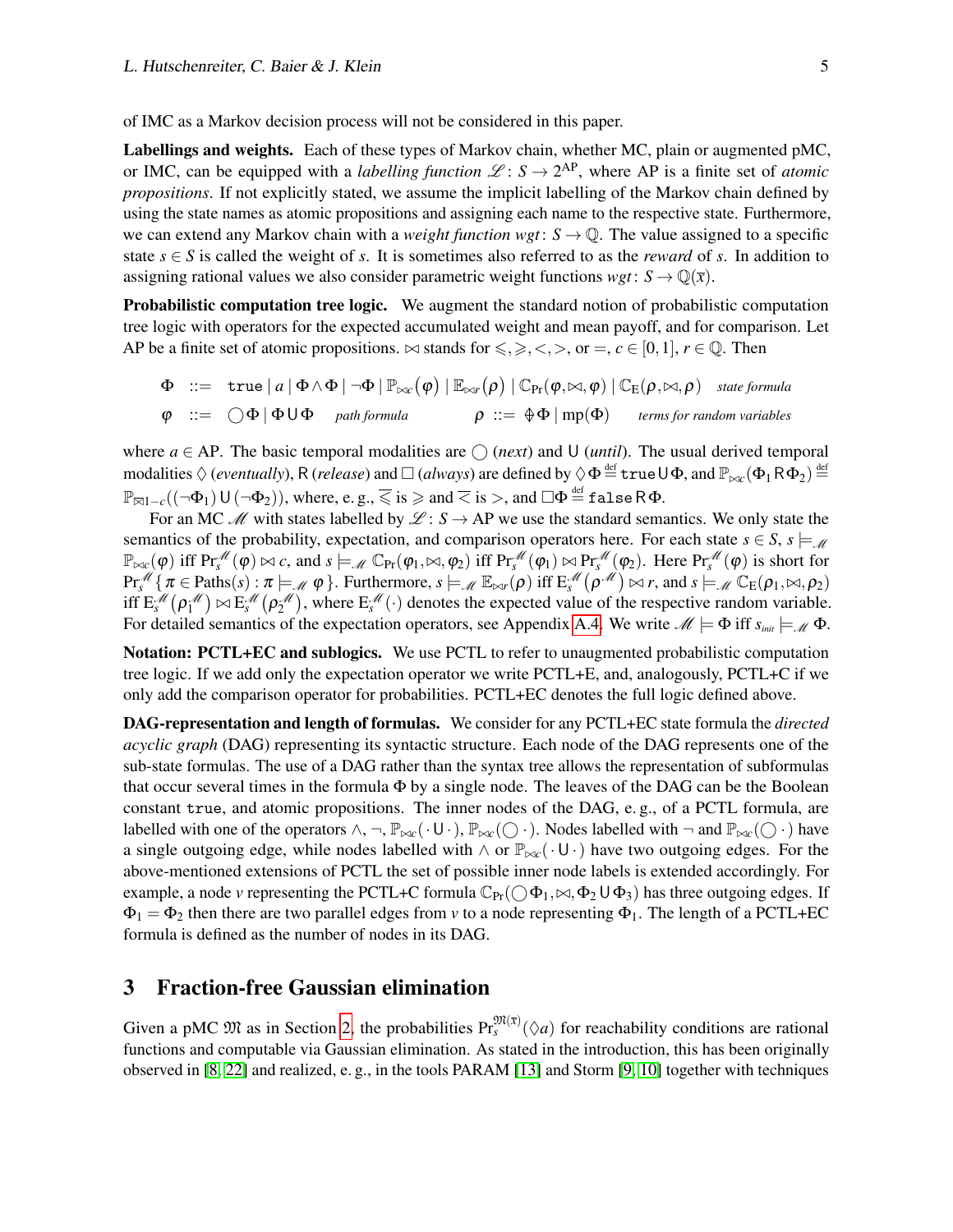of IMC as a Markov decision process will not be considered in this paper.

**Labellings and weights.** Each of these types of Markov chain, whether MC, plain or augmented pMC, or IMC, can be equipped with a *labelling function* $\mathscr{L}\colon S \to 2^{\mathrm{AP}}$, where AP is a finite set of *atomic propositions*. If not explicitly stated, we assume the implicit labelling of the Markov chain defined by using the state names as atomic propositions and assigning each name to the respective state. Furthermore, we can extend any Markov chain with a *weight function* $wgt\colon S \to \mathbb{Q}$. The value assigned to a specific state $s \in S$ is called the weight of $s$. It is sometimes also referred to as the *reward* of $s$. In addition to assigning rational values we also consider parametric weight functions $wgt\colon S \to \mathbb{Q}(\overline{x})$.

**Probabilistic computation tree logic.** We augment the standard notion of probabilistic computation tree logic with operators for the expected accumulated weight and mean payoff, and for comparison. Let AP be a finite set of atomic propositions. $\bowtie$ stands for $\leqslant, \geqslant, <, >$, or $=$, $c \in [0,1]$, $r \in \mathbb{Q}$. Then

$$\Phi \ ::= \ \texttt{true} \mid a \mid \Phi \wedge \Phi \mid \neg\Phi \mid \mathbb{P}_{\bowtie c}(\varphi) \mid \mathbb{E}_{\bowtie r}(\rho) \mid \mathbb{C}_{\Pr}(\varphi, \bowtie, \varphi) \mid \mathbb{C}_{\mathrm{E}}(\rho, \bowtie, \rho) \quad \textit{state formula}$$

$$\varphi \ ::= \ \bigcirc\Phi \mid \Phi \,\mathsf{U}\, \Phi \quad \textit{path formula} \qquad\qquad \rho \ ::= \ \oint\Phi \mid \mathrm{mp}(\Phi) \quad \textit{terms for random variables}$$

where $a \in \mathrm{AP}$. The basic temporal modalities are $\bigcirc$ (*next*) and $\mathsf{U}$ (*until*). The usual derived temporal modalities $\Diamond$ (*eventually*), $\mathsf{R}$ (*release*) and $\Box$ (*always*) are defined by $\Diamond\Phi \stackrel{\text{def}}{=} \texttt{true}\,\mathsf{U}\,\Phi$, and $\mathbb{P}_{\bowtie c}(\Phi_1 \,\mathsf{R}\, \Phi_2) \stackrel{\text{def}}{=} \mathbb{P}_{\overline{\bowtie} 1-c}((\neg\Phi_1)\,\mathsf{U}\,(\neg\Phi_2))$, where, e. g., $\overline{\leqslant}$ is $\geqslant$ and $\overline{<}$ is $>$, and $\Box\Phi \stackrel{\text{def}}{=} \texttt{false}\,\mathsf{R}\,\Phi$.

For an MC $\mathscr{M}$ with states labelled by $\mathscr{L}\colon S \to \mathrm{AP}$ we use the standard semantics. We only state the semantics of the probability, expectation, and comparison operators here. For each state $s \in S$, $s \models_{\mathscr{M}} \mathbb{P}_{\bowtie c}(\varphi)$ iff $\Pr_s^{\mathscr{M}}(\varphi) \bowtie c$, and $s \models_{\mathscr{M}} \mathbb{C}_{\Pr}(\varphi_1, \bowtie, \varphi_2)$ iff $\Pr_s^{\mathscr{M}}(\varphi_1) \bowtie \Pr_s^{\mathscr{M}}(\varphi_2)$. Here $\Pr_s^{\mathscr{M}}(\varphi)$ is short for $\Pr_s^{\mathscr{M}}\{\pi \in \mathrm{Paths}(s) : \pi \models_{\mathscr{M}} \varphi\}$. Furthermore, $s \models_{\mathscr{M}} \mathbb{E}_{\bowtie r}(\rho)$ iff $\mathrm{E}_s^{\mathscr{M}}(\rho^{\mathscr{M}}) \bowtie r$, and $s \models_{\mathscr{M}} \mathbb{C}_{\mathrm{E}}(\rho_1, \bowtie, \rho_2)$ iff $\mathrm{E}_s^{\mathscr{M}}(\rho_1^{\mathscr{M}}) \bowtie \mathrm{E}_s^{\mathscr{M}}(\rho_2^{\mathscr{M}})$, where $\mathrm{E}_s^{\mathscr{M}}(\cdot)$ denotes the expected value of the respective random variable. For detailed semantics of the expectation operators, see Appendix A.4. We write $\mathscr{M} \models \Phi$ iff $s_{init} \models_{\mathscr{M}} \Phi$.

**Notation: PCTL+EC and sublogics.** We use PCTL to refer to unaugmented probabilistic computation tree logic. If we add only the expectation operator we write PCTL+E, and, analogously, PCTL+C if we only add the comparison operator for probabilities. PCTL+EC denotes the full logic defined above.

**DAG-representation and length of formulas.** We consider for any PCTL+EC state formula the *directed acyclic graph* (DAG) representing its syntactic structure. Each node of the DAG represents one of the sub-state formulas. The use of a DAG rather than the syntax tree allows the representation of subformulas that occur several times in the formula $\Phi$ by a single node. The leaves of the DAG can be the Boolean constant true, and atomic propositions. The inner nodes of the DAG, e. g., of a PCTL formula, are labelled with one of the operators $\wedge$, $\neg$, $\mathbb{P}_{\bowtie c}(\cdot\,\mathsf{U}\,\cdot)$, $\mathbb{P}_{\bowtie c}(\bigcirc\,\cdot)$. Nodes labelled with $\neg$ and $\mathbb{P}_{\bowtie c}(\bigcirc\,\cdot)$ have a single outgoing edge, while nodes labelled with $\wedge$ or $\mathbb{P}_{\bowtie c}(\cdot\,\mathsf{U}\,\cdot)$ have two outgoing edges. For the above-mentioned extensions of PCTL the set of possible inner node labels is extended accordingly. For example, a node $v$ representing the PCTL+C formula $\mathbb{C}_{\Pr}(\bigcirc\Phi_1, \bowtie, \Phi_2\,\mathsf{U}\,\Phi_3)$ has three outgoing edges. If $\Phi_1 = \Phi_2$ then there are two parallel edges from $v$ to a node representing $\Phi_1$. The length of a PCTL+EC formula is defined as the number of nodes in its DAG.

## 3 Fraction-free Gaussian elimination

Given a pMC $\mathfrak{M}$ as in Section 2, the probabilities $\Pr_s^{\mathfrak{M}(\overline{x})}(\Diamond a)$ for reachability conditions are rational functions and computable via Gaussian elimination. As stated in the introduction, this has been originally observed in [8, 22] and realized, e. g., in the tools PARAM [13] and Storm [9, 10] together with techniques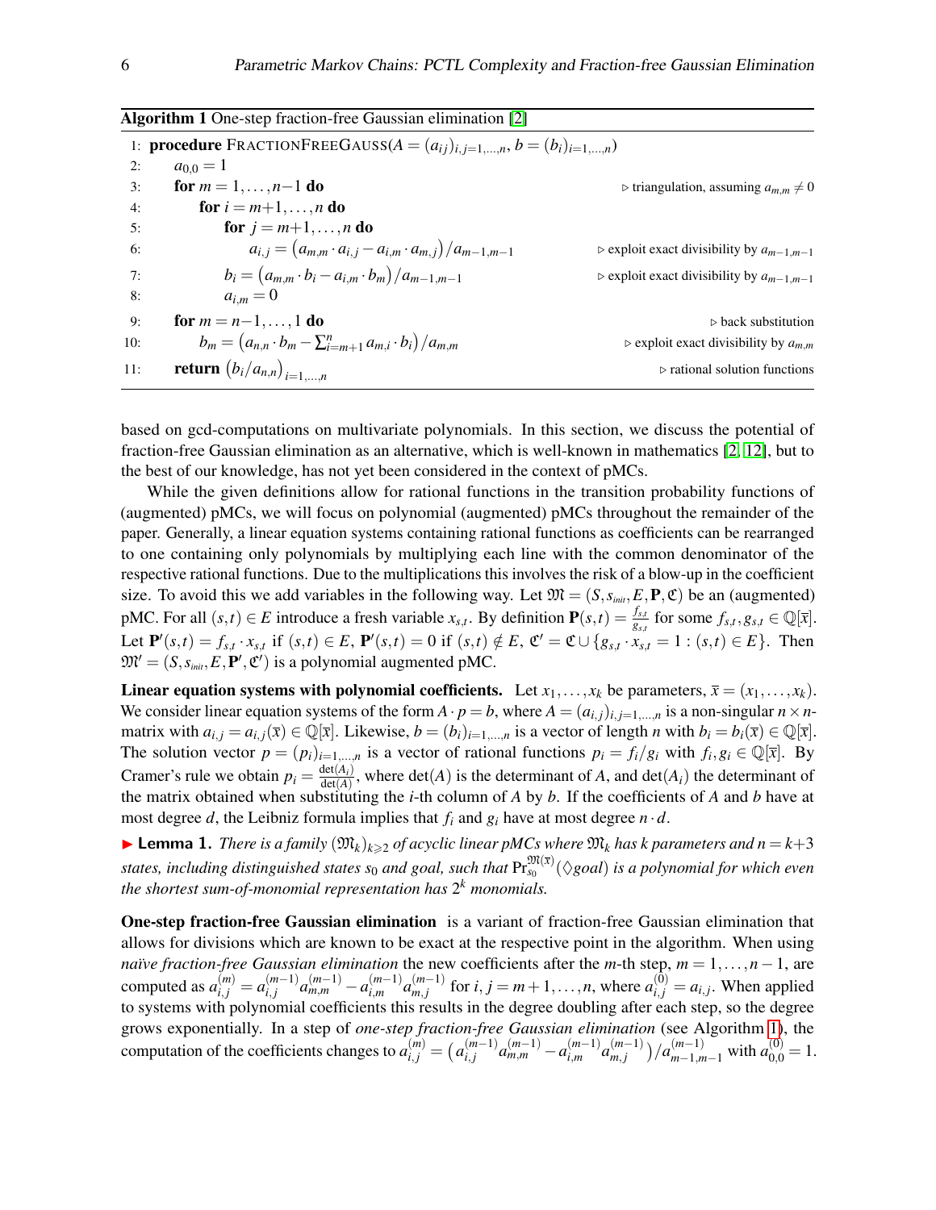**Algorithm 1** One-step fraction-free Gaussian elimination [2]

```
1: procedure FRACTIONFREEGAUSS(A = (a_ij)_{i,j=1,...,n}, b = (b_i)_{i=1,...,n})
2:     a_{0,0} = 1
3:     for m = 1,...,n−1 do                                        ▷ triangulation, assuming a_{m,m} ≠ 0
4:         for i = m+1,...,n do
5:             for j = m+1,...,n do
6:                 a_{i,j} = (a_{m,m} · a_{i,j} − a_{i,m} · a_{m,j}) / a_{m−1,m−1}   ▷ exploit exact divisibility by a_{m−1,m−1}
7:             b_i = (a_{m,m} · b_i − a_{i,m} · b_m) / a_{m−1,m−1}               ▷ exploit exact divisibility by a_{m−1,m−1}
8:             a_{i,m} = 0
9:     for m = n−1,...,1 do                                        ▷ back substitution
10:        b_m = (a_{n,n} · b_m − Σ_{i=m+1}^{n} a_{m,i} · b_i) / a_{m,m}     ▷ exploit exact divisibility by a_{m,m}
11:    return (b_i / a_{n,n})_{i=1,...,n}                           ▷ rational solution functions
```

based on gcd-computations on multivariate polynomials. In this section, we discuss the potential of fraction-free Gaussian elimination as an alternative, which is well-known in mathematics [2, 12], but to the best of our knowledge, has not yet been considered in the context of pMCs.

While the given definitions allow for rational functions in the transition probability functions of (augmented) pMCs, we will focus on polynomial (augmented) pMCs throughout the remainder of the paper. Generally, a linear equation systems containing rational functions as coefficients can be rearranged to one containing only polynomials by multiplying each line with the common denominator of the respective rational functions. Due to the multiplications this involves the risk of a blow-up in the coefficient size. To avoid this we add variables in the following way. Let $\mathfrak{M} = (S, s_{init}, E, \mathbf{P}, \mathfrak{C})$ be an (augmented) pMC. For all $(s,t) \in E$ introduce a fresh variable $x_{s,t}$. By definition $\mathbf{P}(s,t) = \frac{f_{s,t}}{g_{s,t}}$ for some $f_{s,t}, g_{s,t} \in \mathbb{Q}[\overline{x}]$. Let $\mathbf{P}'(s,t) = f_{s,t} \cdot x_{s,t}$ if $(s,t) \in E$, $\mathbf{P}'(s,t) = 0$ if $(s,t) \notin E$, $\mathfrak{C}' = \mathfrak{C} \cup \{g_{s,t} \cdot x_{s,t} = 1 : (s,t) \in E\}$. Then $\mathfrak{M}' = (S, s_{init}, E, \mathbf{P}', \mathfrak{C}')$ is a polynomial augmented pMC.

**Linear equation systems with polynomial coefficients.** Let $x_1, \ldots, x_k$ be parameters, $\overline{x} = (x_1, \ldots, x_k)$. We consider linear equation systems of the form $A \cdot p = b$, where $A = (a_{i,j})_{i,j=1,\ldots,n}$ is a non-singular $n \times n$-matrix with $a_{i,j} = a_{i,j}(\overline{x}) \in \mathbb{Q}[\overline{x}]$. Likewise, $b = (b_i)_{i=1,\ldots,n}$ is a vector of length $n$ with $b_i = b_i(\overline{x}) \in \mathbb{Q}[\overline{x}]$. The solution vector $p = (p_i)_{i=1,\ldots,n}$ is a vector of rational functions $p_i = f_i/g_i$ with $f_i, g_i \in \mathbb{Q}[\overline{x}]$. By Cramer's rule we obtain $p_i = \frac{\det(A_i)}{\det(A)}$, where $\det(A)$ is the determinant of $A$, and $\det(A_i)$ the determinant of the matrix obtained when substituting the $i$-th column of $A$ by $b$. If the coefficients of $A$ and $b$ have at most degree $d$, the Leibniz formula implies that $f_i$ and $g_i$ have at most degree $n \cdot d$.

► **Lemma 1.** *There is a family $(\mathfrak{M}_k)_{k \geqslant 2}$ of acyclic linear pMCs where $\mathfrak{M}_k$ has $k$ parameters and $n = k+3$ states, including distinguished states $s_0$ and goal, such that $\Pr_{s_0}^{\mathfrak{M}(\overline{x})}(\lozenge goal)$ is a polynomial for which even the shortest sum-of-monomial representation has $2^k$ monomials.*

**One-step fraction-free Gaussian elimination** is a variant of fraction-free Gaussian elimination that allows for divisions which are known to be exact at the respective point in the algorithm. When using *naïve fraction-free Gaussian elimination* the new coefficients after the $m$-th step, $m = 1, \ldots, n-1$, are computed as $a_{i,j}^{(m)} = a_{i,j}^{(m-1)} a_{m,m}^{(m-1)} - a_{i,m}^{(m-1)} a_{m,j}^{(m-1)}$ for $i, j = m+1, \ldots, n$, where $a_{i,j}^{(0)} = a_{i,j}$. When applied to systems with polynomial coefficients this results in the degree doubling after each step, so the degree grows exponentially. In a step of *one-step fraction-free Gaussian elimination* (see Algorithm 1), the computation of the coefficients changes to $a_{i,j}^{(m)} = \left(a_{i,j}^{(m-1)} a_{m,m}^{(m-1)} - a_{i,m}^{(m-1)} a_{m,j}^{(m-1)}\right) / a_{m-1,m-1}^{(m-1)}$ with $a_{0,0}^{(0)} = 1$.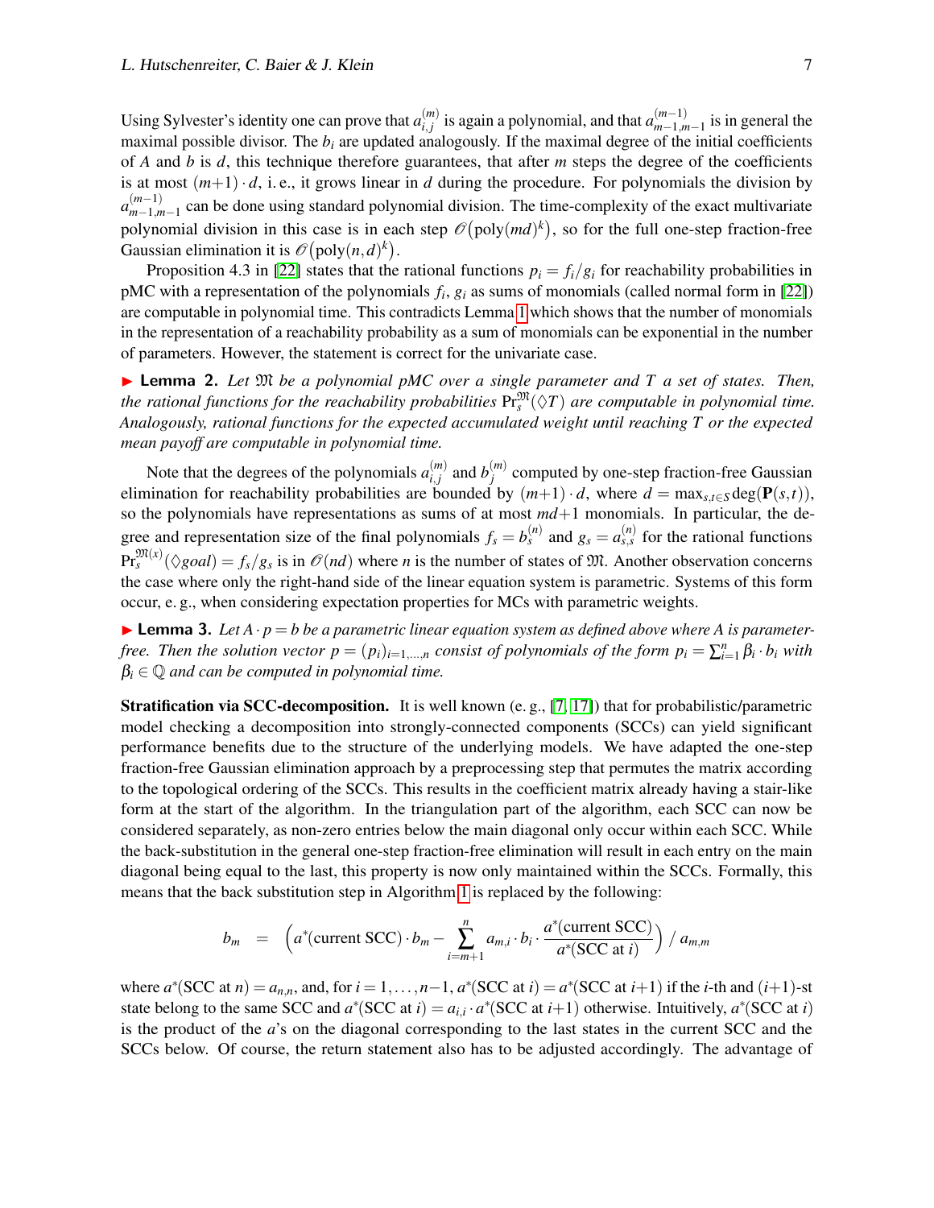Using Sylvester's identity one can prove that $a_{i,j}^{(m)}$ is again a polynomial, and that $a_{m-1,m-1}^{(m-1)}$ is in general the maximal possible divisor. The $b_i$ are updated analogously. If the maximal degree of the initial coefficients of $A$ and $b$ is $d$, this technique therefore guarantees, that after $m$ steps the degree of the coefficients is at most $(m+1) \cdot d$, i. e., it grows linear in $d$ during the procedure. For polynomials the division by $a_{m-1,m-1}^{(m-1)}$ can be done using standard polynomial division. The time-complexity of the exact multivariate polynomial division in this case is in each step $\mathcal{O}\big(\text{poly}(md)^k\big)$, so for the full one-step fraction-free Gaussian elimination it is $\mathcal{O}\big(\text{poly}(n,d)^k\big)$.

Proposition 4.3 in [22] states that the rational functions $p_i = f_i/g_i$ for reachability probabilities in pMC with a representation of the polynomials $f_i$, $g_i$ as sums of monomials (called normal form in [22]) are computable in polynomial time. This contradicts Lemma 1 which shows that the number of monomials in the representation of a reachability probability as a sum of monomials can be exponential in the number of parameters. However, the statement is correct for the univariate case.

▶ **Lemma 2.** *Let $\mathfrak{M}$ be a polynomial pMC over a single parameter and $T$ a set of states. Then, the rational functions for the reachability probabilities $\Pr_s^{\mathfrak{M}}(\lozenge T)$ are computable in polynomial time. Analogously, rational functions for the expected accumulated weight until reaching $T$ or the expected mean payoff are computable in polynomial time.*

Note that the degrees of the polynomials $a_{i,j}^{(m)}$ and $b_j^{(m)}$ computed by one-step fraction-free Gaussian elimination for reachability probabilities are bounded by $(m+1) \cdot d$, where $d = \max_{s,t \in S} \deg(\mathbf{P}(s,t))$, so the polynomials have representations as sums of at most $md+1$ monomials. In particular, the degree and representation size of the final polynomials $f_s = b_s^{(n)}$ and $g_s = a_{s,s}^{(n)}$ for the rational functions $\Pr_s^{\mathfrak{M}(x)}(\lozenge goal) = f_s/g_s$ is in $\mathcal{O}(nd)$ where $n$ is the number of states of $\mathfrak{M}$. Another observation concerns the case where only the right-hand side of the linear equation system is parametric. Systems of this form occur, e. g., when considering expectation properties for MCs with parametric weights.

▶ **Lemma 3.** *Let $A \cdot p = b$ be a parametric linear equation system as defined above where $A$ is parameter-free. Then the solution vector $p = (p_i)_{i=1,\dots,n}$ consist of polynomials of the form $p_i = \sum_{i=1}^{n} \beta_i \cdot b_i$ with $\beta_i \in \mathbb{Q}$ and can be computed in polynomial time.*

**Stratification via SCC-decomposition.** It is well known (e. g., [7, 17]) that for probabilistic/parametric model checking a decomposition into strongly-connected components (SCCs) can yield significant performance benefits due to the structure of the underlying models. We have adapted the one-step fraction-free Gaussian elimination approach by a preprocessing step that permutes the matrix according to the topological ordering of the SCCs. This results in the coefficient matrix already having a stair-like form at the start of the algorithm. In the triangulation part of the algorithm, each SCC can now be considered separately, as non-zero entries below the main diagonal only occur within each SCC. While the back-substitution in the general one-step fraction-free elimination will result in each entry on the main diagonal being equal to the last, this property is now only maintained within the SCCs. Formally, this means that the back substitution step in Algorithm 1 is replaced by the following:

$$b_m \quad = \quad \Big( a^*(\text{current SCC}) \cdot b_m - \sum_{i=m+1}^{n} a_{m,i} \cdot b_i \cdot \frac{a^*(\text{current SCC})}{a^*(\text{SCC at } i)} \Big) \; / \; a_{m,m}$$

where $a^*(\text{SCC at } n) = a_{n,n}$, and, for $i = 1, \dots, n-1$, $a^*(\text{SCC at } i) = a^*(\text{SCC at } i{+}1)$ if the $i$-th and $(i{+}1)$-st state belong to the same SCC and $a^*(\text{SCC at } i) = a_{i,i} \cdot a^*(\text{SCC at } i{+}1)$ otherwise. Intuitively, $a^*(\text{SCC at } i)$ is the product of the $a$'s on the diagonal corresponding to the last states in the current SCC and the SCCs below. Of course, the return statement also has to be adjusted accordingly. The advantage of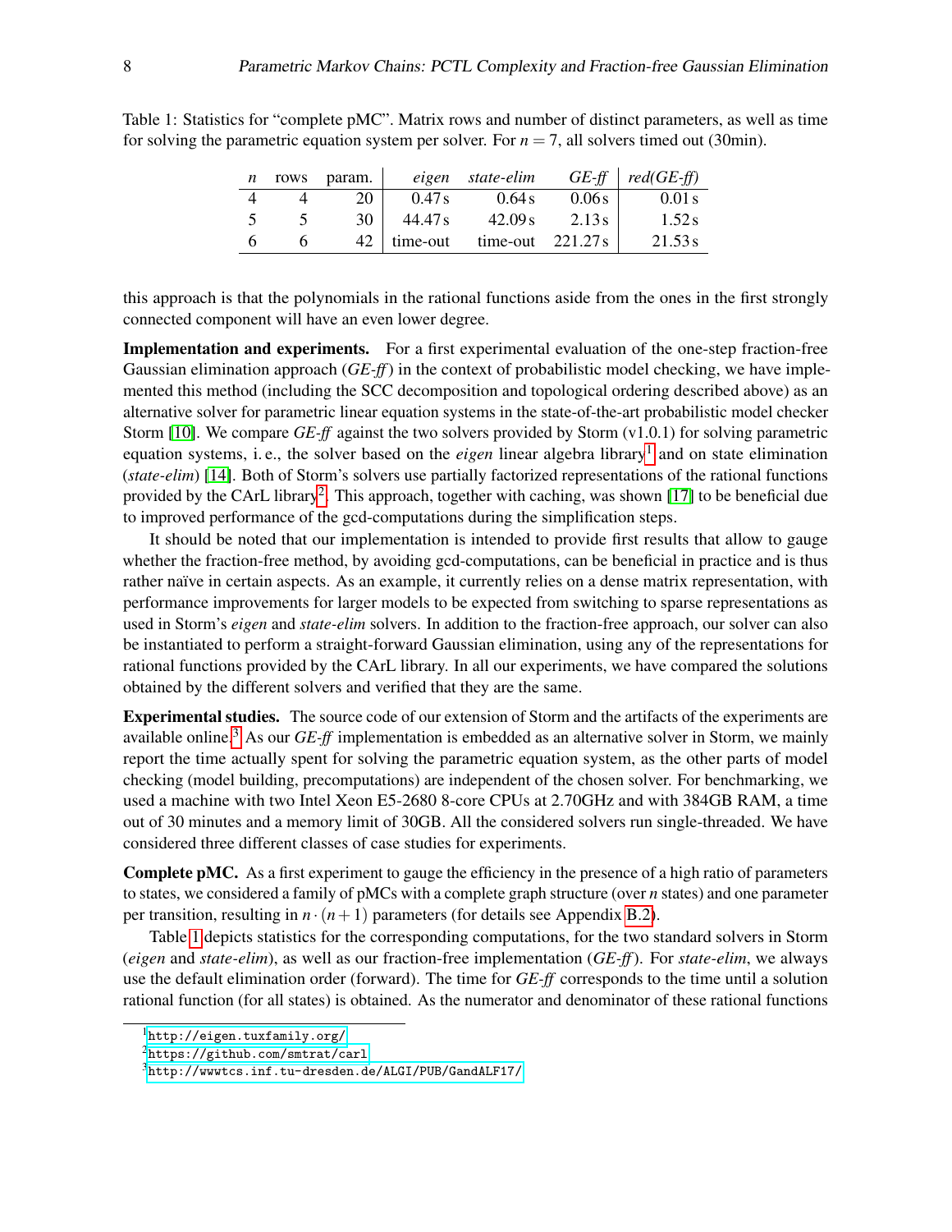Table 1: Statistics for "complete pMC". Matrix rows and number of distinct parameters, as well as time for solving the parametric equation system per solver. For $n = 7$, all solvers timed out (30min).

| $n$ | rows | param. | *eigen* | *state-elim* | *GE-ff* | *red(GE-ff)* |
|---|---|---|---|---|---|---|
| 4 | 4 | 20 | 0.47 s | 0.64 s | 0.06 s | 0.01 s |
| 5 | 5 | 30 | 44.47 s | 42.09 s | 2.13 s | 1.52 s |
| 6 | 6 | 42 | time-out | time-out | 221.27 s | 21.53 s |

this approach is that the polynomials in the rational functions aside from the ones in the first strongly connected component will have an even lower degree.

**Implementation and experiments.** For a first experimental evaluation of the one-step fraction-free Gaussian elimination approach (*GE-ff*) in the context of probabilistic model checking, we have implemented this method (including the SCC decomposition and topological ordering described above) as an alternative solver for parametric linear equation systems in the state-of-the-art probabilistic model checker Storm [10]. We compare *GE-ff* against the two solvers provided by Storm (v1.0.1) for solving parametric equation systems, i. e., the solver based on the *eigen* linear algebra library[1] and on state elimination (*state-elim*) [14]. Both of Storm's solvers use partially factorized representations of the rational functions provided by the CArL library[2]. This approach, together with caching, was shown [17] to be beneficial due to improved performance of the gcd-computations during the simplification steps.

It should be noted that our implementation is intended to provide first results that allow to gauge whether the fraction-free method, by avoiding gcd-computations, can be beneficial in practice and is thus rather naïve in certain aspects. As an example, it currently relies on a dense matrix representation, with performance improvements for larger models to be expected from switching to sparse representations as used in Storm's *eigen* and *state-elim* solvers. In addition to the fraction-free approach, our solver can also be instantiated to perform a straight-forward Gaussian elimination, using any of the representations for rational functions provided by the CArL library. In all our experiments, we have compared the solutions obtained by the different solvers and verified that they are the same.

**Experimental studies.** The source code of our extension of Storm and the artifacts of the experiments are available online.[3] As our *GE-ff* implementation is embedded as an alternative solver in Storm, we mainly report the time actually spent for solving the parametric equation system, as the other parts of model checking (model building, precomputations) are independent of the chosen solver. For benchmarking, we used a machine with two Intel Xeon E5-2680 8-core CPUs at 2.70GHz and with 384GB RAM, a time out of 30 minutes and a memory limit of 30GB. All the considered solvers run single-threaded. We have considered three different classes of case studies for experiments.

**Complete pMC.** As a first experiment to gauge the efficiency in the presence of a high ratio of parameters to states, we considered a family of pMCs with a complete graph structure (over $n$ states) and one parameter per transition, resulting in $n \cdot (n+1)$ parameters (for details see Appendix B.2).

Table 1 depicts statistics for the corresponding computations, for the two standard solvers in Storm (*eigen* and *state-elim*), as well as our fraction-free implementation (*GE-ff*). For *state-elim*, we always use the default elimination order (forward). The time for *GE-ff* corresponds to the time until a solution rational function (for all states) is obtained. As the numerator and denominator of these rational functions

[1] http://eigen.tuxfamily.org/

[2] https://github.com/smtrat/carl

[3] http://wwwtcs.inf.tu-dresden.de/ALGI/PUB/GandALF17/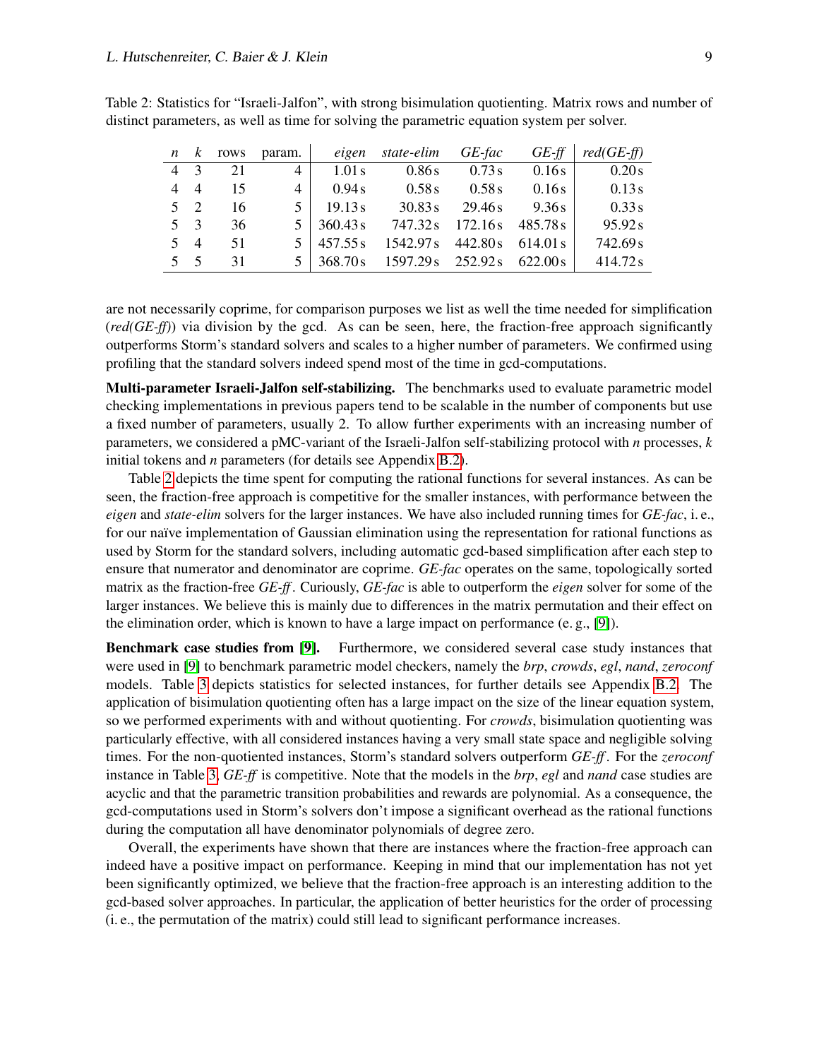Table 2: Statistics for "Israeli-Jalfon", with strong bisimulation quotienting. Matrix rows and number of distinct parameters, as well as time for solving the parametric equation system per solver.

| $n$ | $k$ | rows | param. | *eigen* | *state-elim* | *GE-fac* | *GE-ff* | *red(GE-ff)* |
|---|---|---|---|---|---|---|---|---|
| 4 | 3 | 21 | 4 | 1.01 s | 0.86 s | 0.73 s | 0.16 s | 0.20 s |
| 4 | 4 | 15 | 4 | 0.94 s | 0.58 s | 0.58 s | 0.16 s | 0.13 s |
| 5 | 2 | 16 | 5 | 19.13 s | 30.83 s | 29.46 s | 9.36 s | 0.33 s |
| 5 | 3 | 36 | 5 | 360.43 s | 747.32 s | 172.16 s | 485.78 s | 95.92 s |
| 5 | 4 | 51 | 5 | 457.55 s | 1542.97 s | 442.80 s | 614.01 s | 742.69 s |
| 5 | 5 | 31 | 5 | 368.70 s | 1597.29 s | 252.92 s | 622.00 s | 414.72 s |

are not necessarily coprime, for comparison purposes we list as well the time needed for simplification (*red(GE-ff)*) via division by the gcd. As can be seen, here, the fraction-free approach significantly outperforms Storm's standard solvers and scales to a higher number of parameters. We confirmed using profiling that the standard solvers indeed spend most of the time in gcd-computations.

**Multi-parameter Israeli-Jalfon self-stabilizing.** The benchmarks used to evaluate parametric model checking implementations in previous papers tend to be scalable in the number of components but use a fixed number of parameters, usually 2. To allow further experiments with an increasing number of parameters, we considered a pMC-variant of the Israeli-Jalfon self-stabilizing protocol with $n$ processes, $k$ initial tokens and $n$ parameters (for details see Appendix B.2).

Table 2 depicts the time spent for computing the rational functions for several instances. As can be seen, the fraction-free approach is competitive for the smaller instances, with performance between the *eigen* and *state-elim* solvers for the larger instances. We have also included running times for *GE-fac*, i. e., for our naïve implementation of Gaussian elimination using the representation for rational functions as used by Storm for the standard solvers, including automatic gcd-based simplification after each step to ensure that numerator and denominator are coprime. *GE-fac* operates on the same, topologically sorted matrix as the fraction-free *GE-ff*. Curiously, *GE-fac* is able to outperform the *eigen* solver for some of the larger instances. We believe this is mainly due to differences in the matrix permutation and their effect on the elimination order, which is known to have a large impact on performance (e. g., [9]).

**Benchmark case studies from [9].** Furthermore, we considered several case study instances that were used in [9] to benchmark parametric model checkers, namely the *brp*, *crowds*, *egl*, *nand*, *zeroconf* models. Table 3 depicts statistics for selected instances, for further details see Appendix B.2. The application of bisimulation quotienting often has a large impact on the size of the linear equation system, so we performed experiments with and without quotienting. For *crowds*, bisimulation quotienting was particularly effective, with all considered instances having a very small state space and negligible solving times. For the non-quotiented instances, Storm's standard solvers outperform *GE-ff*. For the *zeroconf* instance in Table 3, *GE-ff* is competitive. Note that the models in the *brp*, *egl* and *nand* case studies are acyclic and that the parametric transition probabilities and rewards are polynomial. As a consequence, the gcd-computations used in Storm's solvers don't impose a significant overhead as the rational functions during the computation all have denominator polynomials of degree zero.

Overall, the experiments have shown that there are instances where the fraction-free approach can indeed have a positive impact on performance. Keeping in mind that our implementation has not yet been significantly optimized, we believe that the fraction-free approach is an interesting addition to the gcd-based solver approaches. In particular, the application of better heuristics for the order of processing (i. e., the permutation of the matrix) could still lead to significant performance increases.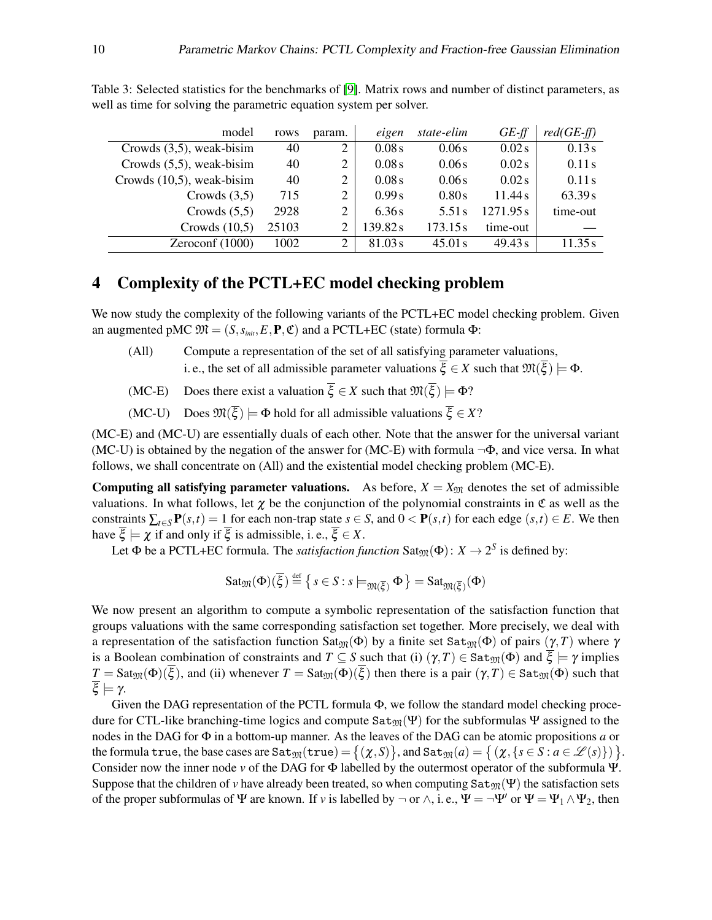Table 3: Selected statistics for the benchmarks of [9]. Matrix rows and number of distinct parameters, as well as time for solving the parametric equation system per solver.

| model | rows | param. | *eigen* | *state-elim* | *GE-ff* | *red(GE-ff)* |
|---|---|---|---|---|---|---|
| Crowds (3,5), weak-bisim | 40 | 2 | 0.08 s | 0.06 s | 0.02 s | 0.13 s |
| Crowds (5,5), weak-bisim | 40 | 2 | 0.08 s | 0.06 s | 0.02 s | 0.11 s |
| Crowds (10,5), weak-bisim | 40 | 2 | 0.08 s | 0.06 s | 0.02 s | 0.11 s |
| Crowds (3,5) | 715 | 2 | 0.99 s | 0.80 s | 11.44 s | 63.39 s |
| Crowds (5,5) | 2928 | 2 | 6.36 s | 5.51 s | 1271.95 s | time-out |
| Crowds (10,5) | 25103 | 2 | 139.82 s | 173.15 s | time-out | — |
| Zeroconf (1000) | 1002 | 2 | 81.03 s | 45.01 s | 49.43 s | 11.35 s |

## 4 Complexity of the PCTL+EC model checking problem

We now study the complexity of the following variants of the PCTL+EC model checking problem. Given an augmented pMC $\mathfrak{M} = (S, s_{init}, E, \mathbf{P}, \mathfrak{C})$ and a PCTL+EC (state) formula $\Phi$:

- (All) Compute a representation of the set of all satisfying parameter valuations, i. e., the set of all admissible parameter valuations $\overline{\xi} \in X$ such that $\mathfrak{M}(\overline{\xi}) \models \Phi$.
- (MC-E) Does there exist a valuation $\overline{\xi} \in X$ such that $\mathfrak{M}(\overline{\xi}) \models \Phi$?
- (MC-U) Does $\mathfrak{M}(\overline{\xi}) \models \Phi$ hold for all admissible valuations $\overline{\xi} \in X$?

(MC-E) and (MC-U) are essentially duals of each other. Note that the answer for the universal variant (MC-U) is obtained by the negation of the answer for (MC-E) with formula $\neg\Phi$, and vice versa. In what follows, we shall concentrate on (All) and the existential model checking problem (MC-E).

**Computing all satisfying parameter valuations.** As before, $X = X_{\mathfrak{M}}$ denotes the set of admissible valuations. In what follows, let $\chi$ be the conjunction of the polynomial constraints in $\mathfrak{C}$ as well as the constraints $\sum_{t \in S} \mathbf{P}(s,t) = 1$ for each non-trap state $s \in S$, and $0 < \mathbf{P}(s,t)$ for each edge $(s,t) \in E$. We then have $\overline{\xi} \models \chi$ if and only if $\overline{\xi}$ is admissible, i. e., $\overline{\xi} \in X$.

Let $\Phi$ be a PCTL+EC formula. The *satisfaction function* $\mathrm{Sat}_{\mathfrak{M}}(\Phi) \colon X \to 2^S$ is defined by:

$$\mathrm{Sat}_{\mathfrak{M}}(\Phi)(\overline{\xi}) \stackrel{\text{def}}{=} \left\{ s \in S : s \models_{\mathfrak{M}(\overline{\xi})} \Phi \right\} = \mathrm{Sat}_{\mathfrak{M}(\overline{\xi})}(\Phi)$$

We now present an algorithm to compute a symbolic representation of the satisfaction function that groups valuations with the same corresponding satisfaction set together. More precisely, we deal with a representation of the satisfaction function $\mathrm{Sat}_{\mathfrak{M}}(\Phi)$ by a finite set $\mathtt{Sat}_{\mathfrak{M}}(\Phi)$ of pairs $(\gamma, T)$ where $\gamma$ is a Boolean combination of constraints and $T \subseteq S$ such that (i) $(\gamma, T) \in \mathtt{Sat}_{\mathfrak{M}}(\Phi)$ and $\overline{\xi} \models \gamma$ implies $T = \mathrm{Sat}_{\mathfrak{M}}(\Phi)(\overline{\xi})$, and (ii) whenever $T = \mathrm{Sat}_{\mathfrak{M}}(\Phi)(\overline{\xi})$ then there is a pair $(\gamma, T) \in \mathtt{Sat}_{\mathfrak{M}}(\Phi)$ such that $\overline{\xi} \models \gamma$.

Given the DAG representation of the PCTL formula $\Phi$, we follow the standard model checking procedure for CTL-like branching-time logics and compute $\mathtt{Sat}_{\mathfrak{M}}(\Psi)$ for the subformulas $\Psi$ assigned to the nodes in the DAG for $\Phi$ in a bottom-up manner. As the leaves of the DAG can be atomic propositions $a$ or the formula $\mathtt{true}$, the base cases are $\mathtt{Sat}_{\mathfrak{M}}(\mathtt{true}) = \left\{ (\chi, S) \right\}$, and $\mathtt{Sat}_{\mathfrak{M}}(a) = \left\{ (\chi, \{ s \in S : a \in \mathscr{L}(s) \}) \right\}$. Consider now the inner node $v$ of the DAG for $\Phi$ labelled by the outermost operator of the subformula $\Psi$. Suppose that the children of $v$ have already been treated, so when computing $\mathtt{Sat}_{\mathfrak{M}}(\Psi)$ the satisfaction sets of the proper subformulas of $\Psi$ are known. If $v$ is labelled by $\neg$ or $\wedge$, i. e., $\Psi = \neg\Psi'$ or $\Psi = \Psi_1 \wedge \Psi_2$, then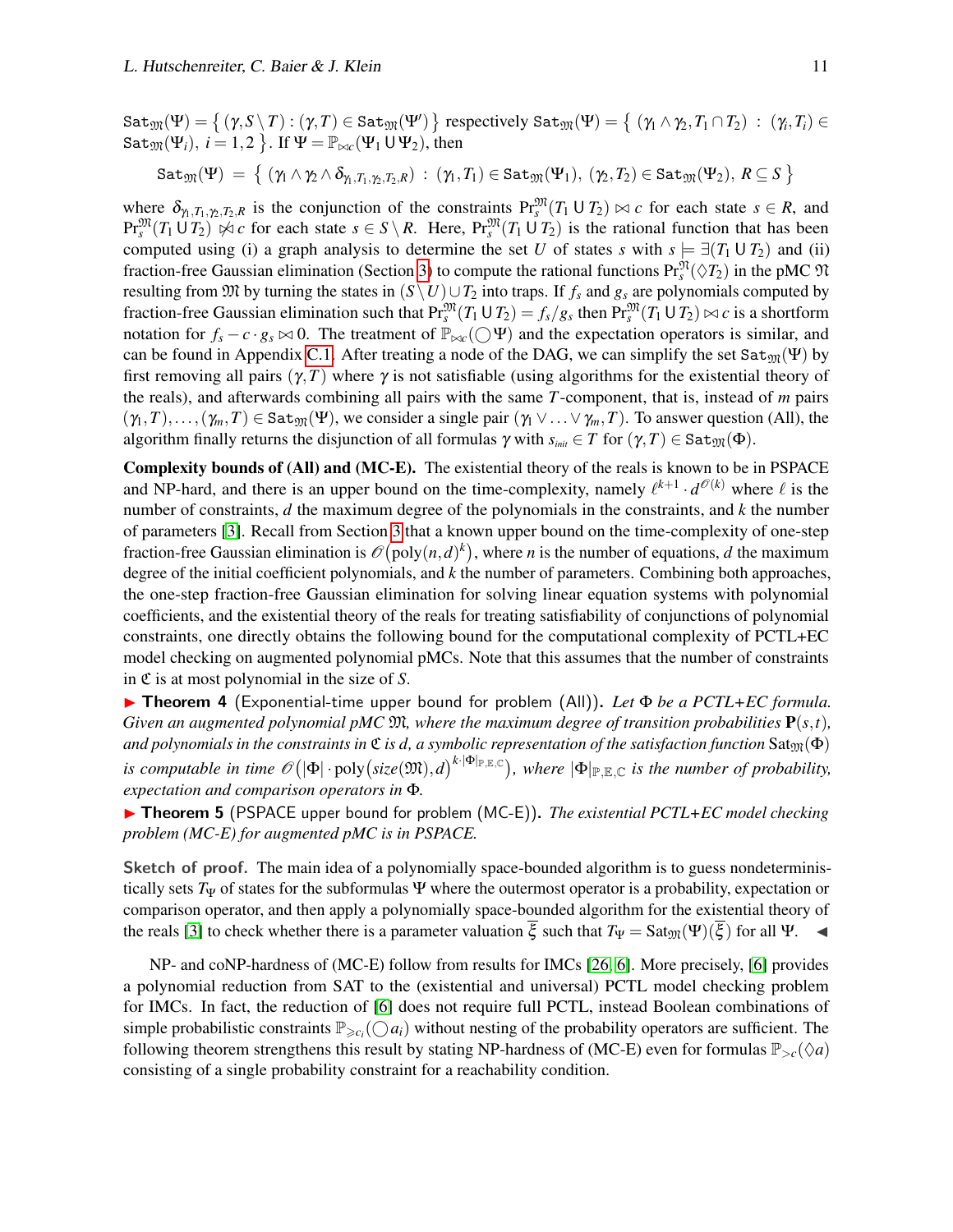$\mathtt{Sat}_{\mathfrak{M}}(\Psi) = \{ (\gamma, S \setminus T) : (\gamma, T) \in \mathtt{Sat}_{\mathfrak{M}}(\Psi') \}$ respectively $\mathtt{Sat}_{\mathfrak{M}}(\Psi) = \{ (\gamma_1 \wedge \gamma_2, T_1 \cap T_2) : (\gamma_i, T_i) \in \mathtt{Sat}_{\mathfrak{M}}(\Psi_i),\ i = 1,2 \}$. If $\Psi = \mathbb{P}_{\bowtie c}(\Psi_1 \,\mathsf{U}\, \Psi_2)$, then

$$\mathtt{Sat}_{\mathfrak{M}}(\Psi) \;=\; \{ (\gamma_1 \wedge \gamma_2 \wedge \delta_{\gamma_1, T_1, \gamma_2, T_2, R}) \;:\; (\gamma_1, T_1) \in \mathtt{Sat}_{\mathfrak{M}}(\Psi_1),\ (\gamma_2, T_2) \in \mathtt{Sat}_{\mathfrak{M}}(\Psi_2),\ R \subseteq S \}$$

where $\delta_{\gamma_1, T_1, \gamma_2, T_2, R}$ is the conjunction of the constraints $\Pr^{\mathfrak{M}}_s(T_1 \,\mathsf{U}\, T_2) \bowtie c$ for each state $s \in R$, and $\Pr^{\mathfrak{M}}_s(T_1 \,\mathsf{U}\, T_2) \not\bowtie c$ for each state $s \in S \setminus R$. Here, $\Pr^{\mathfrak{M}}_s(T_1 \,\mathsf{U}\, T_2)$ is the rational function that has been computed using (i) a graph analysis to determine the set $U$ of states $s$ with $s \models \exists(T_1 \,\mathsf{U}\, T_2)$ and (ii) fraction-free Gaussian elimination (Section 3) to compute the rational functions $\Pr^{\mathfrak{N}}_s(\Diamond T_2)$ in the pMC $\mathfrak{N}$ resulting from $\mathfrak{M}$ by turning the states in $(S \setminus U) \cup T_2$ into traps. If $f_s$ and $g_s$ are polynomials computed by fraction-free Gaussian elimination such that $\Pr^{\mathfrak{M}}_s(T_1 \,\mathsf{U}\, T_2) = f_s / g_s$ then $\Pr^{\mathfrak{M}}_s(T_1 \,\mathsf{U}\, T_2) \bowtie c$ is a shortform notation for $f_s - c \cdot g_s \bowtie 0$. The treatment of $\mathbb{P}_{\bowtie c}(\bigcirc \Psi)$ and the expectation operators is similar, and can be found in Appendix C.1. After treating a node of the DAG, we can simplify the set $\mathtt{Sat}_{\mathfrak{M}}(\Psi)$ by first removing all pairs $(\gamma, T)$ where $\gamma$ is not satisfiable (using algorithms for the existential theory of the reals), and afterwards combining all pairs with the same $T$-component, that is, instead of $m$ pairs $(\gamma_1, T), \ldots, (\gamma_m, T) \in \mathtt{Sat}_{\mathfrak{M}}(\Psi)$, we consider a single pair $(\gamma_1 \vee \ldots \vee \gamma_m, T)$. To answer question (All), the algorithm finally returns the disjunction of all formulas $\gamma$ with $s_{\mathit{init}} \in T$ for $(\gamma, T) \in \mathtt{Sat}_{\mathfrak{M}}(\Phi)$.

**Complexity bounds of (All) and (MC-E).** The existential theory of the reals is known to be in PSPACE and NP-hard, and there is an upper bound on the time-complexity, namely $\ell^{k+1} \cdot d^{\mathcal{O}(k)}$ where $\ell$ is the number of constraints, $d$ the maximum degree of the polynomials in the constraints, and $k$ the number of parameters [3]. Recall from Section 3 that a known upper bound on the time-complexity of one-step fraction-free Gaussian elimination is $\mathcal{O}(\mathrm{poly}(n,d)^k)$, where $n$ is the number of equations, $d$ the maximum degree of the initial coefficient polynomials, and $k$ the number of parameters. Combining both approaches, the one-step fraction-free Gaussian elimination for solving linear equation systems with polynomial coefficients, and the existential theory of the reals for treating satisfiability of conjunctions of polynomial constraints, one directly obtains the following bound for the computational complexity of PCTL+EC model checking on augmented polynomial pMCs. Note that this assumes that the number of constraints in $\mathfrak{C}$ is at most polynomial in the size of $S$.

▶ **Theorem 4** (Exponential-time upper bound for problem (All))**.** *Let $\Phi$ be a PCTL+EC formula. Given an augmented polynomial pMC $\mathfrak{M}$, where the maximum degree of transition probabilities $\mathbf{P}(s,t)$, and polynomials in the constraints in $\mathfrak{C}$ is $d$, a symbolic representation of the satisfaction function $\mathrm{Sat}_{\mathfrak{M}}(\Phi)$ is computable in time $\mathcal{O}\big(|\Phi| \cdot \mathrm{poly}(\mathit{size}(\mathfrak{M}), d)^{k \cdot |\Phi|_{\mathbb{P},\mathbb{E},\mathbb{C}}}\big)$, where $|\Phi|_{\mathbb{P},\mathbb{E},\mathbb{C}}$ is the number of probability, expectation and comparison operators in $\Phi$.*

▶ **Theorem 5** (PSPACE upper bound for problem (MC-E))**.** *The existential PCTL+EC model checking problem (MC-E) for augmented pMC is in PSPACE.*

**Sketch of proof.** The main idea of a polynomially space-bounded algorithm is to guess nondeterministically sets $T_\Psi$ of states for the subformulas $\Psi$ where the outermost operator is a probability, expectation or comparison operator, and then apply a polynomially space-bounded algorithm for the existential theory of the reals [3] to check whether there is a parameter valuation $\overline{\xi}$ such that $T_\Psi = \mathrm{Sat}_{\mathfrak{M}}(\Psi)(\overline{\xi})$ for all $\Psi$. ◀

NP- and coNP-hardness of (MC-E) follow from results for IMCs [26, 6]. More precisely, [6] provides a polynomial reduction from SAT to the (existential and universal) PCTL model checking problem for IMCs. In fact, the reduction of [6] does not require full PCTL, instead Boolean combinations of simple probabilistic constraints $\mathbb{P}_{\geqslant c_i}(\bigcirc a_i)$ without nesting of the probability operators are sufficient. The following theorem strengthens this result by stating NP-hardness of (MC-E) even for formulas $\mathbb{P}_{>c}(\Diamond a)$ consisting of a single probability constraint for a reachability condition.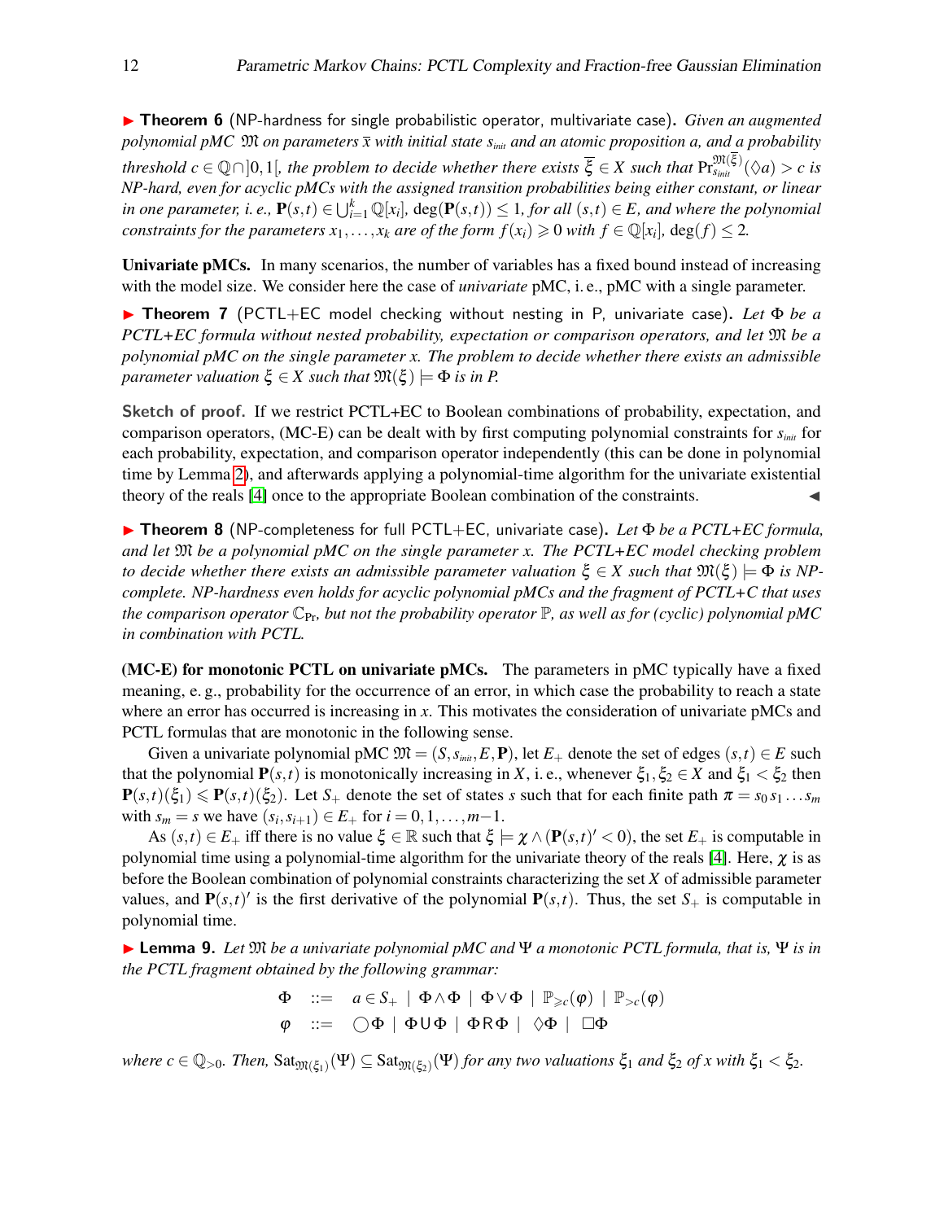▶ **Theorem 6** (NP-hardness for single probabilistic operator, multivariate case). *Given an augmented polynomial pMC $\mathfrak{M}$ on parameters $\overline{x}$ with initial state $s_{init}$ and an atomic proposition $a$, and a probability threshold $c \in \mathbb{Q} \cap ]0,1[$, the problem to decide whether there exists $\overline{\xi} \in X$ such that $\Pr^{\mathfrak{M}(\overline{\xi})}_{s_{init}}(\lozenge a) > c$ is NP-hard, even for acyclic pMCs with the assigned transition probabilities being either constant, or linear in one parameter, i. e., $\mathbf{P}(s,t) \in \bigcup_{i=1}^{k} \mathbb{Q}[x_i]$, $\deg(\mathbf{P}(s,t)) \leq 1$, for all $(s,t) \in E$, and where the polynomial constraints for the parameters $x_1, \ldots, x_k$ are of the form $f(x_i) \geqslant 0$ with $f \in \mathbb{Q}[x_i]$, $\deg(f) \leq 2$.*

**Univariate pMCs.** In many scenarios, the number of variables has a fixed bound instead of increasing with the model size. We consider here the case of *univariate* pMC, i. e., pMC with a single parameter.

▶ **Theorem 7** (PCTL+EC model checking without nesting in P, univariate case). *Let $\Phi$ be a PCTL+EC formula without nested probability, expectation or comparison operators, and let $\mathfrak{M}$ be a polynomial pMC on the single parameter $x$. The problem to decide whether there exists an admissible parameter valuation $\xi \in X$ such that $\mathfrak{M}(\xi) \models \Phi$ is in P.*

**Sketch of proof.** If we restrict PCTL+EC to Boolean combinations of probability, expectation, and comparison operators, (MC-E) can be dealt with by first computing polynomial constraints for $s_{init}$ for each probability, expectation, and comparison operator independently (this can be done in polynomial time by Lemma 2), and afterwards applying a polynomial-time algorithm for the univariate existential theory of the reals [4] once to the appropriate Boolean combination of the constraints. ◀

▶ **Theorem 8** (NP-completeness for full PCTL+EC, univariate case). *Let $\Phi$ be a PCTL+EC formula, and let $\mathfrak{M}$ be a polynomial pMC on the single parameter $x$. The PCTL+EC model checking problem to decide whether there exists an admissible parameter valuation $\xi \in X$ such that $\mathfrak{M}(\xi) \models \Phi$ is NP-complete. NP-hardness even holds for acyclic polynomial pMCs and the fragment of PCTL+C that uses the comparison operator $\mathbb{C}_{\Pr}$, but not the probability operator $\mathbb{P}$, as well as for (cyclic) polynomial pMC in combination with PCTL.*

**(MC-E) for monotonic PCTL on univariate pMCs.** The parameters in pMC typically have a fixed meaning, e. g., probability for the occurrence of an error, in which case the probability to reach a state where an error has occurred is increasing in $x$. This motivates the consideration of univariate pMCs and PCTL formulas that are monotonic in the following sense.

Given a univariate polynomial pMC $\mathfrak{M} = (S, s_{init}, E, \mathbf{P})$, let $E_+$ denote the set of edges $(s,t) \in E$ such that the polynomial $\mathbf{P}(s,t)$ is monotonically increasing in $X$, i. e., whenever $\xi_1, \xi_2 \in X$ and $\xi_1 < \xi_2$ then $\mathbf{P}(s,t)(\xi_1) \leqslant \mathbf{P}(s,t)(\xi_2)$. Let $S_+$ denote the set of states $s$ such that for each finite path $\pi = s_0 s_1 \ldots s_m$ with $s_m = s$ we have $(s_i, s_{i+1}) \in E_+$ for $i = 0, 1, \ldots, m-1$.

As $(s,t) \in E_+$ iff there is no value $\xi \in \mathbb{R}$ such that $\xi \models \chi \wedge (\mathbf{P}(s,t)' < 0)$, the set $E_+$ is computable in polynomial time using a polynomial-time algorithm for the univariate theory of the reals [4]. Here, $\chi$ is as before the Boolean combination of polynomial constraints characterizing the set $X$ of admissible parameter values, and $\mathbf{P}(s,t)'$ is the first derivative of the polynomial $\mathbf{P}(s,t)$. Thus, the set $S_+$ is computable in polynomial time.

▶ **Lemma 9.** *Let $\mathfrak{M}$ be a univariate polynomial pMC and $\Psi$ a monotonic PCTL formula, that is, $\Psi$ is in the PCTL fragment obtained by the following grammar:*

$$\begin{array}{rcl} \Phi & ::= & a \in S_+ \mid \Phi \wedge \Phi \mid \Phi \vee \Phi \mid \mathbb{P}_{\geqslant c}(\varphi) \mid \mathbb{P}_{>c}(\varphi) \\ \varphi & ::= & \bigcirc \Phi \mid \Phi \,\mathsf{U}\, \Phi \mid \Phi \,\mathsf{R}\, \Phi \mid \lozenge \Phi \mid \square \Phi \end{array}$$

*where $c \in \mathbb{Q}_{>0}$. Then, $\mathrm{Sat}_{\mathfrak{M}(\xi_1)}(\Psi) \subseteq \mathrm{Sat}_{\mathfrak{M}(\xi_2)}(\Psi)$ for any two valuations $\xi_1$ and $\xi_2$ of $x$ with $\xi_1 < \xi_2$.*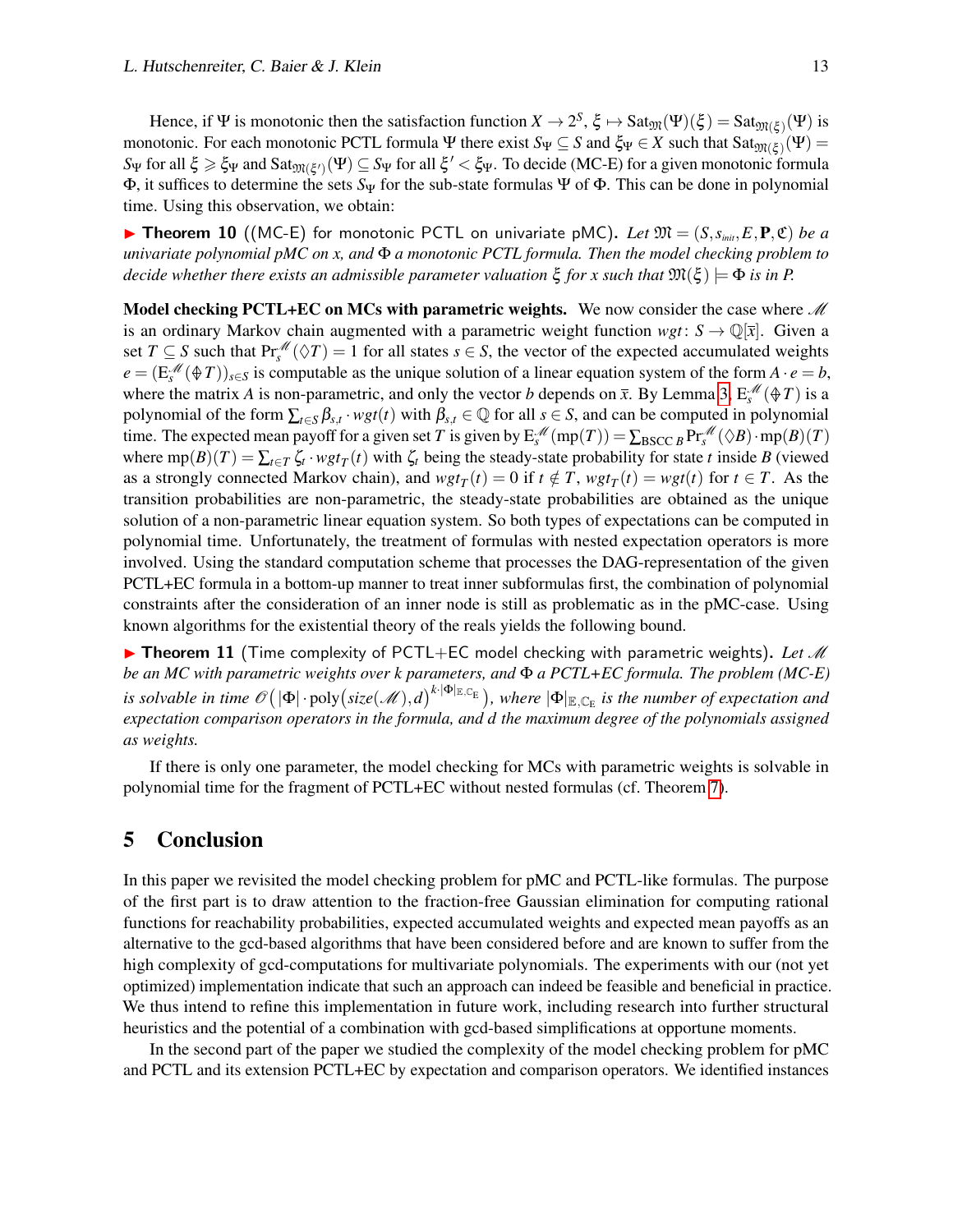Hence, if $\Psi$ is monotonic then the satisfaction function $X \to 2^S$, $\xi \mapsto \mathrm{Sat}_{\mathfrak{M}}(\Psi)(\xi) = \mathrm{Sat}_{\mathfrak{M}(\xi)}(\Psi)$ is monotonic. For each monotonic PCTL formula $\Psi$ there exist $S_\Psi \subseteq S$ and $\xi_\Psi \in X$ such that $\mathrm{Sat}_{\mathfrak{M}(\xi)}(\Psi) = S_\Psi$ for all $\xi \geqslant \xi_\Psi$ and $\mathrm{Sat}_{\mathfrak{M}(\xi')}(\Psi) \subseteq S_\Psi$ for all $\xi' < \xi_\Psi$. To decide (MC-E) for a given monotonic formula $\Phi$, it suffices to determine the sets $S_\Psi$ for the sub-state formulas $\Psi$ of $\Phi$. This can be done in polynomial time. Using this observation, we obtain:

▶ **Theorem 10** ((MC-E) for monotonic PCTL on univariate pMC). *Let $\mathfrak{M} = (S, s_{init}, E, \mathbf{P}, \mathfrak{C})$ be a univariate polynomial pMC on x, and $\Phi$ a monotonic PCTL formula. Then the model checking problem to decide whether there exists an admissible parameter valuation $\xi$ for x such that $\mathfrak{M}(\xi) \models \Phi$ is in P.*

**Model checking PCTL+EC on MCs with parametric weights.** We now consider the case where $\mathscr{M}$ is an ordinary Markov chain augmented with a parametric weight function $wgt\colon S \to \mathbb{Q}[\overline{x}]$. Given a set $T \subseteq S$ such that $\Pr_s^{\mathscr{M}}(\Diamond T) = 1$ for all states $s \in S$, the vector of the expected accumulated weights $e = (\mathrm{E}_s^{\mathscr{M}}(\oint T))_{s \in S}$ is computable as the unique solution of a linear equation system of the form $A \cdot e = b$, where the matrix $A$ is non-parametric, and only the vector $b$ depends on $\overline{x}$. By Lemma 3, $\mathrm{E}_s^{\mathscr{M}}(\oint T)$ is a polynomial of the form $\sum_{t \in S} \beta_{s,t} \cdot wgt(t)$ with $\beta_{s,t} \in \mathbb{Q}$ for all $s \in S$, and can be computed in polynomial time. The expected mean payoff for a given set $T$ is given by $\mathrm{E}_s^{\mathscr{M}}(\mathrm{mp}(T)) = \sum_{\mathrm{BSCC}\, B} \Pr_s^{\mathscr{M}}(\Diamond B) \cdot \mathrm{mp}(B)(T)$ where $\mathrm{mp}(B)(T) = \sum_{t \in T} \zeta_t \cdot wgt_T(t)$ with $\zeta_t$ being the steady-state probability for state $t$ inside $B$ (viewed as a strongly connected Markov chain), and $wgt_T(t) = 0$ if $t \notin T$, $wgt_T(t) = wgt(t)$ for $t \in T$. As the transition probabilities are non-parametric, the steady-state probabilities are obtained as the unique solution of a non-parametric linear equation system. So both types of expectations can be computed in polynomial time. Unfortunately, the treatment of formulas with nested expectation operators is more involved. Using the standard computation scheme that processes the DAG-representation of the given PCTL+EC formula in a bottom-up manner to treat inner subformulas first, the combination of polynomial constraints after the consideration of an inner node is still as problematic as in the pMC-case. Using known algorithms for the existential theory of the reals yields the following bound.

▶ **Theorem 11** (Time complexity of PCTL+EC model checking with parametric weights). *Let $\mathscr{M}$ be an MC with parametric weights over k parameters, and $\Phi$ a PCTL+EC formula. The problem (MC-E) is solvable in time $\mathscr{O}\big(|\Phi| \cdot \mathrm{poly}\big(size(\mathscr{M}), d\big)^{k \cdot |\Phi|_{\mathbb{E},\mathbb{C}_{\mathrm{E}}}}\big)$, where $|\Phi|_{\mathbb{E},\mathbb{C}_{\mathrm{E}}}$ is the number of expectation and expectation comparison operators in the formula, and d the maximum degree of the polynomials assigned as weights.*

If there is only one parameter, the model checking for MCs with parametric weights is solvable in polynomial time for the fragment of PCTL+EC without nested formulas (cf. Theorem 7).

## 5 Conclusion

In this paper we revisited the model checking problem for pMC and PCTL-like formulas. The purpose of the first part is to draw attention to the fraction-free Gaussian elimination for computing rational functions for reachability probabilities, expected accumulated weights and expected mean payoffs as an alternative to the gcd-based algorithms that have been considered before and are known to suffer from the high complexity of gcd-computations for multivariate polynomials. The experiments with our (not yet optimized) implementation indicate that such an approach can indeed be feasible and beneficial in practice. We thus intend to refine this implementation in future work, including research into further structural heuristics and the potential of a combination with gcd-based simplifications at opportune moments.

In the second part of the paper we studied the complexity of the model checking problem for pMC and PCTL and its extension PCTL+EC by expectation and comparison operators. We identified instances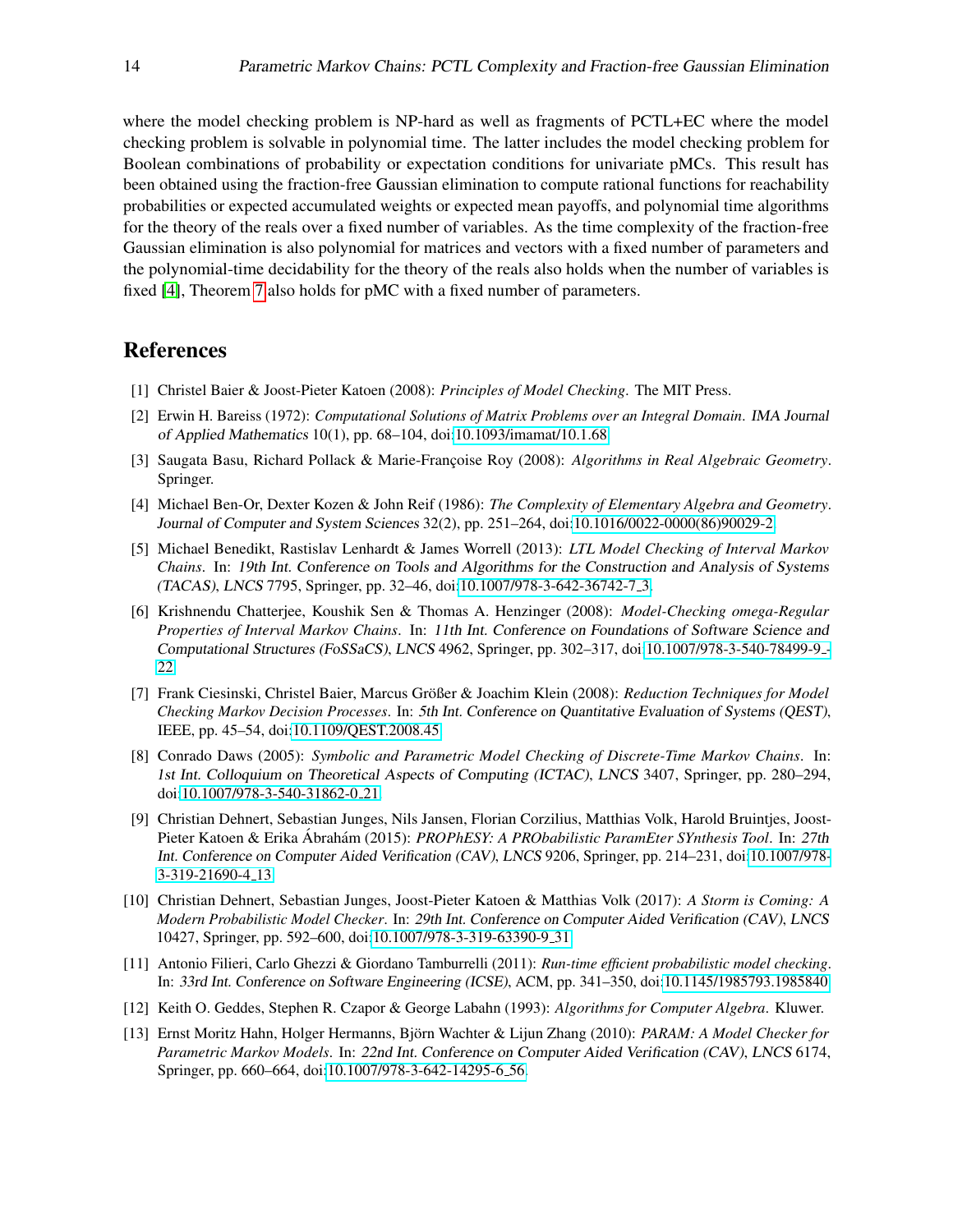where the model checking problem is NP-hard as well as fragments of PCTL+EC where the model checking problem is solvable in polynomial time. The latter includes the model checking problem for Boolean combinations of probability or expectation conditions for univariate pMCs. This result has been obtained using the fraction-free Gaussian elimination to compute rational functions for reachability probabilities or expected accumulated weights or expected mean payoffs, and polynomial time algorithms for the theory of the reals over a fixed number of variables. As the time complexity of the fraction-free Gaussian elimination is also polynomial for matrices and vectors with a fixed number of parameters and the polynomial-time decidability for the theory of the reals also holds when the number of variables is fixed [4], Theorem 7 also holds for pMC with a fixed number of parameters.

## References

[1] Christel Baier & Joost-Pieter Katoen (2008): *Principles of Model Checking*. The MIT Press.

[2] Erwin H. Bareiss (1972): *Computational Solutions of Matrix Problems over an Integral Domain*. IMA Journal of Applied Mathematics 10(1), pp. 68–104, doi:10.1093/imamat/10.1.68.

[3] Saugata Basu, Richard Pollack & Marie-Françoise Roy (2008): *Algorithms in Real Algebraic Geometry*. Springer.

[4] Michael Ben-Or, Dexter Kozen & John Reif (1986): *The Complexity of Elementary Algebra and Geometry*. Journal of Computer and System Sciences 32(2), pp. 251–264, doi:10.1016/0022-0000(86)90029-2.

[5] Michael Benedikt, Rastislav Lenhardt & James Worrell (2013): *LTL Model Checking of Interval Markov Chains*. In: 19th Int. Conference on Tools and Algorithms for the Construction and Analysis of Systems (TACAS), LNCS 7795, Springer, pp. 32–46, doi:10.1007/978-3-642-36742-7_3.

[6] Krishnendu Chatterjee, Koushik Sen & Thomas A. Henzinger (2008): *Model-Checking omega-Regular Properties of Interval Markov Chains*. In: 11th Int. Conference on Foundations of Software Science and Computational Structures (FoSSaCS), LNCS 4962, Springer, pp. 302–317, doi:10.1007/978-3-540-78499-9_22.

[7] Frank Ciesinski, Christel Baier, Marcus Größer & Joachim Klein (2008): *Reduction Techniques for Model Checking Markov Decision Processes*. In: 5th Int. Conference on Quantitative Evaluation of Systems (QEST), IEEE, pp. 45–54, doi:10.1109/QEST.2008.45.

[8] Conrado Daws (2005): *Symbolic and Parametric Model Checking of Discrete-Time Markov Chains*. In: 1st Int. Colloquium on Theoretical Aspects of Computing (ICTAC), LNCS 3407, Springer, pp. 280–294, doi:10.1007/978-3-540-31862-0_21.

[9] Christian Dehnert, Sebastian Junges, Nils Jansen, Florian Corzilius, Matthias Volk, Harold Bruintjes, Joost-Pieter Katoen & Erika Ábrahám (2015): *PROPhESY: A PRObabilistic ParamEter SYnthesis Tool*. In: 27th Int. Conference on Computer Aided Verification (CAV), LNCS 9206, Springer, pp. 214–231, doi:10.1007/978-3-319-21690-4_13.

[10] Christian Dehnert, Sebastian Junges, Joost-Pieter Katoen & Matthias Volk (2017): *A Storm is Coming: A Modern Probabilistic Model Checker*. In: 29th Int. Conference on Computer Aided Verification (CAV), LNCS 10427, Springer, pp. 592–600, doi:10.1007/978-3-319-63390-9_31.

[11] Antonio Filieri, Carlo Ghezzi & Giordano Tamburrelli (2011): *Run-time efficient probabilistic model checking*. In: 33rd Int. Conference on Software Engineering (ICSE), ACM, pp. 341–350, doi:10.1145/1985793.1985840.

[12] Keith O. Geddes, Stephen R. Czapor & George Labahn (1993): *Algorithms for Computer Algebra*. Kluwer.

[13] Ernst Moritz Hahn, Holger Hermanns, Björn Wachter & Lijun Zhang (2010): *PARAM: A Model Checker for Parametric Markov Models*. In: 22nd Int. Conference on Computer Aided Verification (CAV), LNCS 6174, Springer, pp. 660–664, doi:10.1007/978-3-642-14295-6_56.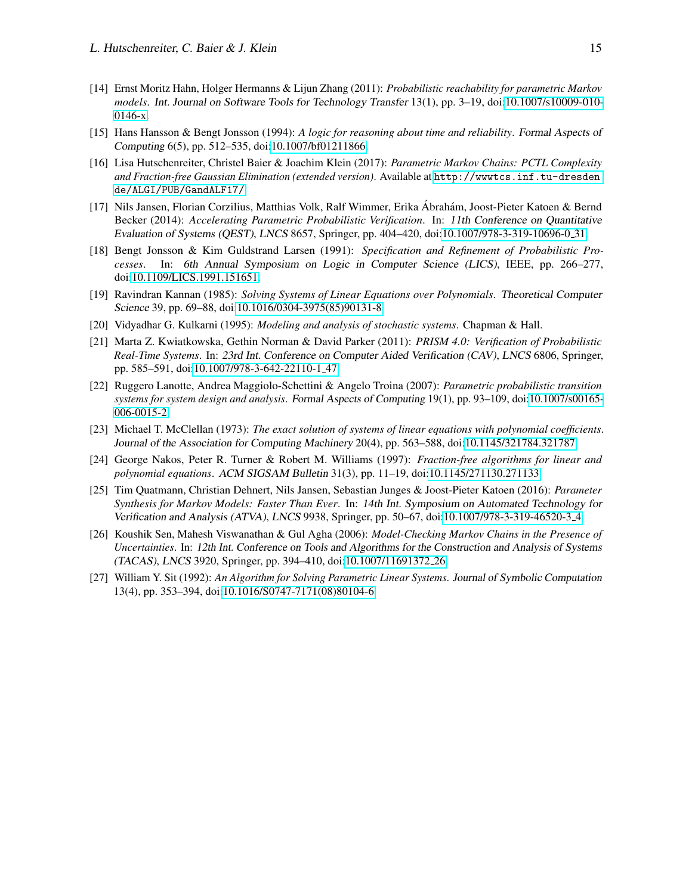[14] Ernst Moritz Hahn, Holger Hermanns & Lijun Zhang (2011): *Probabilistic reachability for parametric Markov models*. Int. Journal on Software Tools for Technology Transfer 13(1), pp. 3–19, doi:10.1007/s10009-010-0146-x.

[15] Hans Hansson & Bengt Jonsson (1994): *A logic for reasoning about time and reliability*. Formal Aspects of Computing 6(5), pp. 512–535, doi:10.1007/bf01211866.

[16] Lisa Hutschenreiter, Christel Baier & Joachim Klein (2017): *Parametric Markov Chains: PCTL Complexity and Fraction-free Gaussian Elimination (extended version)*. Available at `http://wwwtcs.inf.tu-dresden.de/ALGI/PUB/GandALF17/`.

[17] Nils Jansen, Florian Corzilius, Matthias Volk, Ralf Wimmer, Erika Ábrahám, Joost-Pieter Katoen & Bernd Becker (2014): *Accelerating Parametric Probabilistic Verification*. In: 11th Conference on Quantitative Evaluation of Systems (QEST), LNCS 8657, Springer, pp. 404–420, doi:10.1007/978-3-319-10696-0_31.

[18] Bengt Jonsson & Kim Guldstrand Larsen (1991): *Specification and Refinement of Probabilistic Processes*. In: 6th Annual Symposium on Logic in Computer Science (LICS), IEEE, pp. 266–277, doi:10.1109/LICS.1991.151651.

[19] Ravindran Kannan (1985): *Solving Systems of Linear Equations over Polynomials*. Theoretical Computer Science 39, pp. 69–88, doi:10.1016/0304-3975(85)90131-8.

[20] Vidyadhar G. Kulkarni (1995): *Modeling and analysis of stochastic systems*. Chapman & Hall.

[21] Marta Z. Kwiatkowska, Gethin Norman & David Parker (2011): *PRISM 4.0: Verification of Probabilistic Real-Time Systems*. In: 23rd Int. Conference on Computer Aided Verification (CAV), LNCS 6806, Springer, pp. 585–591, doi:10.1007/978-3-642-22110-1_47.

[22] Ruggero Lanotte, Andrea Maggiolo-Schettini & Angelo Troina (2007): *Parametric probabilistic transition systems for system design and analysis*. Formal Aspects of Computing 19(1), pp. 93–109, doi:10.1007/s00165-006-0015-2.

[23] Michael T. McClellan (1973): *The exact solution of systems of linear equations with polynomial coefficients*. Journal of the Association for Computing Machinery 20(4), pp. 563–588, doi:10.1145/321784.321787.

[24] George Nakos, Peter R. Turner & Robert M. Williams (1997): *Fraction-free algorithms for linear and polynomial equations*. ACM SIGSAM Bulletin 31(3), pp. 11–19, doi:10.1145/271130.271133.

[25] Tim Quatmann, Christian Dehnert, Nils Jansen, Sebastian Junges & Joost-Pieter Katoen (2016): *Parameter Synthesis for Markov Models: Faster Than Ever*. In: 14th Int. Symposium on Automated Technology for Verification and Analysis (ATVA), LNCS 9938, Springer, pp. 50–67, doi:10.1007/978-3-319-46520-3_4.

[26] Koushik Sen, Mahesh Viswanathan & Gul Agha (2006): *Model-Checking Markov Chains in the Presence of Uncertainties*. In: 12th Int. Conference on Tools and Algorithms for the Construction and Analysis of Systems (TACAS), LNCS 3920, Springer, pp. 394–410, doi:10.1007/11691372_26.

[27] William Y. Sit (1992): *An Algorithm for Solving Parametric Linear Systems*. Journal of Symbolic Computation 13(4), pp. 353–394, doi:10.1016/S0747-7171(08)80104-6.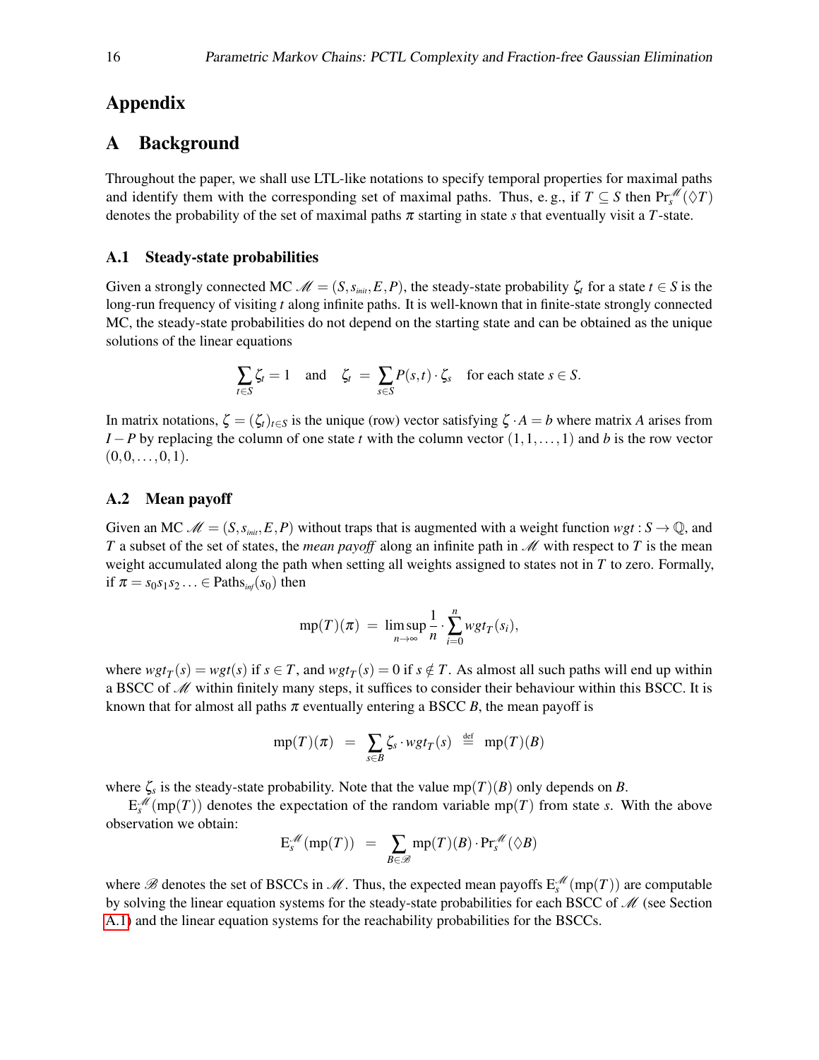# Appendix

## A Background

Throughout the paper, we shall use LTL-like notations to specify temporal properties for maximal paths and identify them with the corresponding set of maximal paths. Thus, e. g., if $T \subseteq S$ then $\Pr_s^{\mathscr{M}}(\Diamond T)$ denotes the probability of the set of maximal paths $\pi$ starting in state $s$ that eventually visit a $T$-state.

### A.1 Steady-state probabilities

Given a strongly connected MC $\mathscr{M} = (S, s_{init}, E, P)$, the steady-state probability $\zeta_t$ for a state $t \in S$ is the long-run frequency of visiting $t$ along infinite paths. It is well-known that in finite-state strongly connected MC, the steady-state probabilities do not depend on the starting state and can be obtained as the unique solutions of the linear equations

$$\sum_{t \in S} \zeta_t = 1 \quad \text{and} \quad \zeta_t \;=\; \sum_{s \in S} P(s,t) \cdot \zeta_s \quad \text{for each state } s \in S.$$

In matrix notations, $\zeta = (\zeta_t)_{t \in S}$ is the unique (row) vector satisfying $\zeta \cdot A = b$ where matrix $A$ arises from $I - P$ by replacing the column of one state $t$ with the column vector $(1,1,\ldots,1)$ and $b$ is the row vector $(0,0,\ldots,0,1)$.

### A.2 Mean payoff

Given an MC $\mathscr{M} = (S, s_{init}, E, P)$ without traps that is augmented with a weight function $wgt : S \to \mathbb{Q}$, and $T$ a subset of the set of states, the *mean payoff* along an infinite path in $\mathscr{M}$ with respect to $T$ is the mean weight accumulated along the path when setting all weights assigned to states not in $T$ to zero. Formally, if $\pi = s_0 s_1 s_2 \ldots \in \text{Paths}_{inf}(s_0)$ then

$$\text{mp}(T)(\pi) \;=\; \limsup_{n \to \infty} \frac{1}{n} \cdot \sum_{i=0}^{n} wgt_T(s_i),$$

where $wgt_T(s) = wgt(s)$ if $s \in T$, and $wgt_T(s) = 0$ if $s \notin T$. As almost all such paths will end up within a BSCC of $\mathscr{M}$ within finitely many steps, it suffices to consider their behaviour within this BSCC. It is known that for almost all paths $\pi$ eventually entering a BSCC $B$, the mean payoff is

$$\text{mp}(T)(\pi) \;=\; \sum_{s \in B} \zeta_s \cdot wgt_T(s) \;\stackrel{\text{def}}{=}\; \text{mp}(T)(B)$$

where $\zeta_s$ is the steady-state probability. Note that the value $\text{mp}(T)(B)$ only depends on $B$.

$\text{E}_s^{\mathscr{M}}(\text{mp}(T))$ denotes the expectation of the random variable $\text{mp}(T)$ from state $s$. With the above observation we obtain:

$$\text{E}_s^{\mathscr{M}}(\text{mp}(T)) \;=\; \sum_{B \in \mathscr{B}} \text{mp}(T)(B) \cdot \Pr_s^{\mathscr{M}}(\Diamond B)$$

where $\mathscr{B}$ denotes the set of BSCCs in $\mathscr{M}$. Thus, the expected mean payoffs $\text{E}_s^{\mathscr{M}}(\text{mp}(T))$ are computable by solving the linear equation systems for the steady-state probabilities for each BSCC of $\mathscr{M}$ (see Section A.1) and the linear equation systems for the reachability probabilities for the BSCCs.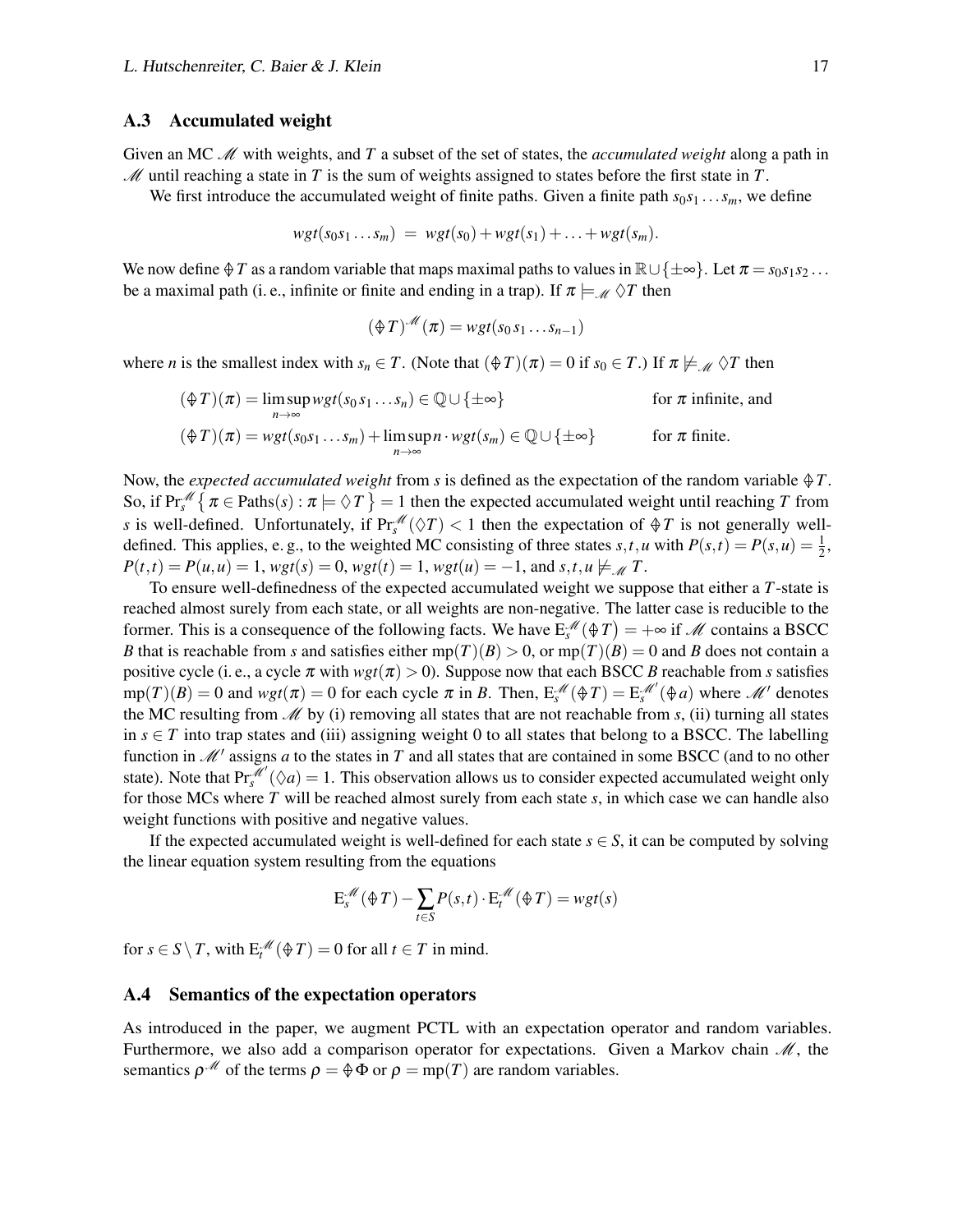### A.3 Accumulated weight

Given an MC $\mathscr{M}$ with weights, and $T$ a subset of the set of states, the *accumulated weight* along a path in $\mathscr{M}$ until reaching a state in $T$ is the sum of weights assigned to states before the first state in $T$.

We first introduce the accumulated weight of finite paths. Given a finite path $s_0 s_1 \dots s_m$, we define

$$wgt(s_0 s_1 \dots s_m) \ = \ wgt(s_0) + wgt(s_1) + \dots + wgt(s_m).$$

We now define $\oint T$ as a random variable that maps maximal paths to values in $\mathbb{R} \cup \{\pm\infty\}$. Let $\pi = s_0 s_1 s_2 \dots$ be a maximal path (i. e., infinite or finite and ending in a trap). If $\pi \models_{\mathscr{M}} \lozenge T$ then

$$(\oint T)^{\mathscr{M}}(\pi) = wgt(s_0 s_1 \dots s_{n-1})$$

where $n$ is the smallest index with $s_n \in T$. (Note that $(\oint T)(\pi) = 0$ if $s_0 \in T$.) If $\pi \not\models_{\mathscr{M}} \lozenge T$ then

$$(\oint T)(\pi) = \limsup_{n \to \infty} wgt(s_0 s_1 \dots s_n) \in \mathbb{Q} \cup \{\pm\infty\} \qquad \text{for } \pi \text{ infinite, and}$$

$$(\oint T)(\pi) = wgt(s_0 s_1 \dots s_m) + \limsup_{n \to \infty} n \cdot wgt(s_m) \in \mathbb{Q} \cup \{\pm\infty\} \qquad \text{for } \pi \text{ finite.}$$

Now, the *expected accumulated weight* from $s$ is defined as the expectation of the random variable $\oint T$. So, if $\Pr^{\mathscr{M}}_s \{ \pi \in \text{Paths}(s) : \pi \models \lozenge T \} = 1$ then the expected accumulated weight until reaching $T$ from $s$ is well-defined. Unfortunately, if $\Pr^{\mathscr{M}}_s(\lozenge T) < 1$ then the expectation of $\oint T$ is not generally well-defined. This applies, e. g., to the weighted MC consisting of three states $s, t, u$ with $P(s,t) = P(s,u) = \frac{1}{2}$, $P(t,t) = P(u,u) = 1$, $wgt(s) = 0$, $wgt(t) = 1$, $wgt(u) = -1$, and $s, t, u \not\models_{\mathscr{M}} T$.

To ensure well-definedness of the expected accumulated weight we suppose that either a $T$-state is reached almost surely from each state, or all weights are non-negative. The latter case is reducible to the former. This is a consequence of the following facts. We have $\mathrm{E}^{\mathscr{M}}_s(\oint T) = +\infty$ if $\mathscr{M}$ contains a BSCC $B$ that is reachable from $s$ and satisfies either $\mathrm{mp}(T)(B) > 0$, or $\mathrm{mp}(T)(B) = 0$ and $B$ does not contain a positive cycle (i. e., a cycle $\pi$ with $wgt(\pi) > 0$). Suppose now that each BSCC $B$ reachable from $s$ satisfies $\mathrm{mp}(T)(B) = 0$ and $wgt(\pi) = 0$ for each cycle $\pi$ in $B$. Then, $\mathrm{E}^{\mathscr{M}}_s(\oint T) = \mathrm{E}^{\mathscr{M}'}_s(\oint a)$ where $\mathscr{M}'$ denotes the MC resulting from $\mathscr{M}$ by (i) removing all states that are not reachable from $s$, (ii) turning all states in $s \in T$ into trap states and (iii) assigning weight 0 to all states that belong to a BSCC. The labelling function in $\mathscr{M}'$ assigns $a$ to the states in $T$ and all states that are contained in some BSCC (and to no other state). Note that $\Pr^{\mathscr{M}'}_s(\lozenge a) = 1$. This observation allows us to consider expected accumulated weight only for those MCs where $T$ will be reached almost surely from each state $s$, in which case we can handle also weight functions with positive and negative values.

If the expected accumulated weight is well-defined for each state $s \in S$, it can be computed by solving the linear equation system resulting from the equations

$$\mathrm{E}^{\mathscr{M}}_s(\oint T) - \sum_{t \in S} P(s,t) \cdot \mathrm{E}^{\mathscr{M}}_t(\oint T) = wgt(s)$$

for $s \in S \setminus T$, with $\mathrm{E}^{\mathscr{M}}_t(\oint T) = 0$ for all $t \in T$ in mind.

### A.4 Semantics of the expectation operators

As introduced in the paper, we augment PCTL with an expectation operator and random variables. Furthermore, we also add a comparison operator for expectations. Given a Markov chain $\mathscr{M}$, the semantics $\rho^{\mathscr{M}}$ of the terms $\rho = \oint \Phi$ or $\rho = \mathrm{mp}(T)$ are random variables.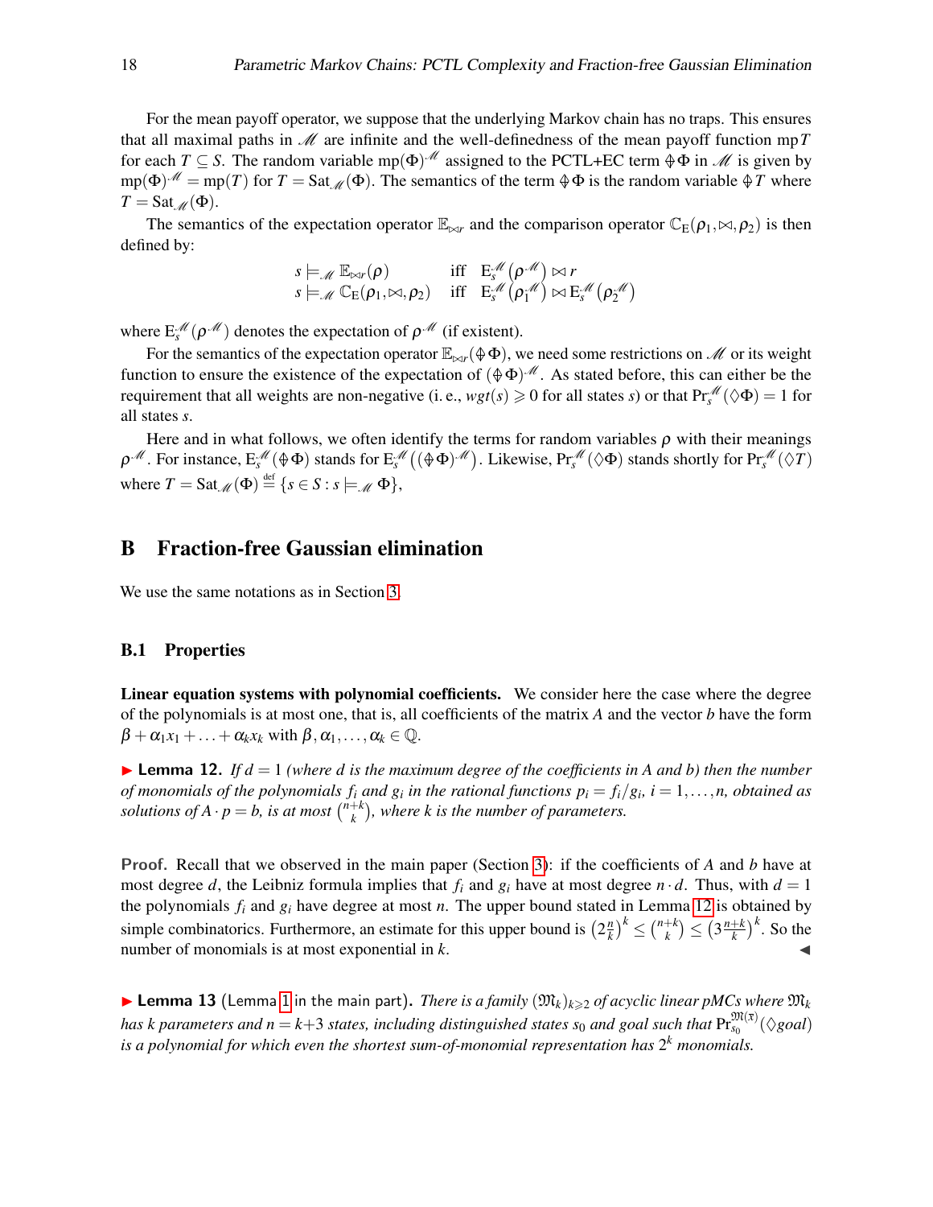For the mean payoff operator, we suppose that the underlying Markov chain has no traps. This ensures that all maximal paths in $\mathscr{M}$ are infinite and the well-definedness of the mean payoff function $\mathrm{mp}T$ for each $T \subseteq S$. The random variable $\mathrm{mp}(\Phi)^{\mathscr{M}}$ assigned to the PCTL+EC term $\oint\Phi$ in $\mathscr{M}$ is given by $\mathrm{mp}(\Phi)^{\mathscr{M}} = \mathrm{mp}(T)$ for $T = \mathrm{Sat}_{\mathscr{M}}(\Phi)$. The semantics of the term $\oint\Phi$ is the random variable $\oint T$ where $T = \mathrm{Sat}_{\mathscr{M}}(\Phi)$.

The semantics of the expectation operator $\mathbb{E}_{\bowtie r}$ and the comparison operator $\mathbb{C}_{\mathrm{E}}(\rho_1, \bowtie, \rho_2)$ is then defined by:

$$
\begin{array}{lll}
s \models_{\mathscr{M}} \mathbb{E}_{\bowtie r}(\rho) & \text{iff} & \mathrm{E}_s^{\mathscr{M}}\big(\rho^{\mathscr{M}}\big) \bowtie r \\
s \models_{\mathscr{M}} \mathbb{C}_{\mathrm{E}}(\rho_1, \bowtie, \rho_2) & \text{iff} & \mathrm{E}_s^{\mathscr{M}}\big(\rho_1^{\mathscr{M}}\big) \bowtie \mathrm{E}_s^{\mathscr{M}}\big(\rho_2^{\mathscr{M}}\big)
\end{array}
$$

where $\mathrm{E}_s^{\mathscr{M}}(\rho^{\mathscr{M}})$ denotes the expectation of $\rho^{\mathscr{M}}$ (if existent).

For the semantics of the expectation operator $\mathbb{E}_{\bowtie r}(\oint\Phi)$, we need some restrictions on $\mathscr{M}$ or its weight function to ensure the existence of the expectation of $(\oint\Phi)^{\mathscr{M}}$. As stated before, this can either be the requirement that all weights are non-negative (i. e., $wgt(s) \geqslant 0$ for all states $s$) or that $\Pr_s^{\mathscr{M}}(\Diamond\Phi) = 1$ for all states $s$.

Here and in what follows, we often identify the terms for random variables $\rho$ with their meanings $\rho^{\mathscr{M}}$. For instance, $\mathrm{E}_s^{\mathscr{M}}(\oint\Phi)$ stands for $\mathrm{E}_s^{\mathscr{M}}\big((\oint\Phi)^{\mathscr{M}}\big)$. Likewise, $\Pr_s^{\mathscr{M}}(\Diamond\Phi)$ stands shortly for $\Pr_s^{\mathscr{M}}(\Diamond T)$ where $T = \mathrm{Sat}_{\mathscr{M}}(\Phi) \stackrel{\text{def}}{=} \{s \in S : s \models_{\mathscr{M}} \Phi\}$,

## B Fraction-free Gaussian elimination

We use the same notations as in Section 3.

### B.1 Properties

**Linear equation systems with polynomial coefficients.** We consider here the case where the degree of the polynomials is at most one, that is, all coefficients of the matrix $A$ and the vector $b$ have the form $\beta + \alpha_1 x_1 + \ldots + \alpha_k x_k$ with $\beta, \alpha_1, \ldots, \alpha_k \in \mathbb{Q}$.

► **Lemma 12.** *If $d = 1$ (where $d$ is the maximum degree of the coefficients in $A$ and $b$) then the number of monomials of the polynomials $f_i$ and $g_i$ in the rational functions $p_i = f_i/g_i$, $i = 1, \ldots, n$, obtained as solutions of $A \cdot p = b$, is at most $\binom{n+k}{k}$, where $k$ is the number of parameters.*

**Proof.** Recall that we observed in the main paper (Section 3): if the coefficients of $A$ and $b$ have at most degree $d$, the Leibniz formula implies that $f_i$ and $g_i$ have at most degree $n \cdot d$. Thus, with $d = 1$ the polynomials $f_i$ and $g_i$ have degree at most $n$. The upper bound stated in Lemma 12 is obtained by simple combinatorics. Furthermore, an estimate for this upper bound is $\big(2\frac{n}{k}\big)^k \leq \binom{n+k}{k} \leq \big(3\frac{n+k}{k}\big)^k$. So the number of monomials is at most exponential in $k$. ◄

► **Lemma 13** (Lemma 1 in the main part). *There is a family $(\mathfrak{M}_k)_{k \geqslant 2}$ of acyclic linear pMCs where $\mathfrak{M}_k$ has $k$ parameters and $n = k+3$ states, including distinguished states $s_0$ and goal such that $\Pr_{s_0}^{\mathfrak{M}(\overline{x})}(\Diamond goal)$ is a polynomial for which even the shortest sum-of-monomial representation has $2^k$ monomials.*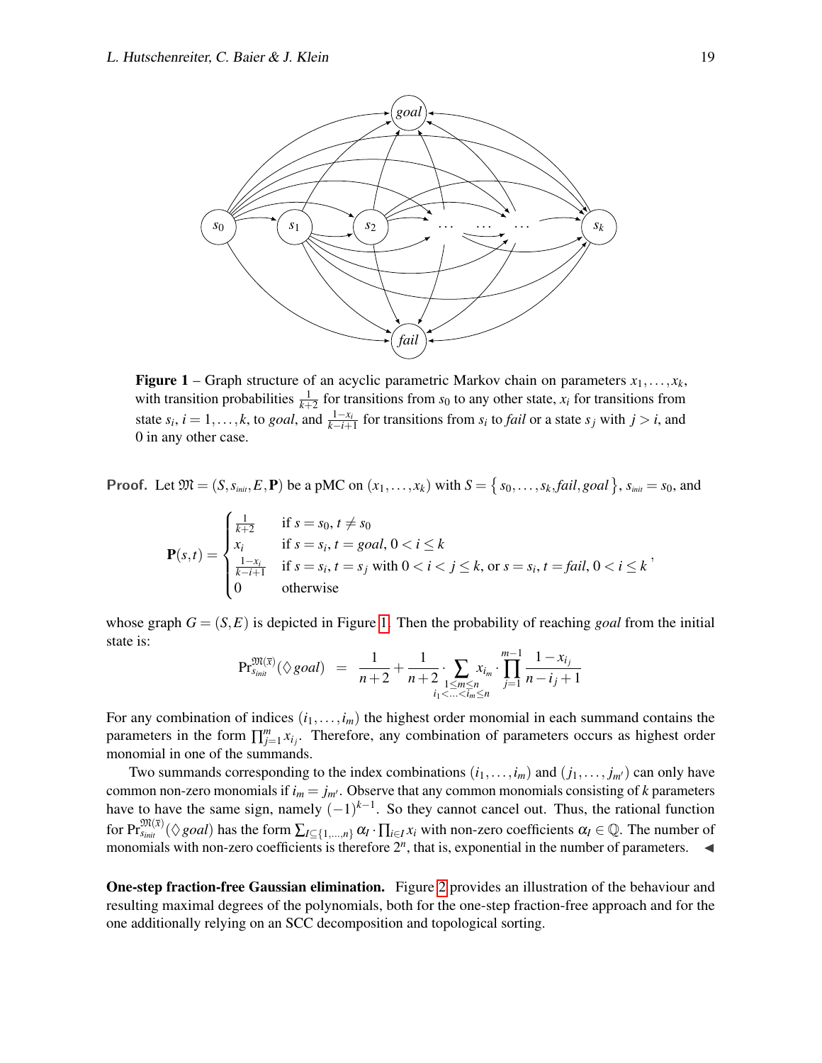**Figure 1** – Graph structure of an acyclic parametric Markov chain on parameters $x_1,\dots,x_k$, with transition probabilities $\frac{1}{k+2}$ for transitions from $s_0$ to any other state, $x_i$ for transitions from state $s_i$, $i = 1,\dots,k$, to *goal*, and $\frac{1-x_i}{k-i+1}$ for transitions from $s_i$ to *fail* or a state $s_j$ with $j > i$, and 0 in any other case.

**Proof.** Let $\mathfrak{M} = (S, s_{\mathit{init}}, E, \mathbf{P})$ be a pMC on $(x_1,\dots,x_k)$ with $S = \{s_0,\dots,s_k, \mathit{fail}, \mathit{goal}\}$, $s_{\mathit{init}} = s_0$, and

$$\mathbf{P}(s,t) = \begin{cases} \frac{1}{k+2} & \text{if } s = s_0, t \neq s_0 \\ x_i & \text{if } s = s_i, t = \mathit{goal}, 0 < i \leq k \\ \frac{1-x_i}{k-i+1} & \text{if } s = s_i, t = s_j \text{ with } 0 < i < j \leq k, \text{ or } s = s_i, t = \mathit{fail}, 0 < i \leq k \\ 0 & \text{otherwise} \end{cases},$$

whose graph $G = (S,E)$ is depicted in Figure 1. Then the probability of reaching *goal* from the initial state is:

$$\Pr^{\mathfrak{M}(\overline{x})}_{s_{\mathit{init}}}(\Diamond \mathit{goal}) \;=\; \frac{1}{n+2} + \frac{1}{n+2} \cdot \sum_{\substack{1 \leq m \leq n \\ i_1 < \ldots < i_m \leq n}} x_{i_m} \cdot \prod_{j=1}^{m-1} \frac{1 - x_{i_j}}{n - i_j + 1}$$

For any combination of indices $(i_1,\dots,i_m)$ the highest order monomial in each summand contains the parameters in the form $\prod_{j=1}^{m} x_{i_j}$. Therefore, any combination of parameters occurs as highest order monomial in one of the summands.

Two summands corresponding to the index combinations $(i_1,\dots,i_m)$ and $(j_1,\dots,j_{m'})$ can only have common non-zero monomials if $i_m = j_{m'}$. Observe that any common monomials consisting of $k$ parameters have to have the same sign, namely $(-1)^{k-1}$. So they cannot cancel out. Thus, the rational function for $\Pr^{\mathfrak{M}(\overline{x})}_{s_{\mathit{init}}}(\Diamond \mathit{goal})$ has the form $\sum_{I \subseteq \{1,\dots,n\}} \alpha_I \cdot \prod_{i \in I} x_i$ with non-zero coefficients $\alpha_I \in \mathbb{Q}$. The number of monomials with non-zero coefficients is therefore $2^n$, that is, exponential in the number of parameters. ◀

**One-step fraction-free Gaussian elimination.** Figure 2 provides an illustration of the behaviour and resulting maximal degrees of the polynomials, both for the one-step fraction-free approach and for the one additionally relying on an SCC decomposition and topological sorting.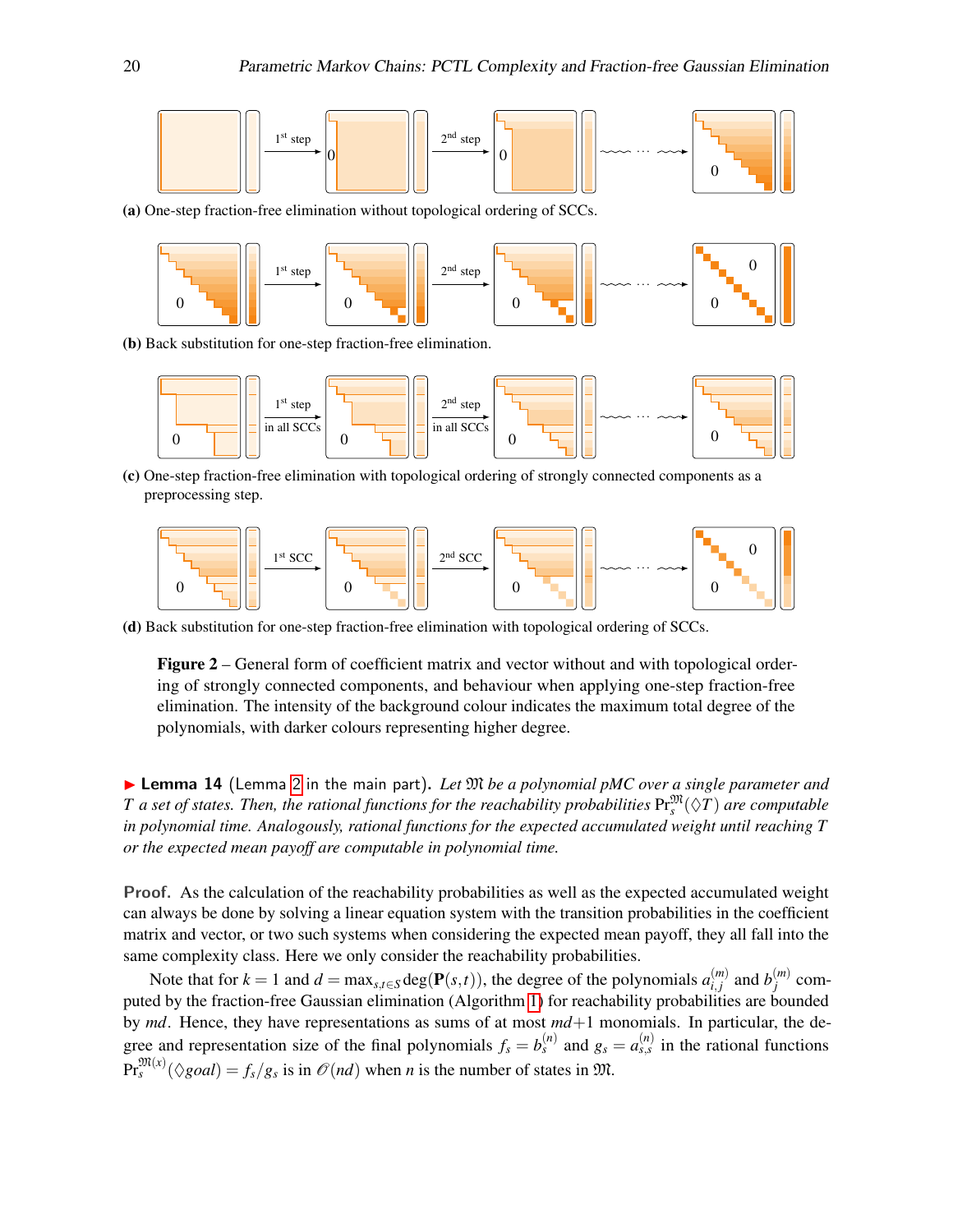(a) One-step fraction-free elimination without topological ordering of SCCs.

(b) Back substitution for one-step fraction-free elimination.

(c) One-step fraction-free elimination with topological ordering of strongly connected components as a preprocessing step.

(d) Back substitution for one-step fraction-free elimination with topological ordering of SCCs.

**Figure 2** – General form of coefficient matrix and vector without and with topological ordering of strongly connected components, and behaviour when applying one-step fraction-free elimination. The intensity of the background colour indicates the maximum total degree of the polynomials, with darker colours representing higher degree.

▶ **Lemma 14** (Lemma 2 in the main part). *Let $\mathfrak{M}$ be a polynomial pMC over a single parameter and $T$ a set of states. Then, the rational functions for the reachability probabilities $\Pr_s^{\mathfrak{M}}(\Diamond T)$ are computable in polynomial time. Analogously, rational functions for the expected accumulated weight until reaching $T$ or the expected mean payoff are computable in polynomial time.*

**Proof.** As the calculation of the reachability probabilities as well as the expected accumulated weight can always be done by solving a linear equation system with the transition probabilities in the coefficient matrix and vector, or two such systems when considering the expected mean payoff, they all fall into the same complexity class. Here we only consider the reachability probabilities.

Note that for $k = 1$ and $d = \max_{s,t \in S} \deg(\mathbf{P}(s,t))$, the degree of the polynomials $a_{i,j}^{(m)}$ and $b_j^{(m)}$ computed by the fraction-free Gaussian elimination (Algorithm 1) for reachability probabilities are bounded by $md$. Hence, they have representations as sums of at most $md+1$ monomials. In particular, the degree and representation size of the final polynomials $f_s = b_s^{(n)}$ and $g_s = a_{s,s}^{(n)}$ in the rational functions $\Pr_s^{\mathfrak{M}(x)}(\Diamond goal) = f_s/g_s$ is in $\mathcal{O}(nd)$ when $n$ is the number of states in $\mathfrak{M}$.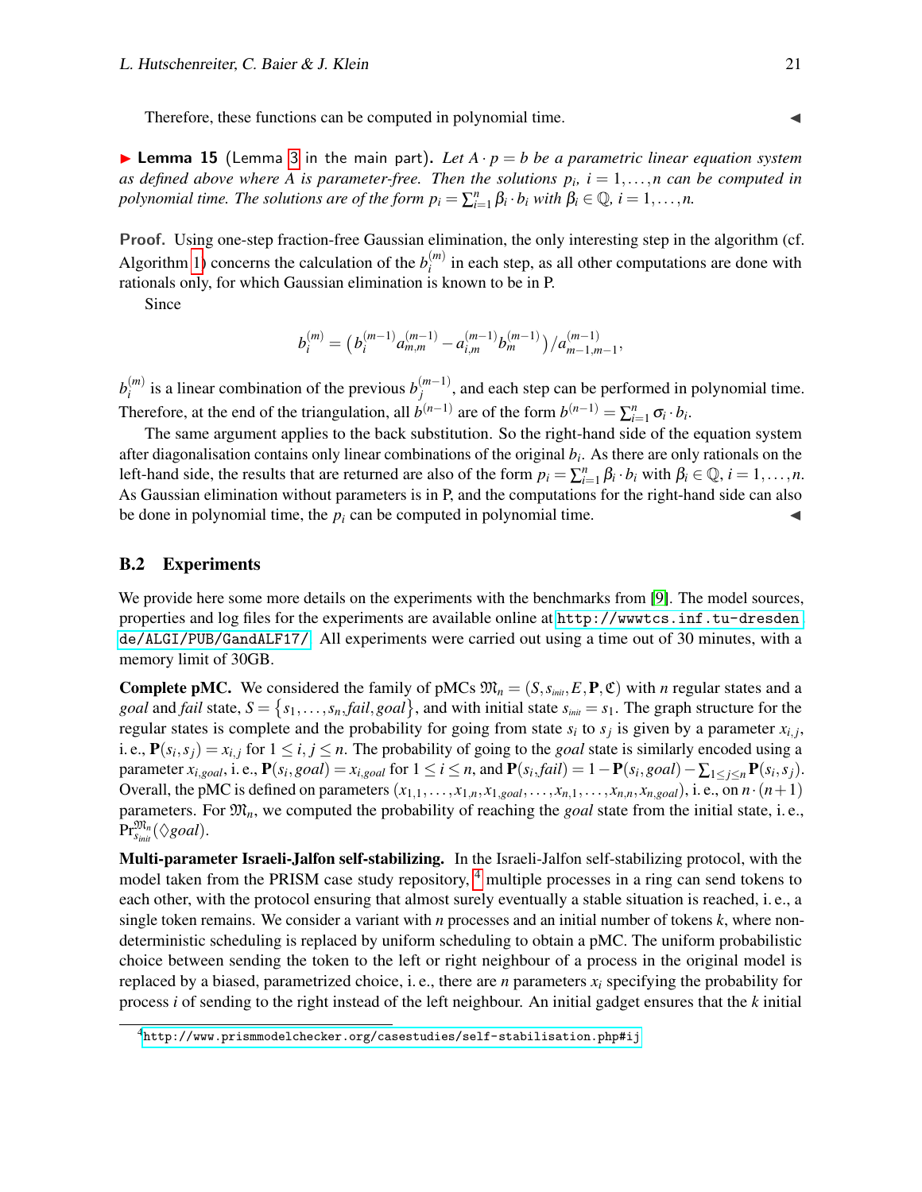Therefore, these functions can be computed in polynomial time. ◀

▶ **Lemma 15** (Lemma 3 in the main part). *Let $A \cdot p = b$ be a parametric linear equation system as defined above where $A$ is parameter-free. Then the solutions $p_i$, $i = 1, \ldots, n$ can be computed in polynomial time. The solutions are of the form $p_i = \sum_{i=1}^{n} \beta_i \cdot b_i$ with $\beta_i \in \mathbb{Q}$, $i = 1, \ldots, n$.*

**Proof.** Using one-step fraction-free Gaussian elimination, the only interesting step in the algorithm (cf. Algorithm 1) concerns the calculation of the $b_i^{(m)}$ in each step, as all other computations are done with rationals only, for which Gaussian elimination is known to be in P.

Since

$$b_i^{(m)} = \left(b_i^{(m-1)} a_{m,m}^{(m-1)} - a_{i,m}^{(m-1)} b_m^{(m-1)}\right) / a_{m-1,m-1}^{(m-1)},$$

$b_i^{(m)}$ is a linear combination of the previous $b_j^{(m-1)}$, and each step can be performed in polynomial time. Therefore, at the end of the triangulation, all $b^{(n-1)}$ are of the form $b^{(n-1)} = \sum_{i=1}^{n} \sigma_i \cdot b_i$.

The same argument applies to the back substitution. So the right-hand side of the equation system after diagonalisation contains only linear combinations of the original $b_i$. As there are only rationals on the left-hand side, the results that are returned are also of the form $p_i = \sum_{i=1}^{n} \beta_i \cdot b_i$ with $\beta_i \in \mathbb{Q}$, $i = 1, \ldots, n$. As Gaussian elimination without parameters is in P, and the computations for the right-hand side can also be done in polynomial time, the $p_i$ can be computed in polynomial time. ◀

## B.2 Experiments

We provide here some more details on the experiments with the benchmarks from [9]. The model sources, properties and log files for the experiments are available online at http://wwwtcs.inf.tu-dresden.de/ALGI/PUB/GandALF17/. All experiments were carried out using a time out of 30 minutes, with a memory limit of 30GB.

**Complete pMC.** We considered the family of pMCs $\mathfrak{M}_n = (S, s_{init}, E, \mathbf{P}, \mathfrak{C})$ with $n$ regular states and a *goal* and *fail* state, $S = \{s_1, \ldots, s_n, fail, goal\}$, and with initial state $s_{init} = s_1$. The graph structure for the regular states is complete and the probability for going from state $s_i$ to $s_j$ is given by a parameter $x_{i,j}$, i. e., $\mathbf{P}(s_i, s_j) = x_{i,j}$ for $1 \leq i, j \leq n$. The probability of going to the *goal* state is similarly encoded using a parameter $x_{i,goal}$, i. e., $\mathbf{P}(s_i, goal) = x_{i,goal}$ for $1 \leq i \leq n$, and $\mathbf{P}(s_i, fail) = 1 - \mathbf{P}(s_i, goal) - \sum_{1 \leq j \leq n} \mathbf{P}(s_i, s_j)$. Overall, the pMC is defined on parameters $(x_{1,1}, \ldots, x_{1,n}, x_{1,goal}, \ldots, x_{n,1}, \ldots, x_{n,n}, x_{n,goal})$, i. e., on $n \cdot (n+1)$ parameters. For $\mathfrak{M}_n$, we computed the probability of reaching the *goal* state from the initial state, i. e., $\Pr_{s_{init}}^{\mathfrak{M}_n}(\Diamond goal)$.

**Multi-parameter Israeli-Jalfon self-stabilizing.** In the Israeli-Jalfon self-stabilizing protocol, with the model taken from the PRISM case study repository, [4] multiple processes in a ring can send tokens to each other, with the protocol ensuring that almost surely eventually a stable situation is reached, i. e., a single token remains. We consider a variant with $n$ processes and an initial number of tokens $k$, where non-deterministic scheduling is replaced by uniform scheduling to obtain a pMC. The uniform probabilistic choice between sending the token to the left or right neighbour of a process in the original model is replaced by a biased, parametrized choice, i. e., there are $n$ parameters $x_i$ specifying the probability for process $i$ of sending to the right instead of the left neighbour. An initial gadget ensures that the $k$ initial

[4] http://www.prismmodelchecker.org/casestudies/self-stabilisation.php#ij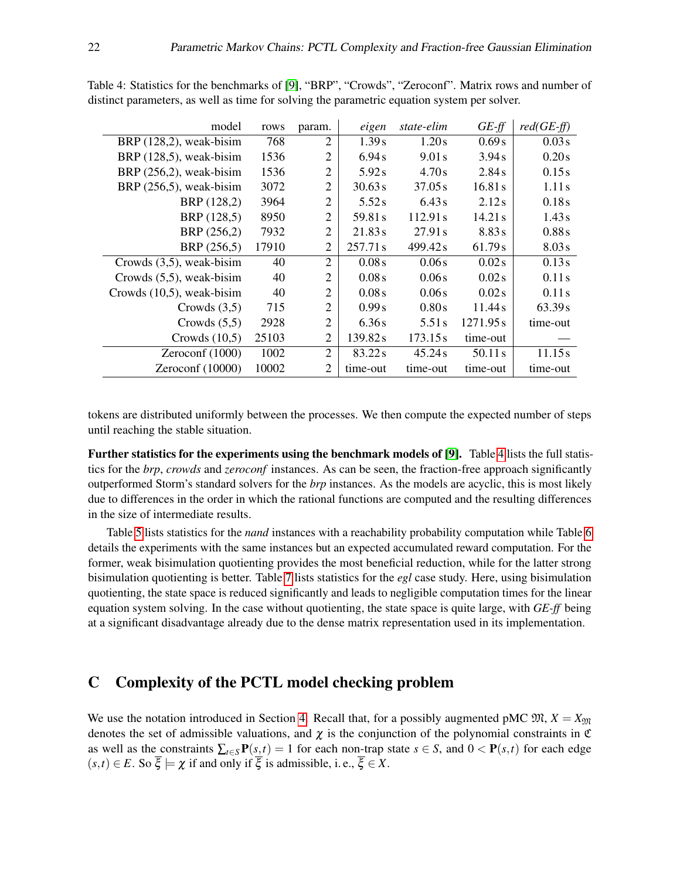Table 4: Statistics for the benchmarks of [9], "BRP", "Crowds", "Zeroconf". Matrix rows and number of distinct parameters, as well as time for solving the parametric equation system per solver.

| model | rows | param. | *eigen* | *state-elim* | *GE-ff* | *red(GE-ff)* |
|---|---|---|---|---|---|---|
| BRP (128,2), weak-bisim | 768 | 2 | 1.39 s | 1.20 s | 0.69 s | 0.03 s |
| BRP (128,5), weak-bisim | 1536 | 2 | 6.94 s | 9.01 s | 3.94 s | 0.20 s |
| BRP (256,2), weak-bisim | 1536 | 2 | 5.92 s | 4.70 s | 2.84 s | 0.15 s |
| BRP (256,5), weak-bisim | 3072 | 2 | 30.63 s | 37.05 s | 16.81 s | 1.11 s |
| BRP (128,2) | 3964 | 2 | 5.52 s | 6.43 s | 2.12 s | 0.18 s |
| BRP (128,5) | 8950 | 2 | 59.81 s | 112.91 s | 14.21 s | 1.43 s |
| BRP (256,2) | 7932 | 2 | 21.83 s | 27.91 s | 8.83 s | 0.88 s |
| BRP (256,5) | 17910 | 2 | 257.71 s | 499.42 s | 61.79 s | 8.03 s |
| Crowds (3,5), weak-bisim | 40 | 2 | 0.08 s | 0.06 s | 0.02 s | 0.13 s |
| Crowds (5,5), weak-bisim | 40 | 2 | 0.08 s | 0.06 s | 0.02 s | 0.11 s |
| Crowds (10,5), weak-bisim | 40 | 2 | 0.08 s | 0.06 s | 0.02 s | 0.11 s |
| Crowds (3,5) | 715 | 2 | 0.99 s | 0.80 s | 11.44 s | 63.39 s |
| Crowds (5,5) | 2928 | 2 | 6.36 s | 5.51 s | 1271.95 s | time-out |
| Crowds (10,5) | 25103 | 2 | 139.82 s | 173.15 s | time-out | — |
| Zeroconf (1000) | 1002 | 2 | 83.22 s | 45.24 s | 50.11 s | 11.15 s |
| Zeroconf (10000) | 10002 | 2 | time-out | time-out | time-out | time-out |

tokens are distributed uniformly between the processes. We then compute the expected number of steps until reaching the stable situation.

**Further statistics for the experiments using the benchmark models of [9].** Table 4 lists the full statistics for the *brp*, *crowds* and *zeroconf* instances. As can be seen, the fraction-free approach significantly outperformed Storm's standard solvers for the *brp* instances. As the models are acyclic, this is most likely due to differences in the order in which the rational functions are computed and the resulting differences in the size of intermediate results.

Table 5 lists statistics for the *nand* instances with a reachability probability computation while Table 6 details the experiments with the same instances but an expected accumulated reward computation. For the former, weak bisimulation quotienting provides the most beneficial reduction, while for the latter strong bisimulation quotienting is better. Table 7 lists statistics for the *egl* case study. Here, using bisimulation quotienting, the state space is reduced significantly and leads to negligible computation times for the linear equation system solving. In the case without quotienting, the state space is quite large, with *GE-ff* being at a significant disadvantage already due to the dense matrix representation used in its implementation.

# C Complexity of the PCTL model checking problem

We use the notation introduced in Section 4. Recall that, for a possibly augmented pMC $\mathfrak{M}$, $X = X_{\mathfrak{M}}$ denotes the set of admissible valuations, and $\chi$ is the conjunction of the polynomial constraints in $\mathfrak{C}$ as well as the constraints $\sum_{t \in S} \mathbf{P}(s,t) = 1$ for each non-trap state $s \in S$, and $0 < \mathbf{P}(s,t)$ for each edge $(s,t) \in E$. So $\overline{\xi} \models \chi$ if and only if $\overline{\xi}$ is admissible, i. e., $\overline{\xi} \in X$.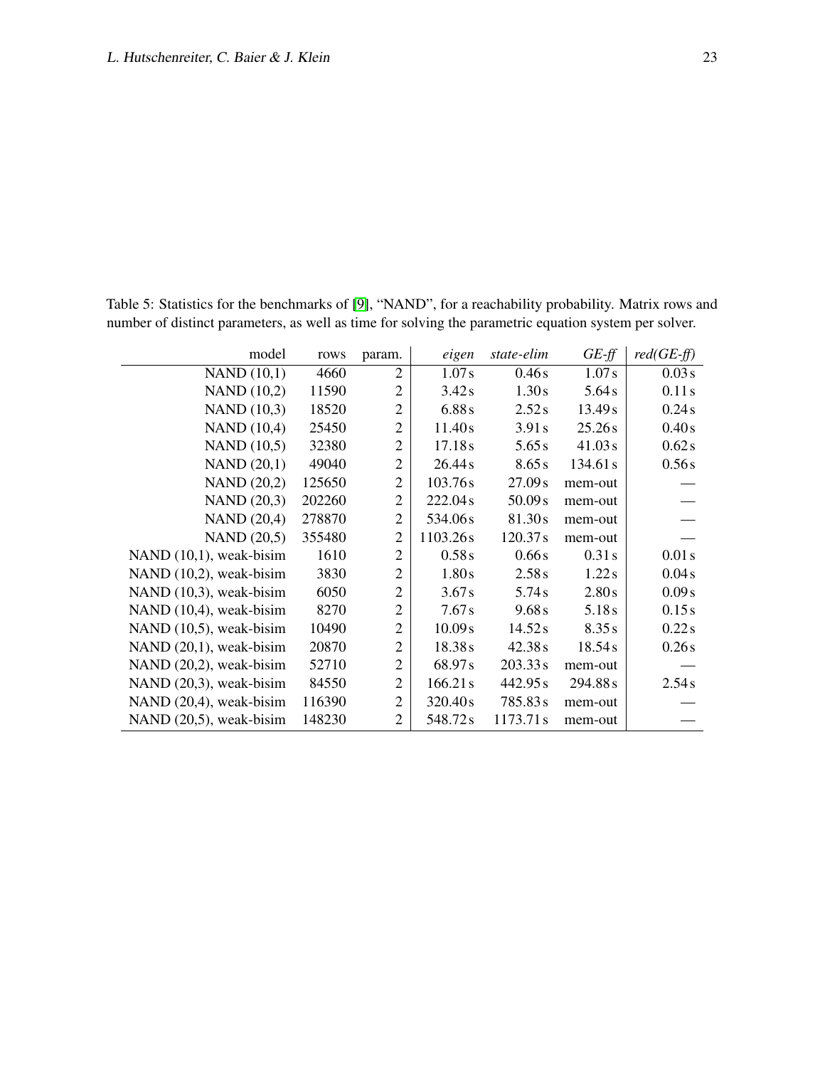Table 5: Statistics for the benchmarks of [9], "NAND", for a reachability probability. Matrix rows and number of distinct parameters, as well as time for solving the parametric equation system per solver.

| model | rows | param. | *eigen* | *state-elim* | *GE-ff* | *red(GE-ff)* |
|---:|---:|---:|---:|---:|---:|---:|
| NAND (10,1) | 4660 | 2 | 1.07 s | 0.46 s | 1.07 s | 0.03 s |
| NAND (10,2) | 11590 | 2 | 3.42 s | 1.30 s | 5.64 s | 0.11 s |
| NAND (10,3) | 18520 | 2 | 6.88 s | 2.52 s | 13.49 s | 0.24 s |
| NAND (10,4) | 25450 | 2 | 11.40 s | 3.91 s | 25.26 s | 0.40 s |
| NAND (10,5) | 32380 | 2 | 17.18 s | 5.65 s | 41.03 s | 0.62 s |
| NAND (20,1) | 49040 | 2 | 26.44 s | 8.65 s | 134.61 s | 0.56 s |
| NAND (20,2) | 125650 | 2 | 103.76 s | 27.09 s | mem-out | — |
| NAND (20,3) | 202260 | 2 | 222.04 s | 50.09 s | mem-out | — |
| NAND (20,4) | 278870 | 2 | 534.06 s | 81.30 s | mem-out | — |
| NAND (20,5) | 355480 | 2 | 1103.26 s | 120.37 s | mem-out | — |
| NAND (10,1), weak-bisim | 1610 | 2 | 0.58 s | 0.66 s | 0.31 s | 0.01 s |
| NAND (10,2), weak-bisim | 3830 | 2 | 1.80 s | 2.58 s | 1.22 s | 0.04 s |
| NAND (10,3), weak-bisim | 6050 | 2 | 3.67 s | 5.74 s | 2.80 s | 0.09 s |
| NAND (10,4), weak-bisim | 8270 | 2 | 7.67 s | 9.68 s | 5.18 s | 0.15 s |
| NAND (10,5), weak-bisim | 10490 | 2 | 10.09 s | 14.52 s | 8.35 s | 0.22 s |
| NAND (20,1), weak-bisim | 20870 | 2 | 18.38 s | 42.38 s | 18.54 s | 0.26 s |
| NAND (20,2), weak-bisim | 52710 | 2 | 68.97 s | 203.33 s | mem-out | — |
| NAND (20,3), weak-bisim | 84550 | 2 | 166.21 s | 442.95 s | 294.88 s | 2.54 s |
| NAND (20,4), weak-bisim | 116390 | 2 | 320.40 s | 785.83 s | mem-out | — |
| NAND (20,5), weak-bisim | 148230 | 2 | 548.72 s | 1173.71 s | mem-out | — |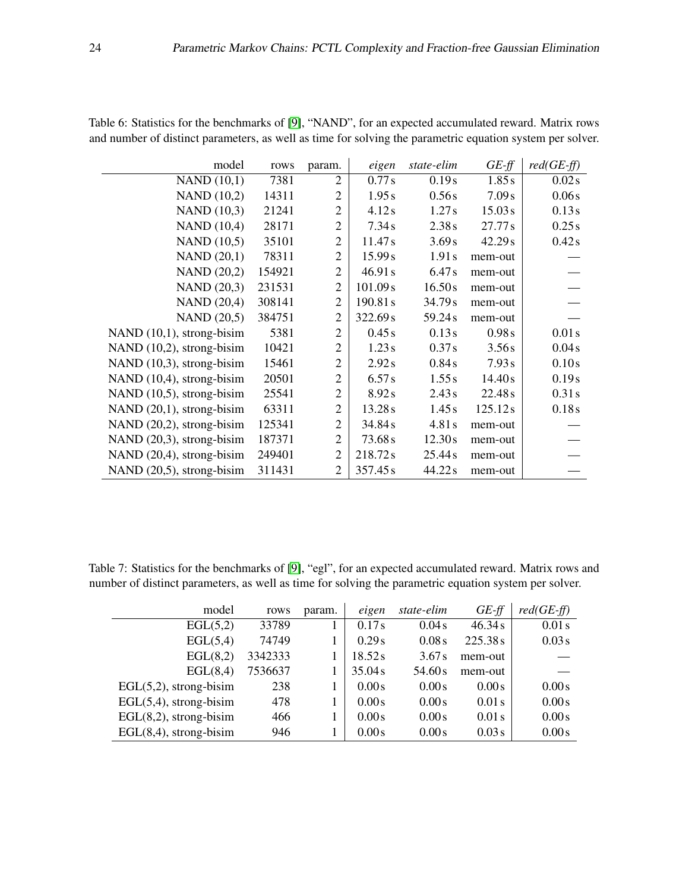Table 6: Statistics for the benchmarks of [9], "NAND", for an expected accumulated reward. Matrix rows and number of distinct parameters, as well as time for solving the parametric equation system per solver.

| model | rows | param. | *eigen* | *state-elim* | *GE-ff* | *red(GE-ff)* |
|---:|---:|---:|---:|---:|---:|---:|
| NAND (10,1) | 7381 | 2 | 0.77 s | 0.19 s | 1.85 s | 0.02 s |
| NAND (10,2) | 14311 | 2 | 1.95 s | 0.56 s | 7.09 s | 0.06 s |
| NAND (10,3) | 21241 | 2 | 4.12 s | 1.27 s | 15.03 s | 0.13 s |
| NAND (10,4) | 28171 | 2 | 7.34 s | 2.38 s | 27.77 s | 0.25 s |
| NAND (10,5) | 35101 | 2 | 11.47 s | 3.69 s | 42.29 s | 0.42 s |
| NAND (20,1) | 78311 | 2 | 15.99 s | 1.91 s | mem-out | — |
| NAND (20,2) | 154921 | 2 | 46.91 s | 6.47 s | mem-out | — |
| NAND (20,3) | 231531 | 2 | 101.09 s | 16.50 s | mem-out | — |
| NAND (20,4) | 308141 | 2 | 190.81 s | 34.79 s | mem-out | — |
| NAND (20,5) | 384751 | 2 | 322.69 s | 59.24 s | mem-out | — |
| NAND (10,1), strong-bisim | 5381 | 2 | 0.45 s | 0.13 s | 0.98 s | 0.01 s |
| NAND (10,2), strong-bisim | 10421 | 2 | 1.23 s | 0.37 s | 3.56 s | 0.04 s |
| NAND (10,3), strong-bisim | 15461 | 2 | 2.92 s | 0.84 s | 7.93 s | 0.10 s |
| NAND (10,4), strong-bisim | 20501 | 2 | 6.57 s | 1.55 s | 14.40 s | 0.19 s |
| NAND (10,5), strong-bisim | 25541 | 2 | 8.92 s | 2.43 s | 22.48 s | 0.31 s |
| NAND (20,1), strong-bisim | 63311 | 2 | 13.28 s | 1.45 s | 125.12 s | 0.18 s |
| NAND (20,2), strong-bisim | 125341 | 2 | 34.84 s | 4.81 s | mem-out | — |
| NAND (20,3), strong-bisim | 187371 | 2 | 73.68 s | 12.30 s | mem-out | — |
| NAND (20,4), strong-bisim | 249401 | 2 | 218.72 s | 25.44 s | mem-out | — |
| NAND (20,5), strong-bisim | 311431 | 2 | 357.45 s | 44.22 s | mem-out | — |

Table 7: Statistics for the benchmarks of [9], "egl", for an expected accumulated reward. Matrix rows and number of distinct parameters, as well as time for solving the parametric equation system per solver.

| model | rows | param. | *eigen* | *state-elim* | *GE-ff* | *red(GE-ff)* |
|---:|---:|---:|---:|---:|---:|---:|
| EGL(5,2) | 33789 | 1 | 0.17 s | 0.04 s | 46.34 s | 0.01 s |
| EGL(5,4) | 74749 | 1 | 0.29 s | 0.08 s | 225.38 s | 0.03 s |
| EGL(8,2) | 3342333 | 1 | 18.52 s | 3.67 s | mem-out | — |
| EGL(8,4) | 7536637 | 1 | 35.04 s | 54.60 s | mem-out | — |
| EGL(5,2), strong-bisim | 238 | 1 | 0.00 s | 0.00 s | 0.00 s | 0.00 s |
| EGL(5,4), strong-bisim | 478 | 1 | 0.00 s | 0.00 s | 0.01 s | 0.00 s |
| EGL(8,2), strong-bisim | 466 | 1 | 0.00 s | 0.00 s | 0.01 s | 0.00 s |
| EGL(8,4), strong-bisim | 946 | 1 | 0.00 s | 0.00 s | 0.03 s | 0.00 s |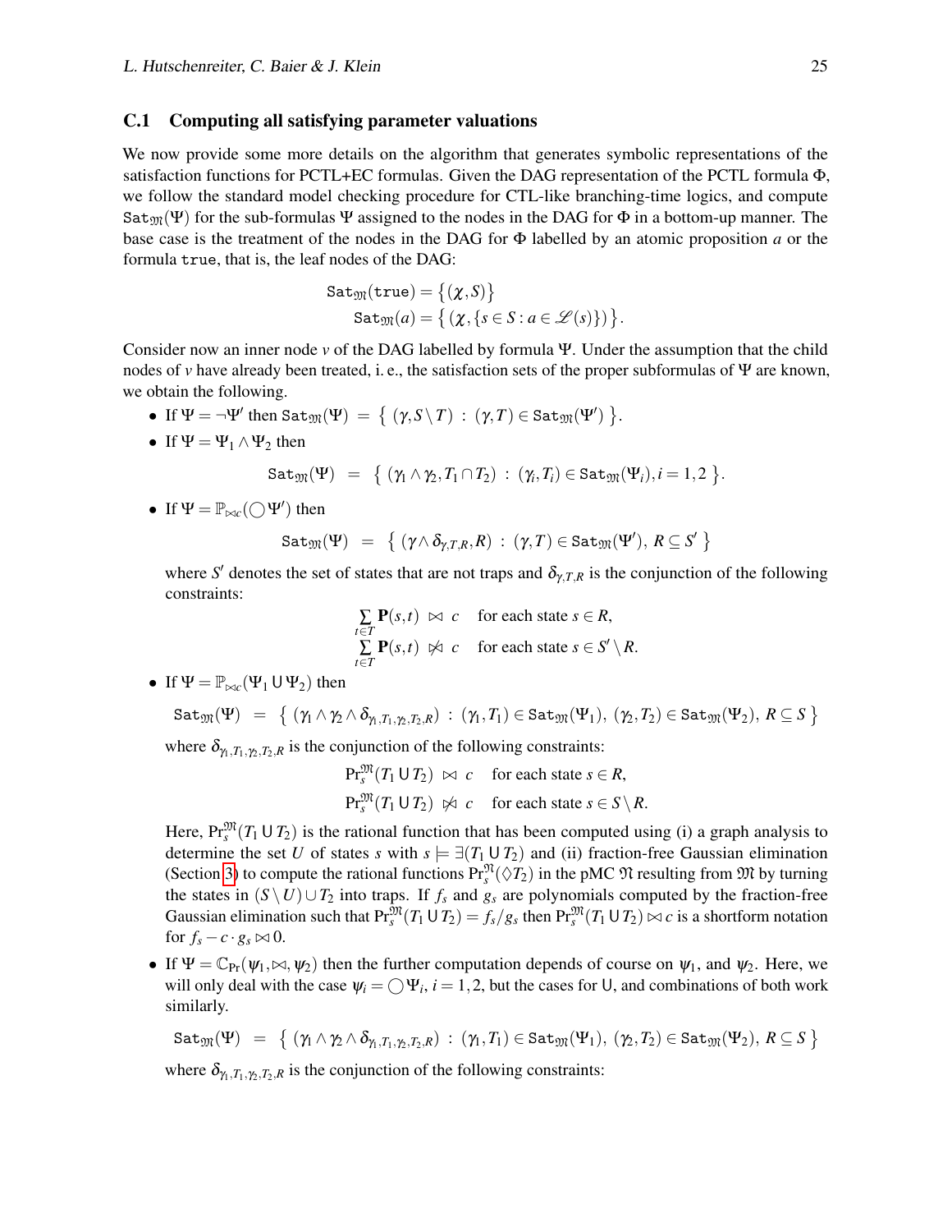### C.1 Computing all satisfying parameter valuations

We now provide some more details on the algorithm that generates symbolic representations of the satisfaction functions for PCTL+EC formulas. Given the DAG representation of the PCTL formula $\Phi$, we follow the standard model checking procedure for CTL-like branching-time logics, and compute $\mathtt{Sat}_{\mathfrak{M}}(\Psi)$ for the sub-formulas $\Psi$ assigned to the nodes in the DAG for $\Phi$ in a bottom-up manner. The base case is the treatment of the nodes in the DAG for $\Phi$ labelled by an atomic proposition $a$ or the formula true, that is, the leaf nodes of the DAG:

$$
\begin{aligned}
\mathtt{Sat}_{\mathfrak{M}}(\mathtt{true}) &= \{(\chi, S)\} \\
\mathtt{Sat}_{\mathfrak{M}}(a) &= \{(\chi, \{s \in S : a \in \mathscr{L}(s)\})\}.
\end{aligned}
$$

Consider now an inner node $v$ of the DAG labelled by formula $\Psi$. Under the assumption that the child nodes of $v$ have already been treated, i. e., the satisfaction sets of the proper subformulas of $\Psi$ are known, we obtain the following.

- If $\Psi = \neg\Psi'$ then $\mathtt{Sat}_{\mathfrak{M}}(\Psi) = \{ (\gamma, S \setminus T) : (\gamma, T) \in \mathtt{Sat}_{\mathfrak{M}}(\Psi') \}$.
- If $\Psi = \Psi_1 \wedge \Psi_2$ then

$$\mathtt{Sat}_{\mathfrak{M}}(\Psi) = \{ (\gamma_1 \wedge \gamma_2, T_1 \cap T_2) : (\gamma_i, T_i) \in \mathtt{Sat}_{\mathfrak{M}}(\Psi_i), i = 1,2 \}.$$

- If $\Psi = \mathbb{P}_{\bowtie c}(\bigcirc\Psi')$ then

$$\mathtt{Sat}_{\mathfrak{M}}(\Psi) = \{ (\gamma \wedge \delta_{\gamma,T,R}, R) : (\gamma, T) \in \mathtt{Sat}_{\mathfrak{M}}(\Psi'),\ R \subseteq S' \}$$

  where $S'$ denotes the set of states that are not traps and $\delta_{\gamma,T,R}$ is the conjunction of the following constraints:

$$
\begin{aligned}
\sum_{t \in T} \mathbf{P}(s,t) &\bowtie c \quad \text{for each state } s \in R, \\
\sum_{t \in T} \mathbf{P}(s,t) &\not\bowtie c \quad \text{for each state } s \in S' \setminus R.
\end{aligned}
$$

- If $\Psi = \mathbb{P}_{\bowtie c}(\Psi_1 \,\mathsf{U}\, \Psi_2)$ then

$$\mathtt{Sat}_{\mathfrak{M}}(\Psi) = \{ (\gamma_1 \wedge \gamma_2 \wedge \delta_{\gamma_1,T_1,\gamma_2,T_2,R}) : (\gamma_1, T_1) \in \mathtt{Sat}_{\mathfrak{M}}(\Psi_1),\ (\gamma_2, T_2) \in \mathtt{Sat}_{\mathfrak{M}}(\Psi_2),\ R \subseteq S \}$$

  where $\delta_{\gamma_1,T_1,\gamma_2,T_2,R}$ is the conjunction of the following constraints:

$$
\begin{aligned}
\Pr_s^{\mathfrak{M}}(T_1 \,\mathsf{U}\, T_2) &\bowtie c \quad \text{for each state } s \in R, \\
\Pr_s^{\mathfrak{M}}(T_1 \,\mathsf{U}\, T_2) &\not\bowtie c \quad \text{for each state } s \in S \setminus R.
\end{aligned}
$$

  Here, $\Pr_s^{\mathfrak{M}}(T_1 \,\mathsf{U}\, T_2)$ is the rational function that has been computed using (i) a graph analysis to determine the set $U$ of states $s$ with $s \models \exists(T_1 \,\mathsf{U}\, T_2)$ and (ii) fraction-free Gaussian elimination (Section 3) to compute the rational functions $\Pr_s^{\mathfrak{N}}(\Diamond T_2)$ in the pMC $\mathfrak{N}$ resulting from $\mathfrak{M}$ by turning the states in $(S \setminus U) \cup T_2$ into traps. If $f_s$ and $g_s$ are polynomials computed by the fraction-free Gaussian elimination such that $\Pr_s^{\mathfrak{M}}(T_1 \,\mathsf{U}\, T_2) = f_s/g_s$ then $\Pr_s^{\mathfrak{M}}(T_1 \,\mathsf{U}\, T_2) \bowtie c$ is a shortform notation for $f_s - c \cdot g_s \bowtie 0$.

- If $\Psi = \mathbb{C}_{\Pr}(\psi_1, \bowtie, \psi_2)$ then the further computation depends of course on $\psi_1$, and $\psi_2$. Here, we will only deal with the case $\psi_i = \bigcirc\Psi_i$, $i = 1,2$, but the cases for $\mathsf{U}$, and combinations of both work similarly.

$$\mathtt{Sat}_{\mathfrak{M}}(\Psi) = \{ (\gamma_1 \wedge \gamma_2 \wedge \delta_{\gamma_1,T_1,\gamma_2,T_2,R}) : (\gamma_1, T_1) \in \mathtt{Sat}_{\mathfrak{M}}(\Psi_1),\ (\gamma_2, T_2) \in \mathtt{Sat}_{\mathfrak{M}}(\Psi_2),\ R \subseteq S \}$$

  where $\delta_{\gamma_1,T_1,\gamma_2,T_2,R}$ is the conjunction of the following constraints: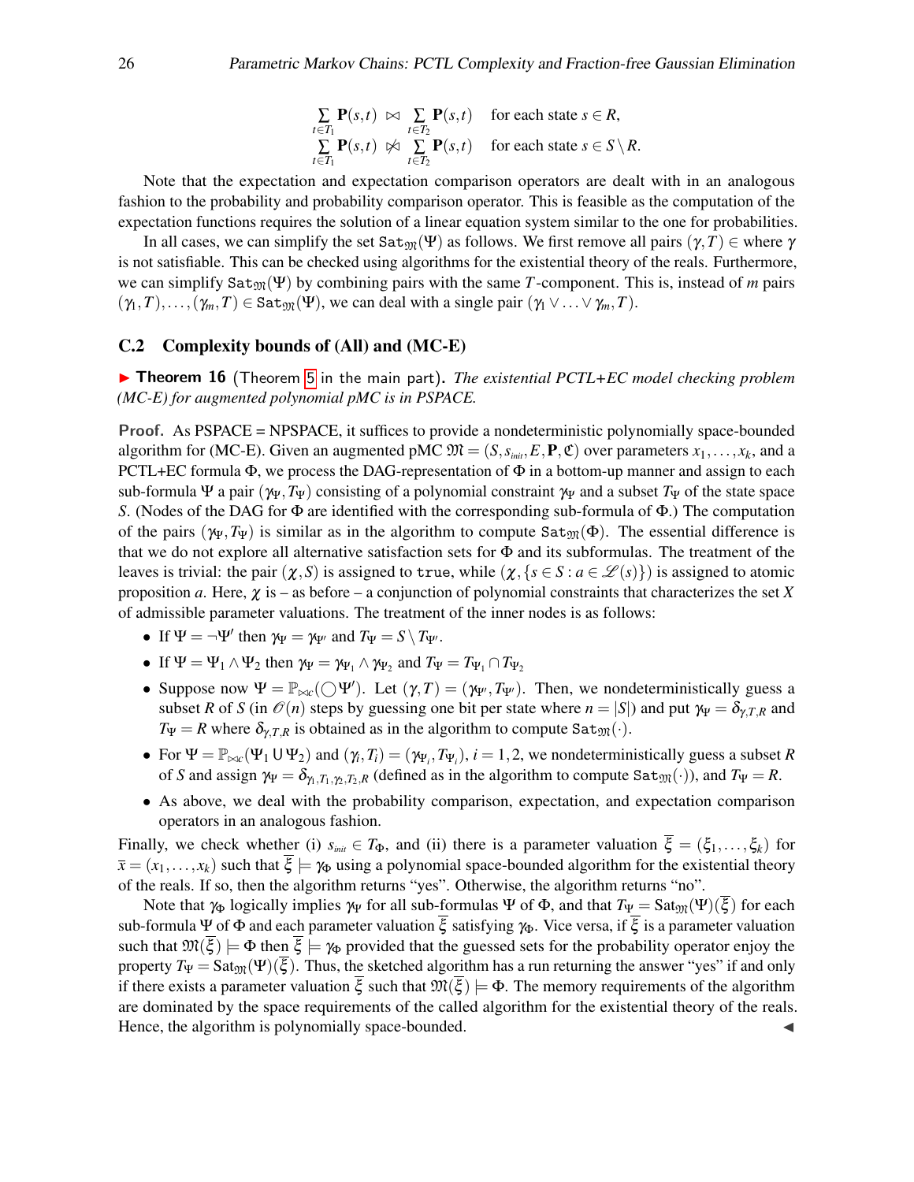$$\sum_{t \in T_1} \mathbf{P}(s,t) \bowtie \sum_{t \in T_2} \mathbf{P}(s,t) \quad \text{for each state } s \in R,$$
$$\sum_{t \in T_1} \mathbf{P}(s,t) \not\bowtie \sum_{t \in T_2} \mathbf{P}(s,t) \quad \text{for each state } s \in S \setminus R.$$

Note that the expectation and expectation comparison operators are dealt with in an analogous fashion to the probability and probability comparison operator. This is feasible as the computation of the expectation functions requires the solution of a linear equation system similar to the one for probabilities.

In all cases, we can simplify the set $\mathtt{Sat}_{\mathfrak{M}}(\Psi)$ as follows. We first remove all pairs $(\gamma, T) \in$ where $\gamma$ is not satisfiable. This can be checked using algorithms for the existential theory of the reals. Furthermore, we can simplify $\mathtt{Sat}_{\mathfrak{M}}(\Psi)$ by combining pairs with the same $T$-component. This is, instead of $m$ pairs $(\gamma_1, T), \ldots, (\gamma_m, T) \in \mathtt{Sat}_{\mathfrak{M}}(\Psi)$, we can deal with a single pair $(\gamma_1 \vee \ldots \vee \gamma_m, T)$.

## C.2 Complexity bounds of (All) and (MC-E)

► **Theorem 16** (Theorem 5 in the main part)**.** *The existential PCTL+EC model checking problem (MC-E) for augmented polynomial pMC is in PSPACE.*

**Proof.** As PSPACE = NPSPACE, it suffices to provide a nondeterministic polynomially space-bounded algorithm for (MC-E). Given an augmented pMC $\mathfrak{M} = (S, s_{init}, E, \mathbf{P}, \mathfrak{C})$ over parameters $x_1, \ldots, x_k$, and a PCTL+EC formula $\Phi$, we process the DAG-representation of $\Phi$ in a bottom-up manner and assign to each sub-formula $\Psi$ a pair $(\gamma_\Psi, T_\Psi)$ consisting of a polynomial constraint $\gamma_\Psi$ and a subset $T_\Psi$ of the state space $S$. (Nodes of the DAG for $\Phi$ are identified with the corresponding sub-formula of $\Phi$.) The computation of the pairs $(\gamma_\Psi, T_\Psi)$ is similar as in the algorithm to compute $\mathtt{Sat}_{\mathfrak{M}}(\Phi)$. The essential difference is that we do not explore all alternative satisfaction sets for $\Phi$ and its subformulas. The treatment of the leaves is trivial: the pair $(\chi, S)$ is assigned to $\mathtt{true}$, while $(\chi, \{s \in S : a \in \mathscr{L}(s)\})$ is assigned to atomic proposition $a$. Here, $\chi$ is – as before – a conjunction of polynomial constraints that characterizes the set $X$ of admissible parameter valuations. The treatment of the inner nodes is as follows:

- If $\Psi = \neg\Psi'$ then $\gamma_\Psi = \gamma_{\Psi'}$ and $T_\Psi = S \setminus T_{\Psi'}$.
- If $\Psi = \Psi_1 \wedge \Psi_2$ then $\gamma_\Psi = \gamma_{\Psi_1} \wedge \gamma_{\Psi_2}$ and $T_\Psi = T_{\Psi_1} \cap T_{\Psi_2}$
- Suppose now $\Psi = \mathbb{P}_{\bowtie c}(\bigcirc \Psi')$. Let $(\gamma, T) = (\gamma_{\Psi'}, T_{\Psi'})$. Then, we nondeterministically guess a subset $R$ of $S$ (in $\mathscr{O}(n)$ steps by guessing one bit per state where $n = |S|$) and put $\gamma_\Psi = \delta_{\gamma,T,R}$ and $T_\Psi = R$ where $\delta_{\gamma,T,R}$ is obtained as in the algorithm to compute $\mathtt{Sat}_{\mathfrak{M}}(\cdot)$.
- For $\Psi = \mathbb{P}_{\bowtie c}(\Psi_1 \cup \Psi_2)$ and $(\gamma_i, T_i) = (\gamma_{\Psi_i}, T_{\Psi_i})$, $i = 1, 2$, we nondeterministically guess a subset $R$ of $S$ and assign $\gamma_\Psi = \delta_{\gamma_1, T_1, \gamma_2, T_2, R}$ (defined as in the algorithm to compute $\mathtt{Sat}_{\mathfrak{M}}(\cdot)$), and $T_\Psi = R$.
- As above, we deal with the probability comparison, expectation, and expectation comparison operators in an analogous fashion.

Finally, we check whether (i) $s_{init} \in T_\Phi$, and (ii) there is a parameter valuation $\overline{\xi} = (\xi_1, \ldots, \xi_k)$ for $\overline{x} = (x_1, \ldots, x_k)$ such that $\overline{\xi} \models \gamma_\Phi$ using a polynomial space-bounded algorithm for the existential theory of the reals. If so, then the algorithm returns "yes". Otherwise, the algorithm returns "no".

Note that $\gamma_\Phi$ logically implies $\gamma_\Psi$ for all sub-formulas $\Psi$ of $\Phi$, and that $T_\Psi = \mathrm{Sat}_{\mathfrak{M}}(\Psi)(\overline{\xi})$ for each sub-formula $\Psi$ of $\Phi$ and each parameter valuation $\overline{\xi}$ satisfying $\gamma_\Phi$. Vice versa, if $\overline{\xi}$ is a parameter valuation such that $\mathfrak{M}(\overline{\xi}) \models \Phi$ then $\overline{\xi} \models \gamma_\Phi$ provided that the guessed sets for the probability operator enjoy the property $T_\Psi = \mathrm{Sat}_{\mathfrak{M}}(\Psi)(\overline{\xi})$. Thus, the sketched algorithm has a run returning the answer "yes" if and only if there exists a parameter valuation $\overline{\xi}$ such that $\mathfrak{M}(\overline{\xi}) \models \Phi$. The memory requirements of the algorithm are dominated by the space requirements of the called algorithm for the existential theory of the reals. Hence, the algorithm is polynomially space-bounded. ◄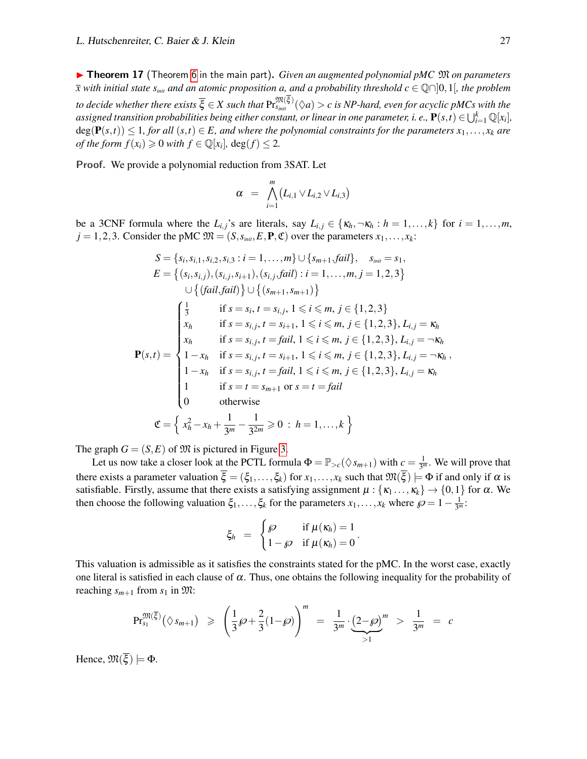▶ **Theorem 17** (Theorem 6 in the main part). *Given an augmented polynomial pMC $\mathfrak{M}$ on parameters $\bar{x}$ with initial state $s_{\mathit{init}}$ and an atomic proposition $a$, and a probability threshold $c \in \mathbb{Q} \cap ]0,1[$, the problem to decide whether there exists $\overline{\xi} \in X$ such that $\Pr^{\mathfrak{M}(\overline{\xi})}_{s_{\mathit{init}}}(\Diamond a) > c$ is NP-hard, even for acyclic pMCs with the assigned transition probabilities being either constant, or linear in one parameter, i. e., $\mathbf{P}(s,t) \in \bigcup_{i=1}^{k} \mathbb{Q}[x_i]$, $\deg(\mathbf{P}(s,t)) \leq 1$, for all $(s,t) \in E$, and where the polynomial constraints for the parameters $x_1,\ldots,x_k$ are of the form $f(x_i) \geqslant 0$ with $f \in \mathbb{Q}[x_i]$, $\deg(f) \leq 2$.*

**Proof.** We provide a polynomial reduction from 3SAT. Let

$$\alpha \;=\; \bigwedge_{i=1}^{m} \big(L_{i,1} \vee L_{i,2} \vee L_{i,3}\big)$$

be a 3CNF formula where the $L_{i,j}$'s are literals, say $L_{i,j} \in \{\kappa_h, \neg\kappa_h : h = 1,\ldots,k\}$ for $i = 1,\ldots,m$, $j = 1,2,3$. Consider the pMC $\mathfrak{M} = (S, s_{\mathit{init}}, E, \mathbf{P}, \mathfrak{C})$ over the parameters $x_1,\ldots,x_k$:

$$
\begin{aligned}
S &= \{s_i, s_{i,1}, s_{i,2}, s_{i,3} : i = 1,\ldots,m\} \cup \{s_{m+1}, \mathit{fail}\}, \quad s_{\mathit{init}} = s_1,\\
E &= \big\{(s_i, s_{i,j}), (s_{i,j}, s_{i+1}), (s_{i,j}, \mathit{fail}) : i = 1,\ldots,m, j = 1,2,3\big\}\\
&\quad \cup \big\{(\mathit{fail},\mathit{fail})\big\} \cup \big\{(s_{m+1}, s_{m+1})\big\}\\
\mathbf{P}(s,t) &= \begin{cases}
\frac{1}{3} & \text{if } s = s_i,\, t = s_{i,j},\ 1 \leqslant i \leqslant m,\ j \in \{1,2,3\}\\
x_h & \text{if } s = s_{i,j},\, t = s_{i+1},\ 1 \leqslant i \leqslant m,\ j \in \{1,2,3\},\ L_{i,j} = \kappa_h\\
x_h & \text{if } s = s_{i,j},\, t = \mathit{fail},\ 1 \leqslant i \leqslant m,\ j \in \{1,2,3\},\ L_{i,j} = \neg\kappa_h\\
1 - x_h & \text{if } s = s_{i,j},\, t = s_{i+1},\ 1 \leqslant i \leqslant m,\ j \in \{1,2,3\},\ L_{i,j} = \neg\kappa_h\\
1 - x_h & \text{if } s = s_{i,j},\, t = \mathit{fail},\ 1 \leqslant i \leqslant m,\ j \in \{1,2,3\},\ L_{i,j} = \kappa_h\\
1 & \text{if } s = t = s_{m+1} \text{ or } s = t = \mathit{fail}\\
0 & \text{otherwise}
\end{cases},\\
\mathfrak{C} &= \Big\{\, x_h^2 - x_h + \frac{1}{3^m} - \frac{1}{3^{2m}} \geqslant 0 \;:\; h = 1,\ldots,k \,\Big\}
\end{aligned}
$$

The graph $G = (S, E)$ of $\mathfrak{M}$ is pictured in Figure 3.

Let us now take a closer look at the PCTL formula $\Phi = \mathbb{P}_{>c}(\Diamond s_{m+1})$ with $c = \frac{1}{3^m}$. We will prove that there exists a parameter valuation $\overline{\xi} = (\xi_1,\ldots,\xi_k)$ for $x_1,\ldots,x_k$ such that $\mathfrak{M}(\overline{\xi}) \models \Phi$ if and only if $\alpha$ is satisfiable. Firstly, assume that there exists a satisfying assignment $\mu : \{\kappa_1 \ldots, \kappa_k\} \to \{0,1\}$ for $\alpha$. We then choose the following valuation $\xi_1,\ldots,\xi_k$ for the parameters $x_1,\ldots,x_k$ where $\wp = 1 - \frac{1}{3^m}$:

$$\xi_h \;=\; \begin{cases} \wp & \text{if } \mu(\kappa_h) = 1\\ 1 - \wp & \text{if } \mu(\kappa_h) = 0 \end{cases}.$$

This valuation is admissible as it satisfies the constraints stated for the pMC. In the worst case, exactly one literal is satisfied in each clause of $\alpha$. Thus, one obtains the following inequality for the probability of reaching $s_{m+1}$ from $s_1$ in $\mathfrak{M}$:

$$\Pr^{\mathfrak{M}(\overline{\xi})}_{s_1}\big(\Diamond s_{m+1}\big) \;\geqslant\; \left(\frac{1}{3}\wp + \frac{2}{3}(1-\wp)\right)^m \;=\; \frac{1}{3^m} \cdot \underbrace{(2-\wp)^m}_{>1} \;>\; \frac{1}{3^m} \;=\; c$$

Hence, $\mathfrak{M}(\overline{\xi}) \models \Phi$.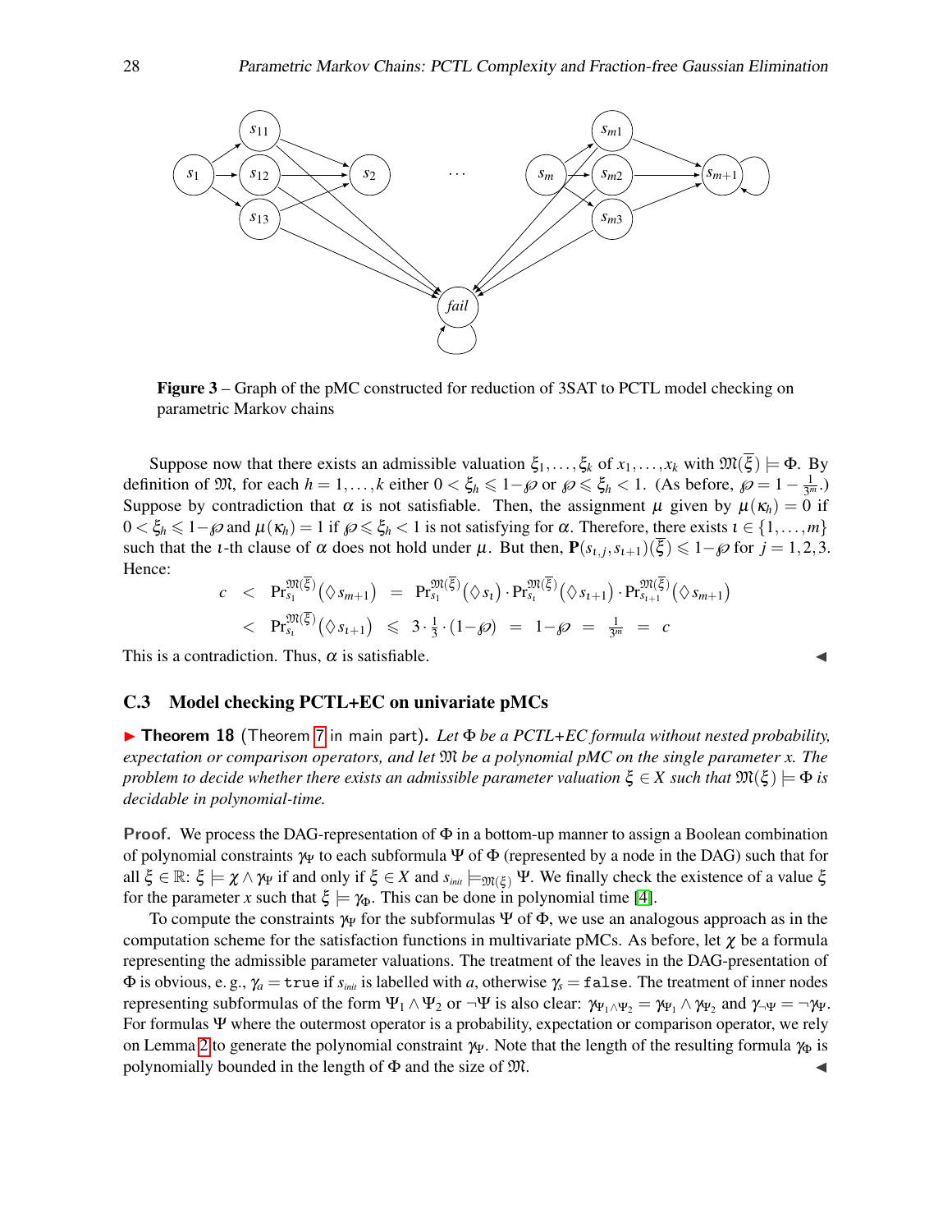**Figure 3** – Graph of the pMC constructed for reduction of 3SAT to PCTL model checking on parametric Markov chains

Suppose now that there exists an admissible valuation $\xi_1, \ldots, \xi_k$ of $x_1, \ldots, x_k$ with $\mathfrak{M}(\overline{\xi}) \models \Phi$. By definition of $\mathfrak{M}$, for each $h = 1, \ldots, k$ either $0 < \xi_h \leqslant 1 - \wp$ or $\wp \leqslant \xi_h < 1$. (As before, $\wp = 1 - \frac{1}{3^m}$.) Suppose by contradiction that $\alpha$ is not satisfiable. Then, the assignment $\mu$ given by $\mu(\kappa_h) = 0$ if $0 < \xi_h \leqslant 1 - \wp$ and $\mu(\kappa_h) = 1$ if $\wp \leqslant \xi_h < 1$ is not satisfying for $\alpha$. Therefore, there exists $\iota \in \{1, \ldots, m\}$ such that the $\iota$-th clause of $\alpha$ does not hold under $\mu$. But then, $\mathbf{P}(s_{\iota,j}, s_{\iota+1})(\overline{\xi}) \leqslant 1 - \wp$ for $j = 1, 2, 3$. Hence:

$$
\begin{array}{rcccl}
c & < & \Pr_{s_1}^{\mathfrak{M}(\overline{\xi})}(\lozenge s_{m+1}) & = & \Pr_{s_1}^{\mathfrak{M}(\overline{\xi})}(\lozenge s_\iota) \cdot \Pr_{s_\iota}^{\mathfrak{M}(\overline{\xi})}(\lozenge s_{\iota+1}) \cdot \Pr_{s_{\iota+1}}^{\mathfrak{M}(\overline{\xi})}(\lozenge s_{m+1}) \\
 & < & \Pr_{s_\iota}^{\mathfrak{M}(\overline{\xi})}(\lozenge s_{\iota+1}) & \leqslant & 3 \cdot \frac{1}{3} \cdot (1 - \wp) \;=\; 1 - \wp \;=\; \frac{1}{3^m} \;=\; c
\end{array}
$$

This is a contradiction. Thus, $\alpha$ is satisfiable. ◀

### C.3 Model checking PCTL+EC on univariate pMCs

▶ **Theorem 18** (Theorem 7 in main part)**.** *Let $\Phi$ be a PCTL+EC formula without nested probability, expectation or comparison operators, and let $\mathfrak{M}$ be a polynomial pMC on the single parameter $x$. The problem to decide whether there exists an admissible parameter valuation $\xi \in X$ such that $\mathfrak{M}(\xi) \models \Phi$ is decidable in polynomial-time.*

**Proof.** We process the DAG-representation of $\Phi$ in a bottom-up manner to assign a Boolean combination of polynomial constraints $\gamma_\Psi$ to each subformula $\Psi$ of $\Phi$ (represented by a node in the DAG) such that for all $\xi \in \mathbb{R}$: $\xi \models \chi \wedge \gamma_\Psi$ if and only if $\xi \in X$ and $s_{init} \models_{\mathfrak{M}(\xi)} \Psi$. We finally check the existence of a value $\xi$ for the parameter $x$ such that $\xi \models \gamma_\Phi$. This can be done in polynomial time [4].

To compute the constraints $\gamma_\Psi$ for the subformulas $\Psi$ of $\Phi$, we use an analogous approach as in the computation scheme for the satisfaction functions in multivariate pMCs. As before, let $\chi$ be a formula representing the admissible parameter valuations. The treatment of the leaves in the DAG-presentation of $\Phi$ is obvious, e. g., $\gamma_a = \texttt{true}$ if $s_{init}$ is labelled with $a$, otherwise $\gamma_s = \texttt{false}$. The treatment of inner nodes representing subformulas of the form $\Psi_1 \wedge \Psi_2$ or $\neg\Psi$ is also clear: $\gamma_{\Psi_1 \wedge \Psi_2} = \gamma_{\Psi_1} \wedge \gamma_{\Psi_2}$ and $\gamma_{\neg\Psi} = \neg\gamma_\Psi$. For formulas $\Psi$ where the outermost operator is a probability, expectation or comparison operator, we rely on Lemma 2 to generate the polynomial constraint $\gamma_\Psi$. Note that the length of the resulting formula $\gamma_\Phi$ is polynomially bounded in the length of $\Phi$ and the size of $\mathfrak{M}$. ◀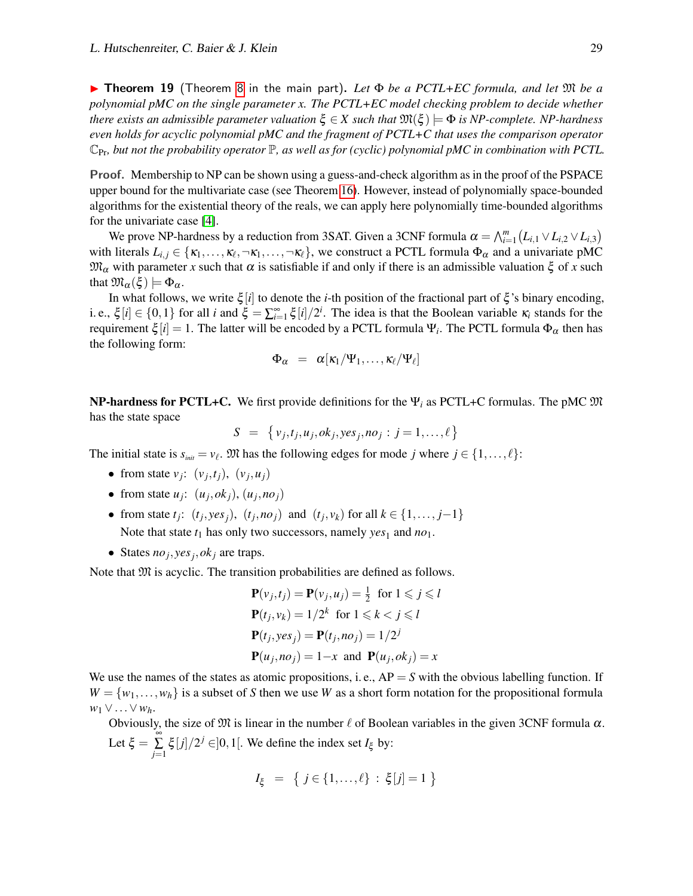▶ **Theorem 19** (Theorem 8 in the main part). *Let $\Phi$ be a PCTL+EC formula, and let $\mathfrak{M}$ be a polynomial pMC on the single parameter $x$. The PCTL+EC model checking problem to decide whether there exists an admissible parameter valuation $\xi \in X$ such that $\mathfrak{M}(\xi) \models \Phi$ is NP-complete. NP-hardness even holds for acyclic polynomial pMC and the fragment of PCTL+C that uses the comparison operator $\mathbb{C}_{\mathrm{Pr}}$, but not the probability operator $\mathbb{P}$, as well as for (cyclic) polynomial pMC in combination with PCTL.*

**Proof.** Membership to NP can be shown using a guess-and-check algorithm as in the proof of the PSPACE upper bound for the multivariate case (see Theorem 16). However, instead of polynomially space-bounded algorithms for the existential theory of the reals, we can apply here polynomially time-bounded algorithms for the univariate case [4].

We prove NP-hardness by a reduction from 3SAT. Given a 3CNF formula $\alpha = \bigwedge_{i=1}^{m} \big(L_{i,1} \vee L_{i,2} \vee L_{i,3}\big)$ with literals $L_{i,j} \in \{\kappa_1, \ldots, \kappa_\ell, \neg\kappa_1, \ldots, \neg\kappa_\ell\}$, we construct a PCTL formula $\Phi_\alpha$ and a univariate pMC $\mathfrak{M}_\alpha$ with parameter $x$ such that $\alpha$ is satisfiable if and only if there is an admissible valuation $\xi$ of $x$ such that $\mathfrak{M}_\alpha(\xi) \models \Phi_\alpha$.

In what follows, we write $\xi[i]$ to denote the $i$-th position of the fractional part of $\xi$'s binary encoding, i. e., $\xi[i] \in \{0,1\}$ for all $i$ and $\xi = \sum_{i=1}^{\infty} \xi[i]/2^i$. The idea is that the Boolean variable $\kappa_i$ stands for the requirement $\xi[i] = 1$. The latter will be encoded by a PCTL formula $\Psi_i$. The PCTL formula $\Phi_\alpha$ then has the following form:

$$\Phi_\alpha \;=\; \alpha[\kappa_1/\Psi_1, \ldots, \kappa_\ell/\Psi_\ell]$$

**NP-hardness for PCTL+C.** We first provide definitions for the $\Psi_i$ as PCTL+C formulas. The pMC $\mathfrak{M}$ has the state space

$$S \;=\; \big\{\, v_j, t_j, u_j, ok_j, yes_j, no_j \;:\; j = 1, \ldots, \ell \,\big\}$$

The initial state is $s_{init} = v_\ell$. $\mathfrak{M}$ has the following edges for mode $j$ where $j \in \{1, \ldots, \ell\}$:

- from state $v_j$: $(v_j, t_j)$, $(v_j, u_j)$
- from state $u_j$: $(u_j, ok_j)$, $(u_j, no_j)$
- from state $t_j$: $(t_j, yes_j)$, $(t_j, no_j)$ and $(t_j, v_k)$ for all $k \in \{1, \ldots, j-1\}$
  Note that state $t_1$ has only two successors, namely $yes_1$ and $no_1$.
- States $no_j, yes_j, ok_j$ are traps.

Note that $\mathfrak{M}$ is acyclic. The transition probabilities are defined as follows.

$$\begin{aligned}
&\mathbf{P}(v_j, t_j) = \mathbf{P}(v_j, u_j) = \tfrac{1}{2} \;\text{ for } 1 \leqslant j \leqslant l \\
&\mathbf{P}(t_j, v_k) = 1/2^k \;\text{ for } 1 \leqslant k < j \leqslant l \\
&\mathbf{P}(t_j, yes_j) = \mathbf{P}(t_j, no_j) = 1/2^j \\
&\mathbf{P}(u_j, no_j) = 1 - x \;\text{ and }\; \mathbf{P}(u_j, ok_j) = x
\end{aligned}$$

We use the names of the states as atomic propositions, i. e., $\mathrm{AP} = S$ with the obvious labelling function. If $W = \{w_1, \ldots, w_h\}$ is a subset of $S$ then we use $W$ as a short form notation for the propositional formula $w_1 \vee \ldots \vee w_h$.

Obviously, the size of $\mathfrak{M}$ is linear in the number $\ell$ of Boolean variables in the given 3CNF formula $\alpha$. Let $\xi = \sum\limits_{j=1}^{\infty} \xi[j]/2^j \in ]0,1[$. We define the index set $I_\xi$ by:

$$I_\xi \;=\; \big\{\; j \in \{1, \ldots, \ell\} \;:\; \xi[j] = 1 \;\big\}$$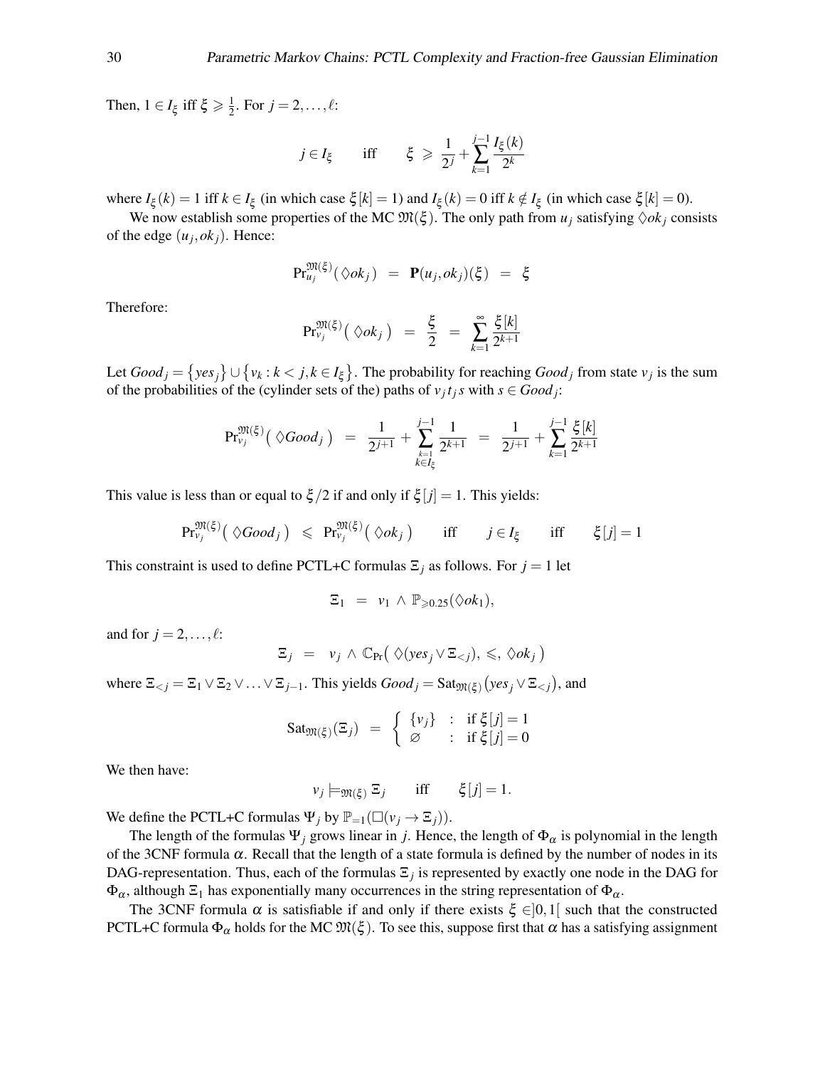Then, $1 \in I_\xi$ iff $\xi \geqslant \frac{1}{2}$. For $j = 2, \ldots, \ell$:

$$j \in I_\xi \qquad \text{iff} \qquad \xi \;\geqslant\; \frac{1}{2^j} + \sum_{k=1}^{j-1} \frac{I_\xi(k)}{2^k}$$

where $I_\xi(k) = 1$ iff $k \in I_\xi$ (in which case $\xi[k] = 1$) and $I_\xi(k) = 0$ iff $k \notin I_\xi$ (in which case $\xi[k] = 0$).

We now establish some properties of the MC $\mathfrak{M}(\xi)$. The only path from $u_j$ satisfying $\Diamond ok_j$ consists of the edge $(u_j, ok_j)$. Hence:

$$\Pr^{\mathfrak{M}(\xi)}_{u_j}(\Diamond ok_j) \;=\; \mathbf{P}(u_j, ok_j)(\xi) \;=\; \xi$$

Therefore:

$$\Pr^{\mathfrak{M}(\xi)}_{v_j}\big(\Diamond ok_j\big) \;=\; \frac{\xi}{2} \;=\; \sum_{k=1}^{\infty} \frac{\xi[k]}{2^{k+1}}$$

Let $Good_j = \{yes_j\} \cup \{v_k : k < j, k \in I_\xi\}$. The probability for reaching $Good_j$ from state $v_j$ is the sum of the probabilities of the (cylinder sets of the) paths of $v_j t_j s$ with $s \in Good_j$:

$$\Pr^{\mathfrak{M}(\xi)}_{v_j}\big(\Diamond Good_j\big) \;=\; \frac{1}{2^{j+1}} + \sum_{\substack{k=1 \\ k \in I_\xi}}^{j-1} \frac{1}{2^{k+1}} \;=\; \frac{1}{2^{j+1}} + \sum_{k=1}^{j-1} \frac{\xi[k]}{2^{k+1}}$$

This value is less than or equal to $\xi/2$ if and only if $\xi[j] = 1$. This yields:

$$\Pr^{\mathfrak{M}(\xi)}_{v_j}\big(\Diamond Good_j\big) \;\leqslant\; \Pr^{\mathfrak{M}(\xi)}_{v_j}\big(\Diamond ok_j\big) \qquad \text{iff} \qquad j \in I_\xi \qquad \text{iff} \qquad \xi[j] = 1$$

This constraint is used to define PCTL+C formulas $\Xi_j$ as follows. For $j = 1$ let

$$\Xi_1 \;=\; v_1 \,\wedge\, \mathbb{P}_{\geqslant 0.25}(\Diamond ok_1),$$

and for $j = 2, \ldots, \ell$:

$$\Xi_j \;=\; v_j \,\wedge\, \mathbb{C}_{\Pr}\big(\, \Diamond(yes_j \vee \Xi_{<j}),\, \leqslant,\, \Diamond ok_j\,\big)$$

where $\Xi_{<j} = \Xi_1 \vee \Xi_2 \vee \ldots \vee \Xi_{j-1}$. This yields $Good_j = \mathrm{Sat}_{\mathfrak{M}(\xi)}\big(yes_j \vee \Xi_{<j}\big)$, and

$$\mathrm{Sat}_{\mathfrak{M}(\xi)}(\Xi_j) \;=\; \begin{cases} \{v_j\} & : \ \text{if } \xi[j] = 1 \\ \varnothing & : \ \text{if } \xi[j] = 0 \end{cases}$$

We then have:

$$v_j \models_{\mathfrak{M}(\xi)} \Xi_j \qquad \text{iff} \qquad \xi[j] = 1.$$

We define the PCTL+C formulas $\Psi_j$ by $\mathbb{P}_{=1}(\Box(v_j \to \Xi_j))$.

The length of the formulas $\Psi_j$ grows linear in $j$. Hence, the length of $\Phi_\alpha$ is polynomial in the length of the 3CNF formula $\alpha$. Recall that the length of a state formula is defined by the number of nodes in its DAG-representation. Thus, each of the formulas $\Xi_j$ is represented by exactly one node in the DAG for $\Phi_\alpha$, although $\Xi_1$ has exponentially many occurrences in the string representation of $\Phi_\alpha$.

The 3CNF formula $\alpha$ is satisfiable if and only if there exists $\xi \in ]0,1[$ such that the constructed PCTL+C formula $\Phi_\alpha$ holds for the MC $\mathfrak{M}(\xi)$. To see this, suppose first that $\alpha$ has a satisfying assignment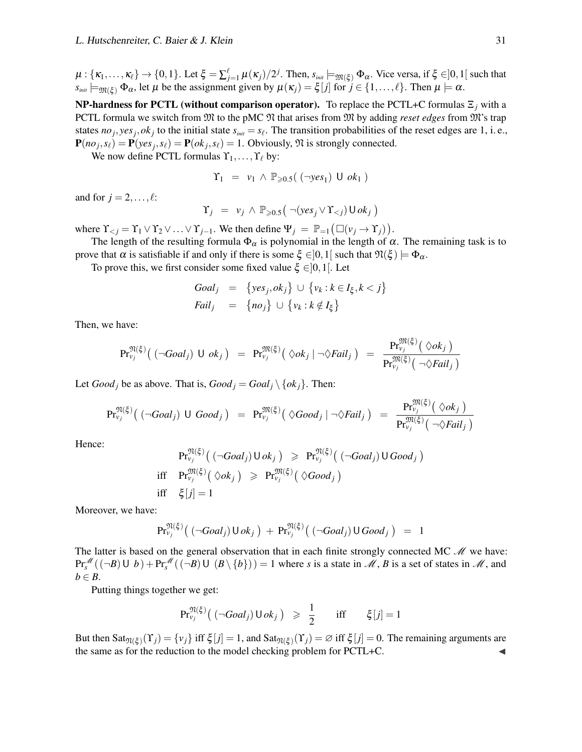$\mu : \{\kappa_1, \ldots, \kappa_\ell\} \to \{0,1\}$. Let $\xi = \sum_{j=1}^{\ell} \mu(\kappa_j)/2^j$. Then, $s_{\mathit{init}} \models_{\mathfrak{M}(\xi)} \Phi_\alpha$. Vice versa, if $\xi \in ]0,1[$ such that $s_{\mathit{init}} \models_{\mathfrak{M}(\xi)} \Phi_\alpha$, let $\mu$ be the assignment given by $\mu(\kappa_j) = \xi[j]$ for $j \in \{1, \ldots, \ell\}$. Then $\mu \models \alpha$.

**NP-hardness for PCTL (without comparison operator).** To replace the PCTL+C formulas $\Xi_j$ with a PCTL formula we switch from $\mathfrak{M}$ to the pMC $\mathfrak{N}$ that arises from $\mathfrak{M}$ by adding *reset edges* from $\mathfrak{M}$'s trap states $no_j, yes_j, ok_j$ to the initial state $s_{\mathit{init}} = s_\ell$. The transition probabilities of the reset edges are 1, i.e., $\mathbf{P}(no_j, s_\ell) = \mathbf{P}(yes_j, s_\ell) = \mathbf{P}(ok_j, s_\ell) = 1$. Obviously, $\mathfrak{N}$ is strongly connected.

We now define PCTL formulas $\Upsilon_1, \ldots, \Upsilon_\ell$ by:

$$\Upsilon_1 \;=\; v_1 \wedge \mathbb{P}_{\geqslant 0.5}\big( (\neg yes_1) \;\mathsf{U}\; ok_1 \big)$$

and for $j = 2, \ldots, \ell$:

$$\Upsilon_j \;=\; v_j \wedge \mathbb{P}_{\geqslant 0.5}\big( \neg(yes_j \vee \Upsilon_{<j}) \,\mathsf{U}\, ok_j \big)$$

where $\Upsilon_{<j} = \Upsilon_1 \vee \Upsilon_2 \vee \ldots \vee \Upsilon_{j-1}$. We then define $\Psi_j \;=\; \mathbb{P}_{=1}\big(\Box(v_j \to \Upsilon_j)\big)$.

The length of the resulting formula $\Phi_\alpha$ is polynomial in the length of $\alpha$. The remaining task is to prove that $\alpha$ is satisfiable if and only if there is some $\xi \in ]0,1[$ such that $\mathfrak{N}(\xi) \models \Phi_\alpha$.

To prove this, we first consider some fixed value $\xi \in ]0,1[$. Let

$$\begin{aligned}
\mathit{Goal}_j &= \big\{yes_j, ok_j\big\} \cup \big\{v_k : k \in I_\xi, k < j\big\} \\
\mathit{Fail}_j &= \big\{no_j\big\} \cup \big\{v_k : k \notin I_\xi\big\}
\end{aligned}$$

Then, we have:

$$\Pr_{v_j}^{\mathfrak{N}(\xi)}\big( (\neg \mathit{Goal}_j) \;\mathsf{U}\; ok_j \big) \;=\; \Pr_{v_j}^{\mathfrak{M}(\xi)}\big( \Diamond ok_j \mid \neg\Diamond \mathit{Fail}_j \big) \;=\; \frac{\Pr_{v_j}^{\mathfrak{M}(\xi)}\big( \Diamond ok_j \big)}{\Pr_{v_j}^{\mathfrak{M}(\xi)}\big( \neg\Diamond \mathit{Fail}_j \big)}$$

Let $\mathit{Good}_j$ be as above. That is, $\mathit{Good}_j = \mathit{Goal}_j \setminus \{ok_j\}$. Then:

$$\Pr_{v_j}^{\mathfrak{N}(\xi)}\big( (\neg \mathit{Goal}_j) \;\mathsf{U}\; \mathit{Good}_j \big) \;=\; \Pr_{v_j}^{\mathfrak{M}(\xi)}\big( \Diamond \mathit{Good}_j \mid \neg\Diamond \mathit{Fail}_j \big) \;=\; \frac{\Pr_{v_j}^{\mathfrak{M}(\xi)}\big( \Diamond ok_j \big)}{\Pr_{v_j}^{\mathfrak{M}(\xi)}\big( \neg\Diamond \mathit{Fail}_j \big)}$$

Hence:

$$\begin{aligned}
& \Pr_{v_j}^{\mathfrak{N}(\xi)}\big( (\neg \mathit{Goal}_j) \,\mathsf{U}\, ok_j \big) \;\geqslant\; \Pr_{v_j}^{\mathfrak{N}(\xi)}\big( (\neg \mathit{Goal}_j) \,\mathsf{U}\, \mathit{Good}_j \big) \\
\text{iff} \quad & \Pr_{v_j}^{\mathfrak{M}(\xi)}\big( \Diamond ok_j \big) \;\geqslant\; \Pr_{v_j}^{\mathfrak{M}(\xi)}\big( \Diamond \mathit{Good}_j \big) \\
\text{iff} \quad & \xi[j] = 1
\end{aligned}$$

Moreover, we have:

$$\Pr_{v_j}^{\mathfrak{N}(\xi)}\big( (\neg \mathit{Goal}_j) \,\mathsf{U}\, ok_j \big) + \Pr_{v_j}^{\mathfrak{N}(\xi)}\big( (\neg \mathit{Goal}_j) \,\mathsf{U}\, \mathit{Good}_j \big) \;=\; 1$$

The latter is based on the general observation that in each finite strongly connected MC $\mathscr{M}$ we have: $\Pr_s^{\mathscr{M}}\big( (\neg B) \;\mathsf{U}\; b \big) + \Pr_s^{\mathscr{M}}\big( (\neg B) \;\mathsf{U}\; (B \setminus \{b\}) \big) = 1$ where $s$ is a state in $\mathscr{M}$, $B$ is a set of states in $\mathscr{M}$, and $b \in B$.

Putting things together we get:

$$\Pr_{v_j}^{\mathfrak{N}(\xi)}\big( (\neg \mathit{Goal}_j) \,\mathsf{U}\, ok_j \big) \;\geqslant\; \frac{1}{2} \qquad \text{iff} \qquad \xi[j] = 1$$

But then $\mathrm{Sat}_{\mathfrak{N}(\xi)}(\Upsilon_j) = \{v_j\}$ iff $\xi[j] = 1$, and $\mathrm{Sat}_{\mathfrak{N}(\xi)}(\Upsilon_j) = \varnothing$ iff $\xi[j] = 0$. The remaining arguments are the same as for the reduction to the model checking problem for PCTL+C. ◀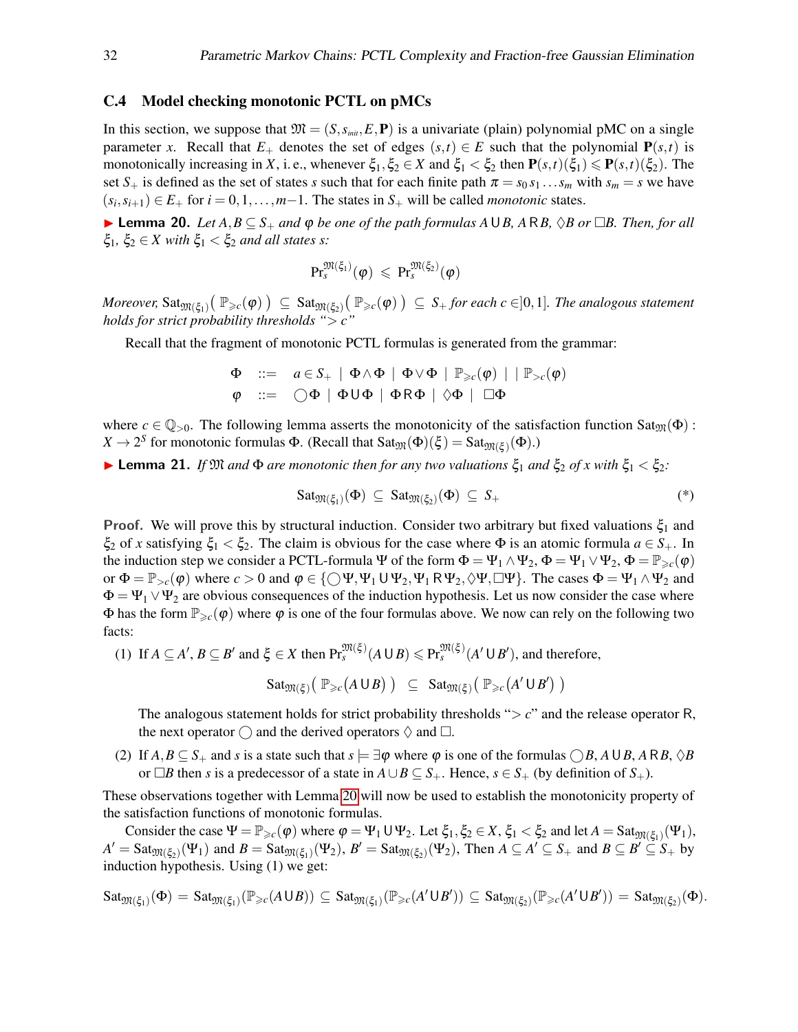### C.4 Model checking monotonic PCTL on pMCs

In this section, we suppose that $\mathfrak{M} = (S, s_{init}, E, \mathbf{P})$ is a univariate (plain) polynomial pMC on a single parameter $x$. Recall that $E_+$ denotes the set of edges $(s,t) \in E$ such that the polynomial $\mathbf{P}(s,t)$ is monotonically increasing in $X$, i. e., whenever $\xi_1, \xi_2 \in X$ and $\xi_1 < \xi_2$ then $\mathbf{P}(s,t)(\xi_1) \leqslant \mathbf{P}(s,t)(\xi_2)$. The set $S_+$ is defined as the set of states $s$ such that for each finite path $\pi = s_0 s_1 \ldots s_m$ with $s_m = s$ we have $(s_i, s_{i+1}) \in E_+$ for $i = 0, 1, \ldots, m-1$. The states in $S_+$ will be called *monotonic* states.

▶ **Lemma 20.** *Let $A, B \subseteq S_+$ and $\varphi$ be one of the path formulas $A \,\mathsf{U}\, B$, $A \,\mathsf{R}\, B$, $\Diamond B$ or $\Box B$. Then, for all $\xi_1$, $\xi_2 \in X$ with $\xi_1 < \xi_2$ and all states $s$:*

$$\mathrm{Pr}_s^{\mathfrak{M}(\xi_1)}(\varphi) \;\leqslant\; \mathrm{Pr}_s^{\mathfrak{M}(\xi_2)}(\varphi)$$

*Moreover,* $\mathrm{Sat}_{\mathfrak{M}(\xi_1)}\big(\,\mathbb{P}_{\geqslant c}(\varphi)\,\big) \;\subseteq\; \mathrm{Sat}_{\mathfrak{M}(\xi_2)}\big(\,\mathbb{P}_{\geqslant c}(\varphi)\,\big) \;\subseteq\; S_+$ *for each $c \in ]0,1]$. The analogous statement holds for strict probability thresholds "$> c$"*

Recall that the fragment of monotonic PCTL formulas is generated from the grammar:

$$\begin{array}{rcl}\Phi & ::= & a \in S_+ \;\mid\; \Phi \wedge \Phi \;\mid\; \Phi \vee \Phi \;\mid\; \mathbb{P}_{\geqslant c}(\varphi) \;\mid\;\mid\; \mathbb{P}_{>c}(\varphi) \\ \varphi & ::= & \bigcirc\Phi \;\mid\; \Phi \,\mathsf{U}\, \Phi \;\mid\; \Phi \,\mathsf{R}\, \Phi \;\mid\; \Diamond\Phi \;\mid\; \Box\Phi\end{array}$$

where $c \in \mathbb{Q}_{>0}$. The following lemma asserts the monotonicity of the satisfaction function $\mathrm{Sat}_{\mathfrak{M}}(\Phi) : X \to 2^S$ for monotonic formulas $\Phi$. (Recall that $\mathrm{Sat}_{\mathfrak{M}}(\Phi)(\xi) = \mathrm{Sat}_{\mathfrak{M}(\xi)}(\Phi)$.)

▶ **Lemma 21.** *If $\mathfrak{M}$ and $\Phi$ are monotonic then for any two valuations $\xi_1$ and $\xi_2$ of $x$ with $\xi_1 < \xi_2$:*

$$\mathrm{Sat}_{\mathfrak{M}(\xi_1)}(\Phi) \;\subseteq\; \mathrm{Sat}_{\mathfrak{M}(\xi_2)}(\Phi) \;\subseteq\; S_+ \tag{*}$$

**Proof.** We will prove this by structural induction. Consider two arbitrary but fixed valuations $\xi_1$ and $\xi_2$ of $x$ satisfying $\xi_1 < \xi_2$. The claim is obvious for the case where $\Phi$ is an atomic formula $a \in S_+$. In the induction step we consider a PCTL-formula $\Psi$ of the form $\Phi = \Psi_1 \wedge \Psi_2$, $\Phi = \Psi_1 \vee \Psi_2$, $\Phi = \mathbb{P}_{\geqslant c}(\varphi)$ or $\Phi = \mathbb{P}_{>c}(\varphi)$ where $c > 0$ and $\varphi \in \{\bigcirc\Psi, \Psi_1 \,\mathsf{U}\, \Psi_2, \Psi_1 \,\mathsf{R}\, \Psi_2, \Diamond\Psi, \Box\Psi\}$. The cases $\Phi = \Psi_1 \wedge \Psi_2$ and $\Phi = \Psi_1 \vee \Psi_2$ are obvious consequences of the induction hypothesis. Let us now consider the case where $\Phi$ has the form $\mathbb{P}_{\geqslant c}(\varphi)$ where $\varphi$ is one of the four formulas above. We now can rely on the following two facts:

(1) If $A \subseteq A'$, $B \subseteq B'$ and $\xi \in X$ then $\mathrm{Pr}_s^{\mathfrak{M}(\xi)}(A \,\mathsf{U}\, B) \leqslant \mathrm{Pr}_s^{\mathfrak{M}(\xi)}(A' \,\mathsf{U}\, B')$, and therefore,

$$\mathrm{Sat}_{\mathfrak{M}(\xi)}\big(\,\mathbb{P}_{\geqslant c}(A \,\mathsf{U}\, B)\,\big) \;\subseteq\; \mathrm{Sat}_{\mathfrak{M}(\xi)}\big(\,\mathbb{P}_{\geqslant c}(A' \,\mathsf{U}\, B')\,\big)$$

The analogous statement holds for strict probability thresholds "$> c$" and the release operator $\mathsf{R}$, the next operator $\bigcirc$ and the derived operators $\Diamond$ and $\Box$.

(2) If $A, B \subseteq S_+$ and $s$ is a state such that $s \models \exists\varphi$ where $\varphi$ is one of the formulas $\bigcirc B$, $A \,\mathsf{U}\, B$, $A \,\mathsf{R}\, B$, $\Diamond B$ or $\Box B$ then $s$ is a predecessor of a state in $A \cup B \subseteq S_+$. Hence, $s \in S_+$ (by definition of $S_+$).

These observations together with Lemma 20 will now be used to establish the monotonicity property of the satisfaction functions of monotonic formulas.

Consider the case $\Psi = \mathbb{P}_{\geqslant c}(\varphi)$ where $\varphi = \Psi_1 \,\mathsf{U}\, \Psi_2$. Let $\xi_1, \xi_2 \in X$, $\xi_1 < \xi_2$ and let $A = \mathrm{Sat}_{\mathfrak{M}(\xi_1)}(\Psi_1)$, $A' = \mathrm{Sat}_{\mathfrak{M}(\xi_2)}(\Psi_1)$ and $B = \mathrm{Sat}_{\mathfrak{M}(\xi_1)}(\Psi_2)$, $B' = \mathrm{Sat}_{\mathfrak{M}(\xi_2)}(\Psi_2)$, Then $A \subseteq A' \subseteq S_+$ and $B \subseteq B' \subseteq S_+$ by induction hypothesis. Using (1) we get:

$$\mathrm{Sat}_{\mathfrak{M}(\xi_1)}(\Phi) \;=\; \mathrm{Sat}_{\mathfrak{M}(\xi_1)}(\mathbb{P}_{\geqslant c}(A \,\mathsf{U}\, B)) \;\subseteq\; \mathrm{Sat}_{\mathfrak{M}(\xi_1)}(\mathbb{P}_{\geqslant c}(A' \,\mathsf{U}\, B')) \;\subseteq\; \mathrm{Sat}_{\mathfrak{M}(\xi_2)}(\mathbb{P}_{\geqslant c}(A' \,\mathsf{U}\, B')) \;=\; \mathrm{Sat}_{\mathfrak{M}(\xi_2)}(\Phi).$$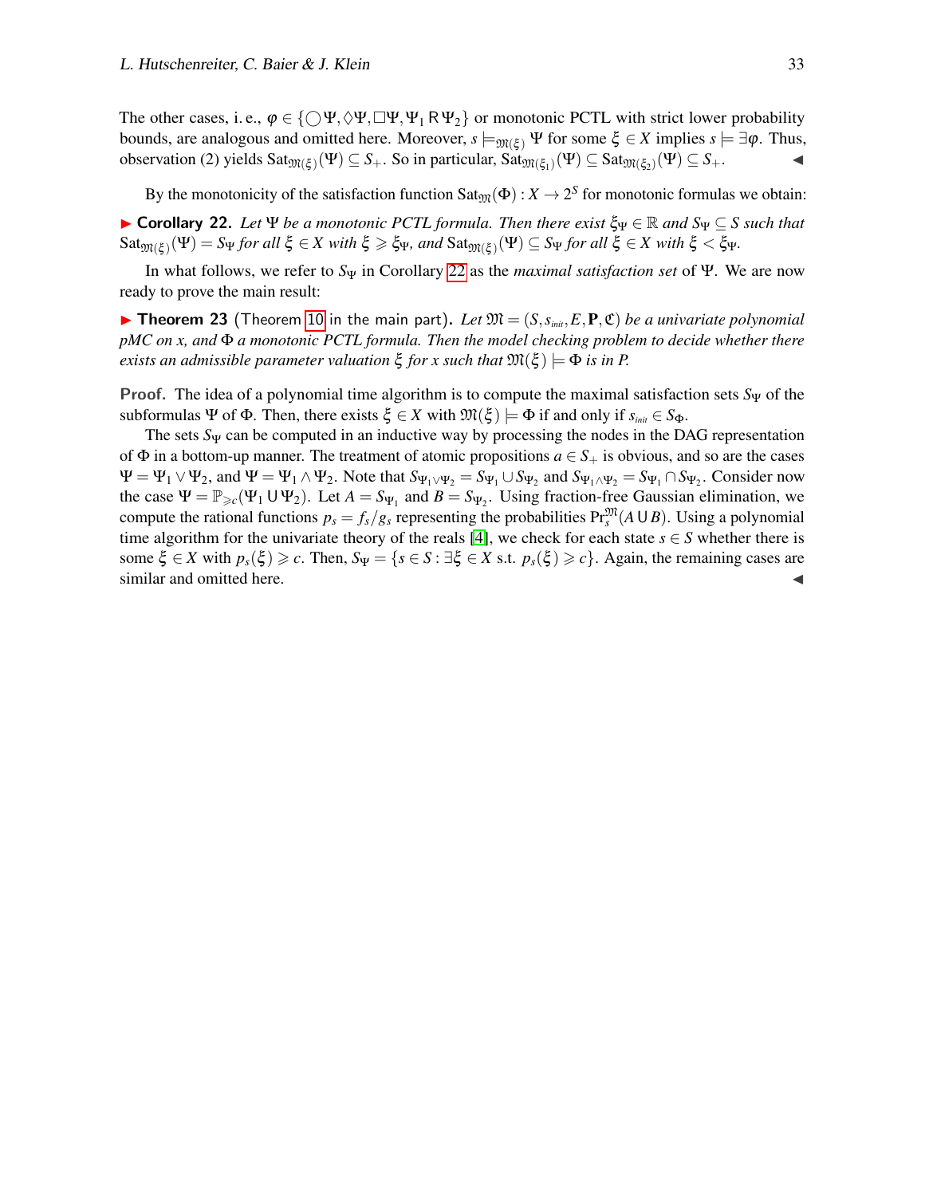The other cases, i. e., $\varphi \in \{\bigcirc\Psi, \Diamond\Psi, \Box\Psi, \Psi_1 \mathsf{R} \Psi_2\}$ or monotonic PCTL with strict lower probability bounds, are analogous and omitted here. Moreover, $s \models_{\mathfrak{M}(\xi)} \Psi$ for some $\xi \in X$ implies $s \models \exists\varphi$. Thus, observation (2) yields $\mathrm{Sat}_{\mathfrak{M}(\xi)}(\Psi) \subseteq S_+$. So in particular, $\mathrm{Sat}_{\mathfrak{M}(\xi_1)}(\Psi) \subseteq \mathrm{Sat}_{\mathfrak{M}(\xi_2)}(\Psi) \subseteq S_+$. ◀

By the monotonicity of the satisfaction function $\mathrm{Sat}_{\mathfrak{M}}(\Phi) : X \to 2^S$ for monotonic formulas we obtain:

▶ **Corollary 22.** *Let $\Psi$ be a monotonic PCTL formula. Then there exist $\xi_\Psi \in \mathbb{R}$ and $S_\Psi \subseteq S$ such that $\mathrm{Sat}_{\mathfrak{M}(\xi)}(\Psi) = S_\Psi$ for all $\xi \in X$ with $\xi \geqslant \xi_\Psi$, and $\mathrm{Sat}_{\mathfrak{M}(\xi)}(\Psi) \subseteq S_\Psi$ for all $\xi \in X$ with $\xi < \xi_\Psi$.*

In what follows, we refer to $S_\Psi$ in Corollary 22 as the *maximal satisfaction set* of $\Psi$. We are now ready to prove the main result:

▶ **Theorem 23** (Theorem 10 in the main part). *Let $\mathfrak{M} = (S, s_{\mathit{init}}, E, \mathbf{P}, \mathfrak{C})$ be a univariate polynomial pMC on $x$, and $\Phi$ a monotonic PCTL formula. Then the model checking problem to decide whether there exists an admissible parameter valuation $\xi$ for $x$ such that $\mathfrak{M}(\xi) \models \Phi$ is in P.*

**Proof.** The idea of a polynomial time algorithm is to compute the maximal satisfaction sets $S_\Psi$ of the subformulas $\Psi$ of $\Phi$. Then, there exists $\xi \in X$ with $\mathfrak{M}(\xi) \models \Phi$ if and only if $s_{\mathit{init}} \in S_\Phi$.

The sets $S_\Psi$ can be computed in an inductive way by processing the nodes in the DAG representation of $\Phi$ in a bottom-up manner. The treatment of atomic propositions $a \in S_+$ is obvious, and so are the cases $\Psi = \Psi_1 \vee \Psi_2$, and $\Psi = \Psi_1 \wedge \Psi_2$. Note that $S_{\Psi_1 \vee \Psi_2} = S_{\Psi_1} \cup S_{\Psi_2}$ and $S_{\Psi_1 \wedge \Psi_2} = S_{\Psi_1} \cap S_{\Psi_2}$. Consider now the case $\Psi = \mathbb{P}_{\geqslant c}(\Psi_1 \mathsf{U} \Psi_2)$. Let $A = S_{\Psi_1}$ and $B = S_{\Psi_2}$. Using fraction-free Gaussian elimination, we compute the rational functions $p_s = f_s/g_s$ representing the probabilities $\mathrm{Pr}_s^{\mathfrak{M}}(A \mathsf{U} B)$. Using a polynomial time algorithm for the univariate theory of the reals [4], we check for each state $s \in S$ whether there is some $\xi \in X$ with $p_s(\xi) \geqslant c$. Then, $S_\Psi = \{s \in S : \exists \xi \in X \text{ s.t. } p_s(\xi) \geqslant c\}$. Again, the remaining cases are similar and omitted here. ◀